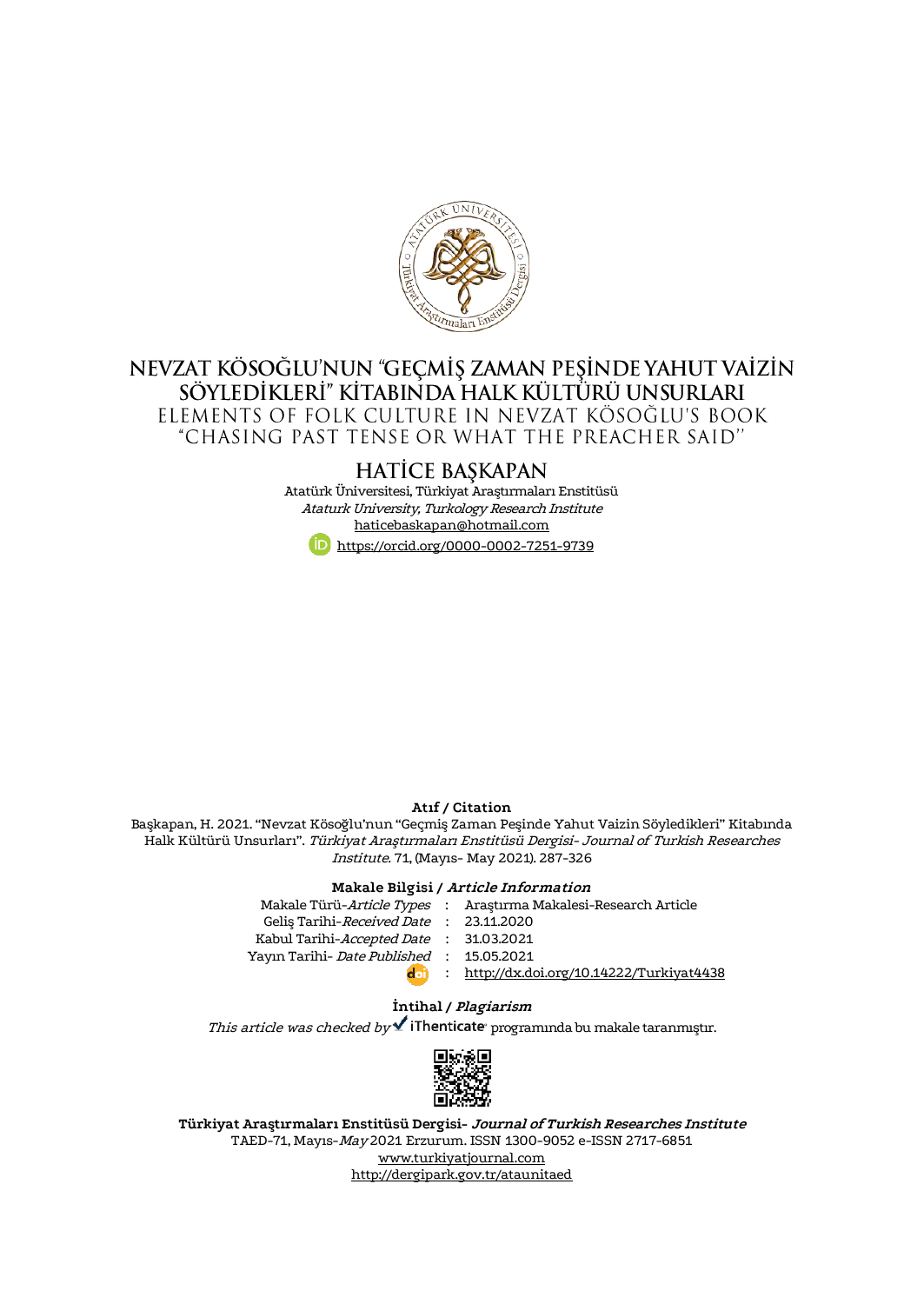# NEVZAT KÖSOĞLU'NUN "GEÇMİŞ ZAMAN PEŞİNDE YAHUT VAİZİN SÖYLEDİKLERİ" KİTABINDA HALK KÜLTÜRÜ UNSURLARI

ELEMENTS OF FOLK CULTURE IN NEVZAT KÖSOĞLU'S BOOK "CHASING PAST TENSE OR WHAT THE PREACHER SAID"

## HATİCE BAŞKAPAN

Atatürk Üniversitesi, Türkiyat Araştırmaları Enstitüsü
*Ataturk University, Turkology Research Institute*
haticebaskapan@hotmail.com
https://orcid.org/0000-0002-7251-9739

**Atıf / Citation**

Başkapan, H. 2021. "Nevzat Kösoğlu'nun "Geçmiş Zaman Peşinde Yahut Vaizin Söyledikleri" Kitabında Halk Kültürü Unsurları". *Türkiyat Araştırmaları Enstitüsü Dergisi- Journal of Turkish Researches Institute*. 71, (Mayıs- May 2021). 287-326

**Makale Bilgisi / *Article Information***

| | | |
|---|---|---|
| Makale Türü-*Article Types* | : | Araştırma Makalesi-Research Article |
| Geliş Tarihi-*Received Date* | : | 23.11.2020 |
| Kabul Tarihi-*Accepted Date* | : | 31.03.2021 |
| Yayın Tarihi- *Date Published* | : | 15.05.2021 |
| doi | : | http://dx.doi.org/10.14222/Turkiyat4438 |

**İntihal / *Plagiarism***

*This article was checked by* iThenticate programında bu makale taranmıştır.

**Türkiyat Araştırmaları Enstitüsü Dergisi- *Journal of Turkish Researches Institute***
TAED-71, Mayıs-*May* 2021 Erzurum. ISSN 1300-9052 e-ISSN 2717-6851
www.turkiyatjournal.com
http://dergipark.gov.tr/ataunitaed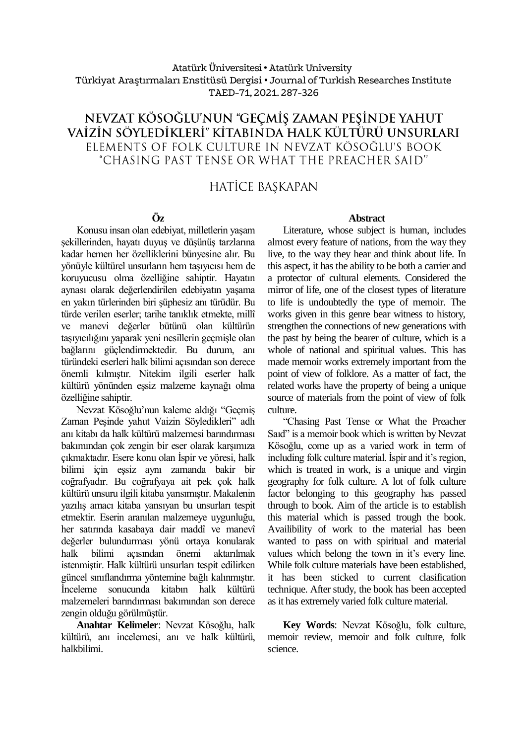Atatürk Üniversitesi • Atatürk University
Türkiyat Araştırmaları Enstitüsü Dergisi • Journal of Turkish Researches Institute
TAED-71, 2021. 287-326

# NEVZAT KÖSOĞLU'NUN "GEÇMİŞ ZAMAN PEŞİNDE YAHUT VAİZİN SÖYLEDİKLERİ" KİTABINDA HALK KÜLTÜRÜ UNSURLARI

## ELEMENTS OF FOLK CULTURE IN NEVZAT KÖSOĞLU'S BOOK "CHASING PAST TENSE OR WHAT THE PREACHER SAID"

HATİCE BAŞKAPAN

**Öz**

Konusu insan olan edebiyat, milletlerin yaşam şekillerinden, hayatı duyuş ve düşünüş tarzlarına kadar hemen her özelliklerini bünyesine alır. Bu yönüyle kültürel unsurların hem taşıyıcısı hem de koruyucusu olma özelliğine sahiptir. Hayatın aynası olarak değerlendirilen edebiyatın yaşama en yakın türlerinden biri şüphesiz anı türüdür. Bu türde verilen eserler; tarihe tanıklık etmekte, millî ve manevi değerler bütünü olan kültürün taşıyıcılığını yaparak yeni nesillerin geçmişle olan bağlarını güçlendirmektedir. Bu durum, anı türündeki eserleri halk bilimi açısından son derece önemli kılmıştır. Nitekim ilgili eserler halk kültürü yönünden eşsiz malzeme kaynağı olma özelliğine sahiptir.

Nevzat Kösoğlu'nun kaleme aldığı "Geçmiş Zaman Peşinde yahut Vaizin Söyledikleri" adlı anı kitabı da halk kültürü malzemesi barındırması bakımından çok zengin bir eser olarak karşımıza çıkmaktadır. Esere konu olan İspir ve yöresi, halk bilimi için eşsiz aynı zamanda bakir bir coğrafyadır. Bu coğrafyaya ait pek çok halk kültürü unsuru ilgili kitaba yansımıştır. Makalenin yazılış amacı kitaba yansıyan bu unsurları tespit etmektir. Eserin aranılan malzemeye uygunluğu, her satırında kasabaya dair maddî ve manevî değerler bulundurması yönü ortaya konularak halk bilimi açısından önemi aktarılmak istenmiştir. Halk kültürü unsurları tespit edilirken güncel sınıflandırma yöntemine bağlı kalınmıştır. İnceleme sonucunda kitabın halk kültürü malzemeleri barındırması bakımından son derece zengin olduğu görülmüştür.

**Anahtar Kelimeler**: Nevzat Kösoğlu, halk kültürü, anı incelemesi, anı ve halk kültürü, halkbilimi.

**Abstract**

Literature, whose subject is human, includes almost every feature of nations, from the way they live, to the way they hear and think about life. In this aspect, it has the ability to be both a carrier and a protector of cultural elements. Considered the mirror of life, one of the closest types of literature to life is undoubtedly the type of memoir. The works given in this genre bear witness to history, strengthen the connections of new generations with the past by being the bearer of culture, which is a whole of national and spiritual values. This has made memoir works extremely important from the point of view of folklore. As a matter of fact, the related works have the property of being a unique source of materials from the point of view of folk culture.

"Chasing Past Tense or What the Preacher Saıd" is a memoir book which is written by Nevzat Kösoğlu, come up as a varied work in term of including folk culture material. İspir and it's region, which is treated in work, is a unique and virgin geography for folk culture. A lot of folk culture factor belonging to this geography has passed through to book. Aim of the article is to establish this material which is passed trough the book. Availibility of work to the material has been wanted to pass on with spiritual and material values which belong the town in it's every line. While folk culture materials have been established, it has been sticked to current clasification technique. After study, the book has been accepted as it has extremely varied folk culture material.

**Key Words**: Nevzat Kösoğlu, folk culture, memoir review, memoir and folk culture, folk science.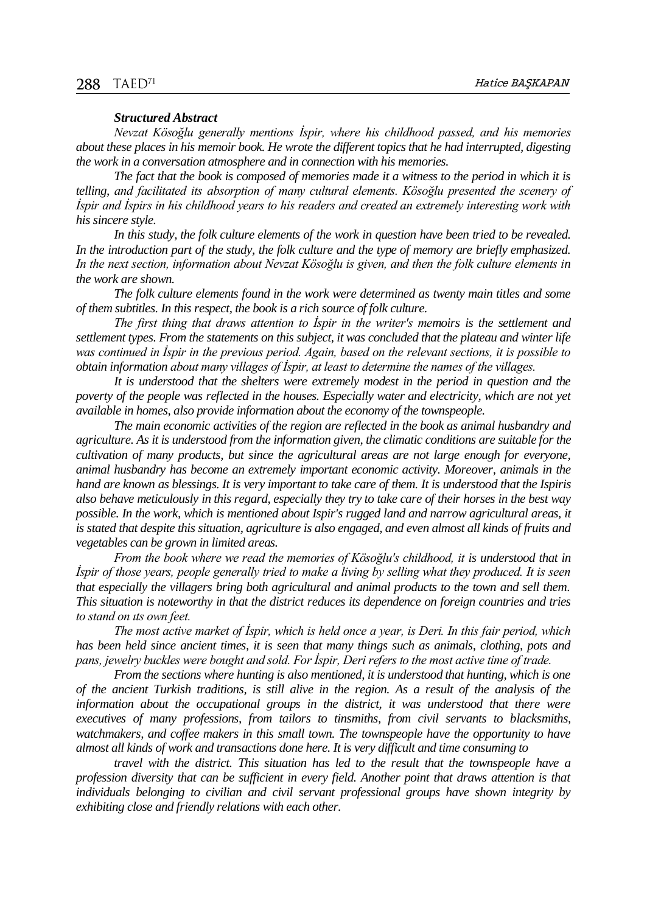***Structured Abstract***

*Nevzat Kösoğlu generally mentions İspir, where his childhood passed, and his memories about these places in his memoir book. He wrote the different topics that he had interrupted, digesting the work in a conversation atmosphere and in connection with his memories.*

*The fact that the book is composed of memories made it a witness to the period in which it is telling, and facilitated its absorption of many cultural elements. Kösoğlu presented the scenery of İspir and İspirs in his childhood years to his readers and created an extremely interesting work with his sincere style.*

*In this study, the folk culture elements of the work in question have been tried to be revealed. In the introduction part of the study, the folk culture and the type of memory are briefly emphasized. In the next section, information about Nevzat Kösoğlu is given, and then the folk culture elements in the work are shown.*

*The folk culture elements found in the work were determined as twenty main titles and some of them subtitles. In this respect, the book is a rich source of folk culture.*

*The first thing that draws attention to İspir in the writer's memoirs is the settlement and settlement types. From the statements on this subject, it was concluded that the plateau and winter life was continued in İspir in the previous period. Again, based on the relevant sections, it is possible to obtain information about many villages of İspir, at least to determine the names of the villages.*

*It is understood that the shelters were extremely modest in the period in question and the poverty of the people was reflected in the houses. Especially water and electricity, which are not yet available in homes, also provide information about the economy of the townspeople.*

*The main economic activities of the region are reflected in the book as animal husbandry and agriculture. As it is understood from the information given, the climatic conditions are suitable for the cultivation of many products, but since the agricultural areas are not large enough for everyone, animal husbandry has become an extremely important economic activity. Moreover, animals in the hand are known as blessings. It is very important to take care of them. It is understood that the Ispiris also behave meticulously in this regard, especially they try to take care of their horses in the best way possible. In the work, which is mentioned about Ispir's rugged land and narrow agricultural areas, it is stated that despite this situation, agriculture is also engaged, and even almost all kinds of fruits and vegetables can be grown in limited areas.*

*From the book where we read the memories of Kösoğlu's childhood, it is understood that in İspir of those years, people generally tried to make a living by selling what they produced. It is seen that especially the villagers bring both agricultural and animal products to the town and sell them. This situation is noteworthy in that the district reduces its dependence on foreign countries and tries to stand on ıts own feet.*

*The most active market of İspir, which is held once a year, is Deri. In this fair period, which has been held since ancient times, it is seen that many things such as animals, clothing, pots and pans, jewelry buckles were bought and sold. For İspir, Deri refers to the most active time of trade.*

*From the sections where hunting is also mentioned, it is understood that hunting, which is one of the ancient Turkish traditions, is still alive in the region. As a result of the analysis of the information about the occupational groups in the district, it was understood that there were executives of many professions, from tailors to tinsmiths, from civil servants to blacksmiths, watchmakers, and coffee makers in this small town. The townspeople have the opportunity to have almost all kinds of work and transactions done here. It is very difficult and time consuming to travel with the district. This situation has led to the result that the townspeople have a profession diversity that can be sufficient in every field. Another point that draws attention is that individuals belonging to civilian and civil servant professional groups have shown integrity by exhibiting close and friendly relations with each other.*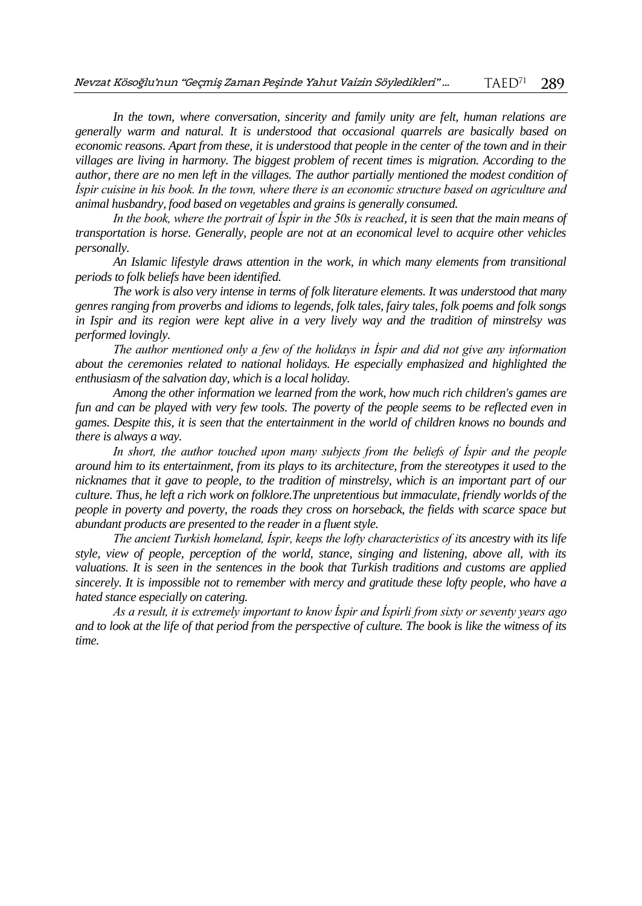*In the town, where conversation, sincerity and family unity are felt, human relations are generally warm and natural. It is understood that occasional quarrels are basically based on economic reasons. Apart from these, it is understood that people in the center of the town and in their villages are living in harmony. The biggest problem of recent times is migration. According to the author, there are no men left in the villages. The author partially mentioned the modest condition of İspir cuisine in his book. In the town, where there is an economic structure based on agriculture and animal husbandry, food based on vegetables and grains is generally consumed.*

*In the book, where the portrait of İspir in the 50s is reached, it is seen that the main means of transportation is horse. Generally, people are not at an economical level to acquire other vehicles personally.*

*An Islamic lifestyle draws attention in the work, in which many elements from transitional periods to folk beliefs have been identified.*

*The work is also very intense in terms of folk literature elements. It was understood that many genres ranging from proverbs and idioms to legends, folk tales, fairy tales, folk poems and folk songs in Ispir and its region were kept alive in a very lively way and the tradition of minstrelsy was performed lovingly.*

*The author mentioned only a few of the holidays in İspir and did not give any information about the ceremonies related to national holidays. He especially emphasized and highlighted the enthusiasm of the salvation day, which is a local holiday.*

*Among the other information we learned from the work, how much rich children's games are fun and can be played with very few tools. The poverty of the people seems to be reflected even in games. Despite this, it is seen that the entertainment in the world of children knows no bounds and there is always a way.*

*In short, the author touched upon many subjects from the beliefs of İspir and the people around him to its entertainment, from its plays to its architecture, from the stereotypes it used to the nicknames that it gave to people, to the tradition of minstrelsy, which is an important part of our culture. Thus, he left a rich work on folklore.The unpretentious but immaculate, friendly worlds of the people in poverty and poverty, the roads they cross on horseback, the fields with scarce space but abundant products are presented to the reader in a fluent style.*

*The ancient Turkish homeland, İspir, keeps the lofty characteristics of its ancestry with its life style, view of people, perception of the world, stance, singing and listening, above all, with its valuations. It is seen in the sentences in the book that Turkish traditions and customs are applied sincerely. It is impossible not to remember with mercy and gratitude these lofty people, who have a hated stance especially on catering.*

*As a result, it is extremely important to know İspir and İspirli from sixty or seventy years ago and to look at the life of that period from the perspective of culture. The book is like the witness of its time.*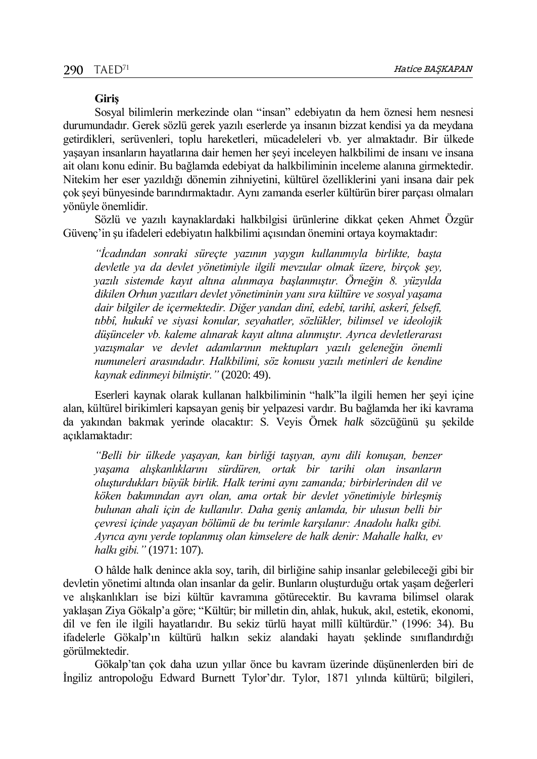**Giriş**

Sosyal bilimlerin merkezinde olan "insan" edebiyatın da hem öznesi hem nesnesi durumundadır. Gerek sözlü gerek yazılı eserlerde ya insanın bizzat kendisi ya da meydana getirdikleri, serüvenleri, toplu hareketleri, mücadeleleri vb. yer almaktadır. Bir ülkede yaşayan insanların hayatlarına dair hemen her şeyi inceleyen halkbilimi de insanı ve insana ait olanı konu edinir. Bu bağlamda edebiyat da halkbiliminin inceleme alanına girmektedir. Nitekim her eser yazıldığı dönemin zihniyetini, kültürel özelliklerini yani insana dair pek çok şeyi bünyesinde barındırmaktadır. Aynı zamanda eserler kültürün birer parçası olmaları yönüyle önemlidir.

Sözlü ve yazılı kaynaklardaki halkbilgisi ürünlerine dikkat çeken Ahmet Özgür Güvenç'in şu ifadeleri edebiyatın halkbilimi açısından önemini ortaya koymaktadır:

> *"İcadından sonraki süreçte yazının yaygın kullanımıyla birlikte, başta devletle ya da devlet yönetimiyle ilgili mevzular olmak üzere, birçok şey, yazılı sistemde kayıt altına alınmaya başlanmıştır. Örneğin 8. yüzyılda dikilen Orhun yazıtları devlet yönetiminin yanı sıra kültüre ve sosyal yaşama dair bilgiler de içermektedir. Diğer yandan dinî, edebî, tarihî, askerî, felsefî, tıbbî, hukukî ve siyasi konular, seyahatler, sözlükler, bilimsel ve ideolojik düşünceler vb. kaleme alınarak kayıt altına alınmıştır. Ayrıca devletlerarası yazışmalar ve devlet adamlarının mektupları yazılı geleneğin önemli numuneleri arasındadır. Halkbilimi, söz konusu yazılı metinleri de kendine kaynak edinmeyi bilmiştir."* (2020: 49).

Eserleri kaynak olarak kullanan halkbiliminin "halk"la ilgili hemen her şeyi içine alan, kültürel birikimleri kapsayan geniş bir yelpazesi vardır. Bu bağlamda her iki kavrama da yakından bakmak yerinde olacaktır: S. Veyis Örnek *halk* sözcüğünü şu şekilde açıklamaktadır:

> *"Belli bir ülkede yaşayan, kan birliği taşıyan, aynı dili konuşan, benzer yaşama alışkanlıklarını sürdüren, ortak bir tarihi olan insanların oluşturdukları büyük birlik. Halk terimi aynı zamanda; birbirlerinden dil ve köken bakımından ayrı olan, ama ortak bir devlet yönetimiyle birleşmiş bulunan ahali için de kullanılır. Daha geniş anlamda, bir ulusun belli bir çevresi içinde yaşayan bölümü de bu terimle karşılanır: Anadolu halkı gibi. Ayrıca aynı yerde toplanmış olan kimselere de halk denir: Mahalle halkı, ev halkı gibi."* (1971: 107).

O hâlde halk denince akla soy, tarih, dil birliğine sahip insanlar gelebileceği gibi bir devletin yönetimi altında olan insanlar da gelir. Bunların oluşturduğu ortak yaşam değerleri ve alışkanlıkları ise bizi kültür kavramına götürecektir. Bu kavrama bilimsel olarak yaklaşan Ziya Gökalp'a göre; "Kültür; bir milletin din, ahlak, hukuk, akıl, estetik, ekonomi, dil ve fen ile ilgili hayatlarıdır. Bu sekiz türlü hayat millî kültürdür." (1996: 34). Bu ifadelerle Gökalp'ın kültürü halkın sekiz alandaki hayatı şeklinde sınıflandırdığı görülmektedir.

Gökalp'tan çok daha uzun yıllar önce bu kavram üzerinde düşünenlerden biri de İngiliz antropoloğu Edward Burnett Tylor'dır. Tylor, 1871 yılında kültürü; bilgileri,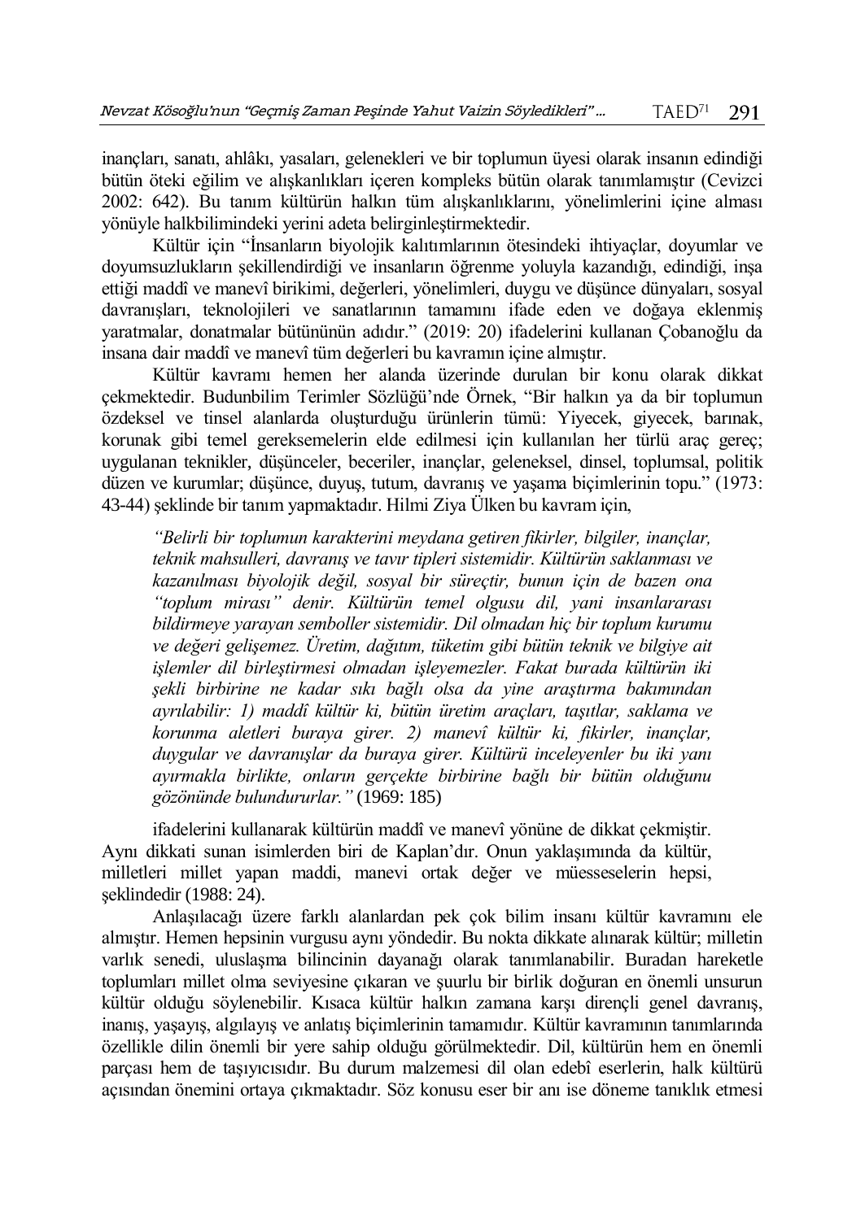inançları, sanatı, ahlâkı, yasaları, gelenekleri ve bir toplumun üyesi olarak insanın edindiği bütün öteki eğilim ve alışkanlıkları içeren kompleks bütün olarak tanımlamıştır (Cevizci 2002: 642). Bu tanım kültürün halkın tüm alışkanlıklarını, yönelimlerini içine alması yönüyle halkbilimindeki yerini adeta belirginleştirmektedir.

Kültür için "İnsanların biyolojik kalıtımlarının ötesindeki ihtiyaçlar, doyumlar ve doyumsuzlukların şekillendirdiği ve insanların öğrenme yoluyla kazandığı, edindiği, inşa ettiği maddî ve manevî birikimi, değerleri, yönelimleri, duygu ve düşünce dünyaları, sosyal davranışları, teknolojileri ve sanatlarının tamamını ifade eden ve doğaya eklenmiş yaratmalar, donatmalar bütününün adıdır." (2019: 20) ifadelerini kullanan Çobanoğlu da insana dair maddî ve manevî tüm değerleri bu kavramın içine almıştır.

Kültür kavramı hemen her alanda üzerinde durulan bir konu olarak dikkat çekmektedir. Budunbilim Terimler Sözlüğü'nde Örnek, "Bir halkın ya da bir toplumun özdeksel ve tinsel alanlarda oluşturduğu ürünlerin tümü: Yiyecek, giyecek, barınak, korunak gibi temel gereksemelerin elde edilmesi için kullanılan her türlü araç gereç; uygulanan teknikler, düşünceler, beceriler, inançlar, geleneksel, dinsel, toplumsal, politik düzen ve kurumlar; düşünce, duyuş, tutum, davranış ve yaşama biçimlerinin topu." (1973: 43-44) şeklinde bir tanım yapmaktadır. Hilmi Ziya Ülken bu kavram için,

> *"Belirli bir toplumun karakterini meydana getiren fikirler, bilgiler, inançlar, teknik mahsulleri, davranış ve tavır tipleri sistemidir. Kültürün saklanması ve kazanılması biyolojik değil, sosyal bir süreçtir, bunun için de bazen ona "toplum mirası" denir. Kültürün temel olgusu dil, yani insanlararası bildirmeye yarayan semboller sistemidir. Dil olmadan hiç bir toplum kurumu ve değeri gelişemez. Üretim, dağıtım, tüketim gibi bütün teknik ve bilgiye ait işlemler dil birleştirmesi olmadan işleyemezler. Fakat burada kültürün iki şekli birbirine ne kadar sıkı bağlı olsa da yine araştırma bakımından ayrılabilir: 1) maddî kültür ki, bütün üretim araçları, taşıtlar, saklama ve korunma aletleri buraya girer. 2) manevî kültür ki, fikirler, inançlar, duygular ve davranışlar da buraya girer. Kültürü inceleyenler bu iki yanı ayırmakla birlikte, onların gerçekte birbirine bağlı bir bütün olduğunu gözönünde bulundururlar."* (1969: 185)

ifadelerini kullanarak kültürün maddî ve manevî yönüne de dikkat çekmiştir. Aynı dikkati sunan isimlerden biri de Kaplan'dır. Onun yaklaşımında da kültür, milletleri millet yapan maddi, manevi ortak değer ve müesseselerin hepsi, şeklindedir (1988: 24).

Anlaşılacağı üzere farklı alanlardan pek çok bilim insanı kültür kavramını ele almıştır. Hemen hepsinin vurgusu aynı yöndedir. Bu nokta dikkate alınarak kültür; milletin varlık senedi, uluslaşma bilincinin dayanağı olarak tanımlanabilir. Buradan hareketle toplumları millet olma seviyesine çıkaran ve şuurlu bir birlik doğuran en önemli unsurun kültür olduğu söylenebilir. Kısaca kültür halkın zamana karşı dirençli genel davranış, inanış, yaşayış, algılayış ve anlatış biçimlerinin tamamıdır. Kültür kavramının tanımlarında özellikle dilin önemli bir yere sahip olduğu görülmektedir. Dil, kültürün hem en önemli parçası hem de taşıyıcısıdır. Bu durum malzemesi dil olan edebî eserlerin, halk kültürü açısından önemini ortaya çıkmaktadır. Söz konusu eser bir anı ise döneme tanıklık etmesi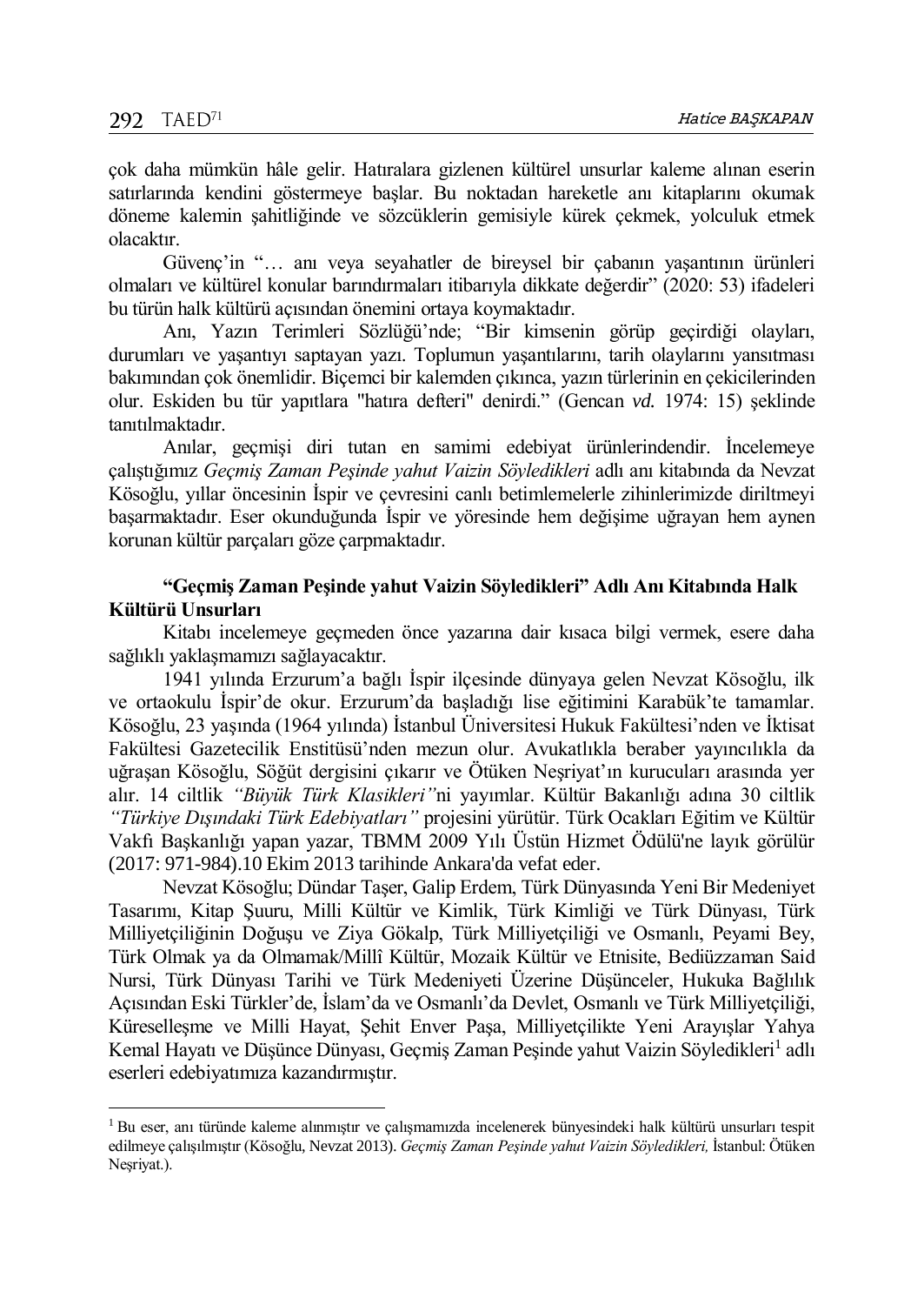çok daha mümkün hâle gelir. Hatıralara gizlenen kültürel unsurlar kaleme alınan eserin satırlarında kendini göstermeye başlar. Bu noktadan hareketle anı kitaplarını okumak döneme kalemin şahitliğinde ve sözcüklerin gemisiyle kürek çekmek, yolculuk etmek olacaktır.

Güvenç'in "… anı veya seyahatler de bireysel bir çabanın yaşantının ürünleri olmaları ve kültürel konular barındırmaları itibarıyla dikkate değerdir" (2020: 53) ifadeleri bu türün halk kültürü açısından önemini ortaya koymaktadır.

Anı, Yazın Terimleri Sözlüğü'nde; "Bir kimsenin görüp geçirdiği olayları, durumları ve yaşantıyı saptayan yazı. Toplumun yaşantılarını, tarih olaylarını yansıtması bakımından çok önemlidir. Biçemci bir kalemden çıkınca, yazın türlerinin en çekicilerinden olur. Eskiden bu tür yapıtlara "hatıra defteri" denirdi." (Gencan *vd.* 1974: 15) şeklinde tanıtılmaktadır.

Anılar, geçmişi diri tutan en samimi edebiyat ürünlerindendir. İncelemeye çalıştığımız *Geçmiş Zaman Peşinde yahut Vaizin Söyledikleri* adlı anı kitabında da Nevzat Kösoğlu, yıllar öncesinin İspir ve çevresini canlı betimlemelerle zihinlerimizde diriltmeyi başarmaktadır. Eser okunduğunda İspir ve yöresinde hem değişime uğrayan hem aynen korunan kültür parçaları göze çarpmaktadır.

## "Geçmiş Zaman Peşinde yahut Vaizin Söyledikleri" Adlı Anı Kitabında Halk Kültürü Unsurları

Kitabı incelemeye geçmeden önce yazarına dair kısaca bilgi vermek, esere daha sağlıklı yaklaşmamızı sağlayacaktır.

1941 yılında Erzurum'a bağlı İspir ilçesinde dünyaya gelen Nevzat Kösoğlu, ilk ve ortaokulu İspir'de okur. Erzurum'da başladığı lise eğitimini Karabük'te tamamlar. Kösoğlu, 23 yaşında (1964 yılında) İstanbul Üniversitesi Hukuk Fakültesi'nden ve İktisat Fakültesi Gazetecilik Enstitüsü'nden mezun olur. Avukatlıkla beraber yayıncılıkla da uğraşan Kösoğlu, Söğüt dergisini çıkarır ve Ötüken Neşriyat'ın kurucuları arasında yer alır. 14 ciltlik *"Büyük Türk Klasikleri"*ni yayımlar. Kültür Bakanlığı adına 30 ciltlik *"Türkiye Dışındaki Türk Edebiyatları"* projesini yürütür. Türk Ocakları Eğitim ve Kültür Vakfı Başkanlığı yapan yazar, TBMM 2009 Yılı Üstün Hizmet Ödülü'ne layık görülür (2017: 971-984).10 Ekim 2013 tarihinde Ankara'da vefat eder.

Nevzat Kösoğlu; Dündar Taşer, Galip Erdem, Türk Dünyasında Yeni Bir Medeniyet Tasarımı, Kitap Şuuru, Milli Kültür ve Kimlik, Türk Kimliği ve Türk Dünyası, Türk Milliyetçiliğinin Doğuşu ve Ziya Gökalp, Türk Milliyetçiliği ve Osmanlı, Peyami Bey, Türk Olmak ya da Olmamak/Millî Kültür, Mozaik Kültür ve Etnisite, Bediüzzaman Said Nursi, Türk Dünyası Tarihi ve Türk Medeniyeti Üzerine Düşünceler, Hukuka Bağlılık Açısından Eski Türkler'de, İslam'da ve Osmanlı'da Devlet, Osmanlı ve Türk Milliyetçiliği, Küreselleşme ve Milli Hayat, Şehit Enver Paşa, Milliyetçilikte Yeni Arayışlar Yahya Kemal Hayatı ve Düşünce Dünyası, Geçmiş Zaman Peşinde yahut Vaizin Söyledikleri[1] adlı eserleri edebiyatımıza kazandırmıştır.

[1] Bu eser, anı türünde kaleme alınmıştır ve çalışmamızda incelenerek bünyesindeki halk kültürü unsurları tespit edilmeye çalışılmıştır (Kösoğlu, Nevzat 2013). *Geçmiş Zaman Peşinde yahut Vaizin Söyledikleri,* İstanbul: Ötüken Neşriyat.).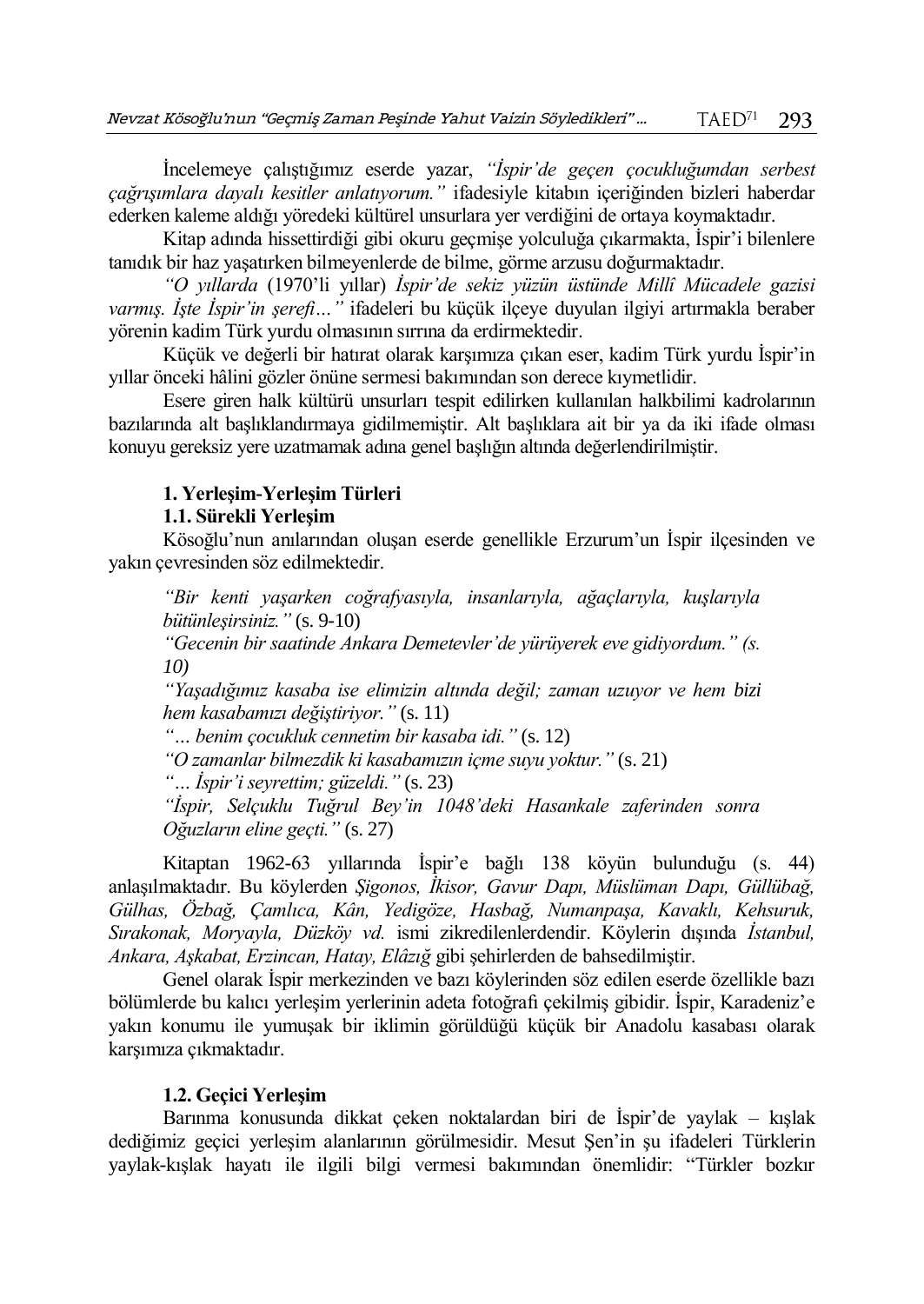İncelemeye çalıştığımız eserde yazar, *"İspir'de geçen çocukluğumdan serbest çağrışımlara dayalı kesitler anlatıyorum."* ifadesiyle kitabın içeriğinden bizleri haberdar ederken kaleme aldığı yöredeki kültürel unsurlara yer verdiğini de ortaya koymaktadır.

Kitap adında hissettirdiği gibi okuru geçmişe yolculuğa çıkarmakta, İspir'i bilenlere tanıdık bir haz yaşatırken bilmeyenlerde de bilme, görme arzusu doğurmaktadır.

*"O yıllarda* (1970'li yıllar) *İspir'de sekiz yüzün üstünde Millî Mücadele gazisi varmış. İşte İspir'in şerefi…"* ifadeleri bu küçük ilçeye duyulan ilgiyi artırmakla beraber yörenin kadim Türk yurdu olmasının sırrına da erdirmektedir.

Küçük ve değerli bir hatırat olarak karşımıza çıkan eser, kadim Türk yurdu İspir'in yıllar önceki hâlini gözler önüne sermesi bakımından son derece kıymetlidir.

Esere giren halk kültürü unsurları tespit edilirken kullanılan halkbilimi kadrolarının bazılarında alt başlıklandırmaya gidilmemiştir. Alt başlıklara ait bir ya da iki ifade olması konuyu gereksiz yere uzatmamak adına genel başlığın altında değerlendirilmiştir.

### 1. Yerleşim-Yerleşim Türleri

#### 1.1. Sürekli Yerleşim

Kösoğlu'nun anılarından oluşan eserde genellikle Erzurum'un İspir ilçesinden ve yakın çevresinden söz edilmektedir.

> *"Bir kenti yaşarken coğrafyasıyla, insanlarıyla, ağaçlarıyla, kuşlarıyla bütünleşirsiniz."* (s. 9-10)
> *"Gecenin bir saatinde Ankara Demetevler'de yürüyerek eve gidiyordum." (s. 10)*
> *"Yaşadığımız kasaba ise elimizin altında değil; zaman uzuyor ve hem bizi hem kasabamızı değiştiriyor."* (s. 11)
> *"… benim çocukluk cennetim bir kasaba idi."* (s. 12)
> *"O zamanlar bilmezdik ki kasabamızın içme suyu yoktur."* (s. 21)
> *"… İspir'i seyrettim; güzeldi."* (s. 23)
> *"İspir, Selçuklu Tuğrul Bey'in 1048'deki Hasankale zaferinden sonra Oğuzların eline geçti."* (s. 27)

Kitaptan 1962-63 yıllarında İspir'e bağlı 138 köyün bulunduğu (s. 44) anlaşılmaktadır. Bu köylerden *Şigonos, İkisor, Gavur Dapı, Müslüman Dapı, Güllübağ, Gülhas, Özbağ, Çamlıca, Kân, Yedigöze, Hasbağ, Numanpaşa, Kavaklı, Kehsuruk, Sırakonak, Moryayla, Düzköy vd.* ismi zikredilenlerdendir. Köylerin dışında *İstanbul, Ankara, Aşkabat, Erzincan, Hatay, Elâzığ* gibi şehirlerden de bahsedilmiştir.

Genel olarak İspir merkezinden ve bazı köylerinden söz edilen eserde özellikle bazı bölümlerde bu kalıcı yerleşim yerlerinin adeta fotoğrafı çekilmiş gibidir. İspir, Karadeniz'e yakın konumu ile yumuşak bir iklimin görüldüğü küçük bir Anadolu kasabası olarak karşımıza çıkmaktadır.

#### 1.2. Geçici Yerleşim

Barınma konusunda dikkat çeken noktalardan biri de İspir'de yaylak – kışlak dediğimiz geçici yerleşim alanlarının görülmesidir. Mesut Şen'in şu ifadeleri Türklerin yaylak-kışlak hayatı ile ilgili bilgi vermesi bakımından önemlidir: "Türkler bozkır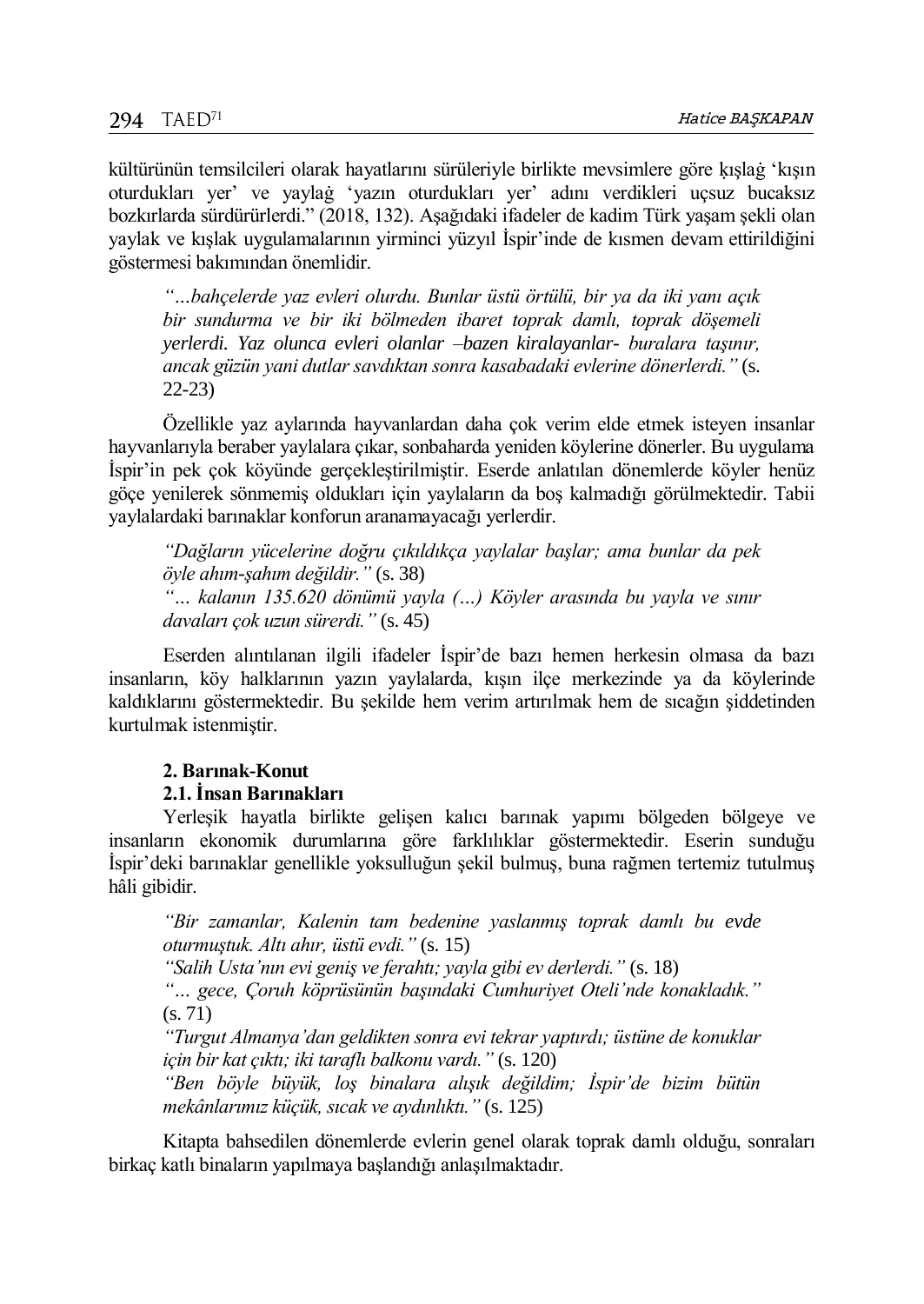kültürünün temsilcileri olarak hayatlarını sürüleriyle birlikte mevsimlere göre ḳışlaġ 'kışın oturdukları yer' ve yaylaġ 'yazın oturdukları yer' adını verdikleri uçsuz bucaksız bozkırlarda sürdürürlerdi." (2018, 132). Aşağıdaki ifadeler de kadim Türk yaşam şekli olan yaylak ve kışlak uygulamalarının yirminci yüzyıl İspir'inde de kısmen devam ettirildiğini göstermesi bakımından önemlidir.

> *"…bahçelerde yaz evleri olurdu. Bunlar üstü örtülü, bir ya da iki yanı açık bir sundurma ve bir iki bölmeden ibaret toprak damlı, toprak döşemeli yerlerdi. Yaz olunca evleri olanlar –bazen kiralayanlar- buralara taşınır, ancak güzün yani dutlar savdıktan sonra kasabadaki evlerine dönerlerdi."* (s. 22-23)

Özellikle yaz aylarında hayvanlardan daha çok verim elde etmek isteyen insanlar hayvanlarıyla beraber yaylalara çıkar, sonbaharda yeniden köylerine dönerler. Bu uygulama İspir'in pek çok köyünde gerçekleştirilmiştir. Eserde anlatılan dönemlerde köyler henüz göçe yenilerek sönmemiş oldukları için yaylaların da boş kalmadığı görülmektedir. Tabii yaylalardaki barınaklar konforun aranamayacağı yerlerdir.

> *"Dağların yücelerine doğru çıkıldıkça yaylalar başlar; ama bunlar da pek öyle ahım-şahım değildir."* (s. 38)
> *"… kalanın 135.620 dönümü yayla (…) Köyler arasında bu yayla ve sınır davaları çok uzun sürerdi."* (s. 45)

Eserden alıntılanan ilgili ifadeler İspir'de bazı hemen herkesin olmasa da bazı insanların, köy halklarının yazın yaylalarda, kışın ilçe merkezinde ya da köylerinde kaldıklarını göstermektedir. Bu şekilde hem verim artırılmak hem de sıcağın şiddetinden kurtulmak istenmiştir.

### 2. Barınak-Konut

#### 2.1. İnsan Barınakları

Yerleşik hayatla birlikte gelişen kalıcı barınak yapımı bölgeden bölgeye ve insanların ekonomik durumlarına göre farklılıklar göstermektedir. Eserin sunduğu İspir'deki barınaklar genellikle yoksulluğun şekil bulmuş, buna rağmen tertemiz tutulmuş hâli gibidir.

> *"Bir zamanlar, Kalenin tam bedenine yaslanmış toprak damlı bu evde oturmuştuk. Altı ahır, üstü evdi."* (s. 15)
> *"Salih Usta'nın evi geniş ve ferahtı; yayla gibi ev derlerdi."* (s. 18)
> *"… gece, Çoruh köprüsünün başındaki Cumhuriyet Oteli'nde konakladık."* (s. 71)
> *"Turgut Almanya'dan geldikten sonra evi tekrar yaptırdı; üstüne de konuklar için bir kat çıktı; iki taraflı balkonu vardı."* (s. 120)
> *"Ben böyle büyük, loş binalara alışık değildim; İspir'de bizim bütün mekânlarımız küçük, sıcak ve aydınlıktı."* (s. 125)

Kitapta bahsedilen dönemlerde evlerin genel olarak toprak damlı olduğu, sonraları birkaç katlı binaların yapılmaya başlandığı anlaşılmaktadır.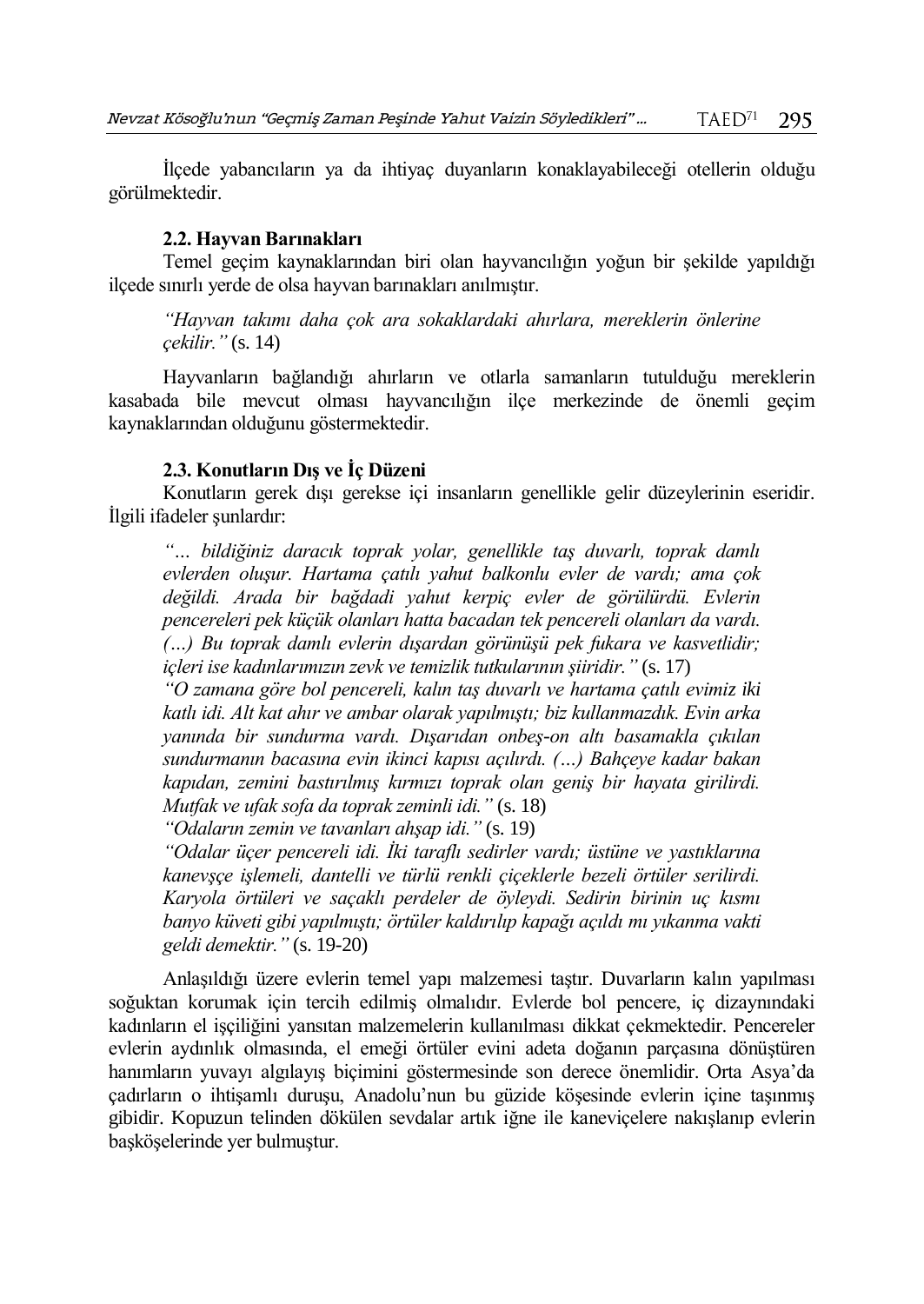İlçede yabancıların ya da ihtiyaç duyanların konaklayabileceği otellerin olduğu görülmektedir.

### 2.2. Hayvan Barınakları

Temel geçim kaynaklarından biri olan hayvancılığın yoğun bir şekilde yapıldığı ilçede sınırlı yerde de olsa hayvan barınakları anılmıştır.

> *"Hayvan takımı daha çok ara sokaklardaki ahırlara, mereklerin önlerine çekilir."* (s. 14)

Hayvanların bağlandığı ahırların ve otlarla samanların tutulduğu mereklerin kasabada bile mevcut olması hayvancılığın ilçe merkezinde de önemli geçim kaynaklarından olduğunu göstermektedir.

### 2.3. Konutların Dış ve İç Düzeni

Konutların gerek dışı gerekse içi insanların genellikle gelir düzeylerinin eseridir. İlgili ifadeler şunlardır:

> *"… bildiğiniz daracık toprak yolar, genellikle taş duvarlı, toprak damlı evlerden oluşur. Hartama çatılı yahut balkonlu evler de vardı; ama çok değildi. Arada bir bağdadi yahut kerpiç evler de görülürdü. Evlerin pencereleri pek küçük olanları hatta bacadan tek pencereli olanları da vardı. (…) Bu toprak damlı evlerin dışardan görünüşü pek fukara ve kasvetlidir; içleri ise kadınlarımızın zevk ve temizlik tutkularının şiiridir."* (s. 17)
>
> *"O zamana göre bol pencereli, kalın taş duvarlı ve hartama çatılı evimiz iki katlı idi. Alt kat ahır ve ambar olarak yapılmıştı; biz kullanmazdık. Evin arka yanında bir sundurma vardı. Dışarıdan onbeş-on altı basamakla çıkılan sundurmanın bacasına evin ikinci kapısı açılırdı. (…) Bahçeye kadar bakan kapıdan, zemini bastırılmış kırmızı toprak olan geniş bir hayata girilirdi. Mutfak ve ufak sofa da toprak zeminli idi."* (s. 18)
>
> *"Odaların zemin ve tavanları ahşap idi."* (s. 19)
>
> *"Odalar üçer pencereli idi. İki taraflı sedirler vardı; üstüne ve yastıklarına kanevşçe işlemeli, dantelli ve türlü renkli çiçeklerle bezeli örtüler serilirdi. Karyola örtüleri ve saçaklı perdeler de öyleydi. Sedirin birinin uç kısmı banyo küveti gibi yapılmıştı; örtüler kaldırılıp kapağı açıldı mı yıkanma vakti geldi demektir."* (s. 19-20)

Anlaşıldığı üzere evlerin temel yapı malzemesi taştır. Duvarların kalın yapılması soğuktan korumak için tercih edilmiş olmalıdır. Evlerde bol pencere, iç dizaynındaki kadınların el işçiliğini yansıtan malzemelerin kullanılması dikkat çekmektedir. Pencereler evlerin aydınlık olmasında, el emeği örtüler evini adeta doğanın parçasına dönüştüren hanımların yuvayı algılayış biçimini göstermesinde son derece önemlidir. Orta Asya'da çadırların o ihtişamlı duruşu, Anadolu'nun bu güzide köşesinde evlerin içine taşınmış gibidir. Kopuzun telinden dökülen sevdalar artık iğne ile kaneviçelere nakışlanıp evlerin başköşelerinde yer bulmuştur.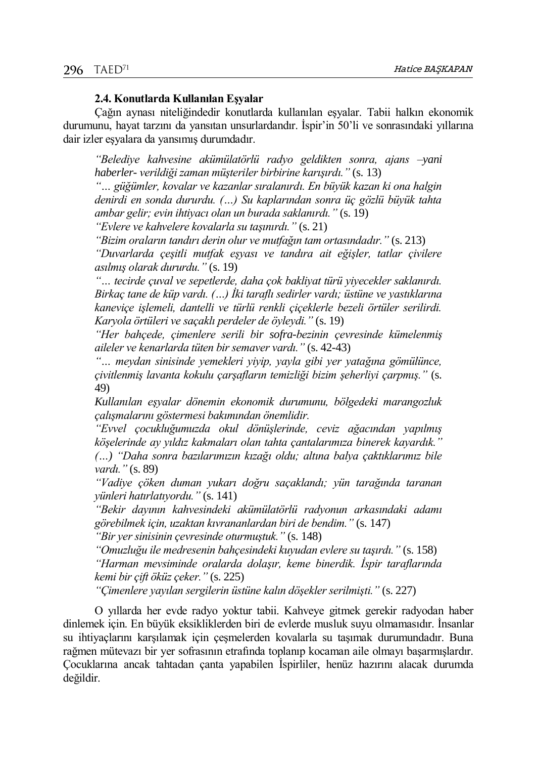### 2.4. Konutlarda Kullanılan Eşyalar

Çağın aynası niteliğindedir konutlarda kullanılan eşyalar. Tabii halkın ekonomik durumunu, hayat tarzını da yansıtan unsurlardandır. İspir'in 50'li ve sonrasındaki yıllarına dair izler eşyalara da yansımış durumdadır.

> *"Belediye kahvesine akümülatörlü radyo geldikten sonra, ajans –yani haberler- verildiği zaman müşteriler birbirine karışırdı."* (s. 13)
>
> *"… güğümler, kovalar ve kazanlar sıralanırdı. En büyük kazan ki ona halgin denirdi en sonda dururdu. (…) Su kaplarından sonra üç gözlü büyük tahta ambar gelir; evin ihtiyacı olan un burada saklanırdı."* (s. 19)
>
> *"Evlere ve kahvelere kovalarla su taşınırdı."* (s. 21)
>
> *"Bizim oraların tandırı derin olur ve mutfağın tam ortasındadır."* (s. 213)
>
> *"Duvarlarda çeşitli mutfak eşyası ve tandıra ait eğişler, tatlar çivilere asılmış olarak dururdu."* (s. 19)
>
> *"… tecirde çuval ve sepetlerde, daha çok bakliyat türü yiyecekler saklanırdı. Birkaç tane de küp vardı. (…) İki taraflı sedirler vardı; üstüne ve yastıklarına kaneviçe işlemeli, dantelli ve türlü renkli çiçeklerle bezeli örtüler serilirdi. Karyola örtüleri ve saçaklı perdeler de öyleydi."* (s. 19)
>
> *"Her bahçede, çimenlere serili bir sofra-bezinin çevresinde kümelenmiş aileler ve kenarlarda tüten bir semaver vardı."* (s. 42-43)
>
> *"… meydan sinisinde yemekleri yiyip, yayla gibi yer yatağına gömülünce, çivitlenmiş lavanta kokulu çarşafların temizliği bizim şeherliyi çarpmış."* (s. 49)
>
> *Kullanılan eşyalar dönemin ekonomik durumunu, bölgedeki marangozluk çalışmalarını göstermesi bakımından önemlidir.*
>
> *"Evvel çocukluğumuzda okul dönüşlerinde, ceviz ağacından yapılmış köşelerinde ay yıldız kakmaları olan tahta çantalarımıza binerek kayardık." (…) "Daha sonra bazılarımızın kızağı oldu; altına balya çaktıklarımız bile vardı."* (s. 89)
>
> *"Vadiye çöken duman yukarı doğru saçaklandı; yün tarağında taranan yünleri hatırlatıyordu."* (s. 141)
>
> *"Bekir dayının kahvesindeki akümülatörlü radyonun arkasındaki adamı görebilmek için, uzaktan kıvrananlardan biri de bendim."* (s. 147)
>
> *"Bir yer sinisinin çevresinde oturmuştuk."* (s. 148)
>
> *"Omuzluğu ile medresenin bahçesindeki kuyudan evlere su taşırdı."* (s. 158)
>
> *"Harman mevsiminde oralarda dolaşır, keme binerdik. İspir taraflarında kemi bir çift öküz çeker."* (s. 225)
>
> *"Çimenlere yayılan sergilerin üstüne kalın döşekler serilmişti."* (s. 227)

O yıllarda her evde radyo yoktur tabii. Kahveye gitmek gerekir radyodan haber dinlemek için. En büyük eksikliklerden biri de evlerde musluk suyu olmamasıdır. İnsanlar su ihtiyaçlarını karşılamak için çeşmelerden kovalarla su taşımak durumundadır. Buna rağmen mütevazı bir yer sofrasının etrafında toplanıp kocaman aile olmayı başarmışlardır. Çocuklarına ancak tahtadan çanta yapabilen İspirliler, henüz hazırını alacak durumda değildir.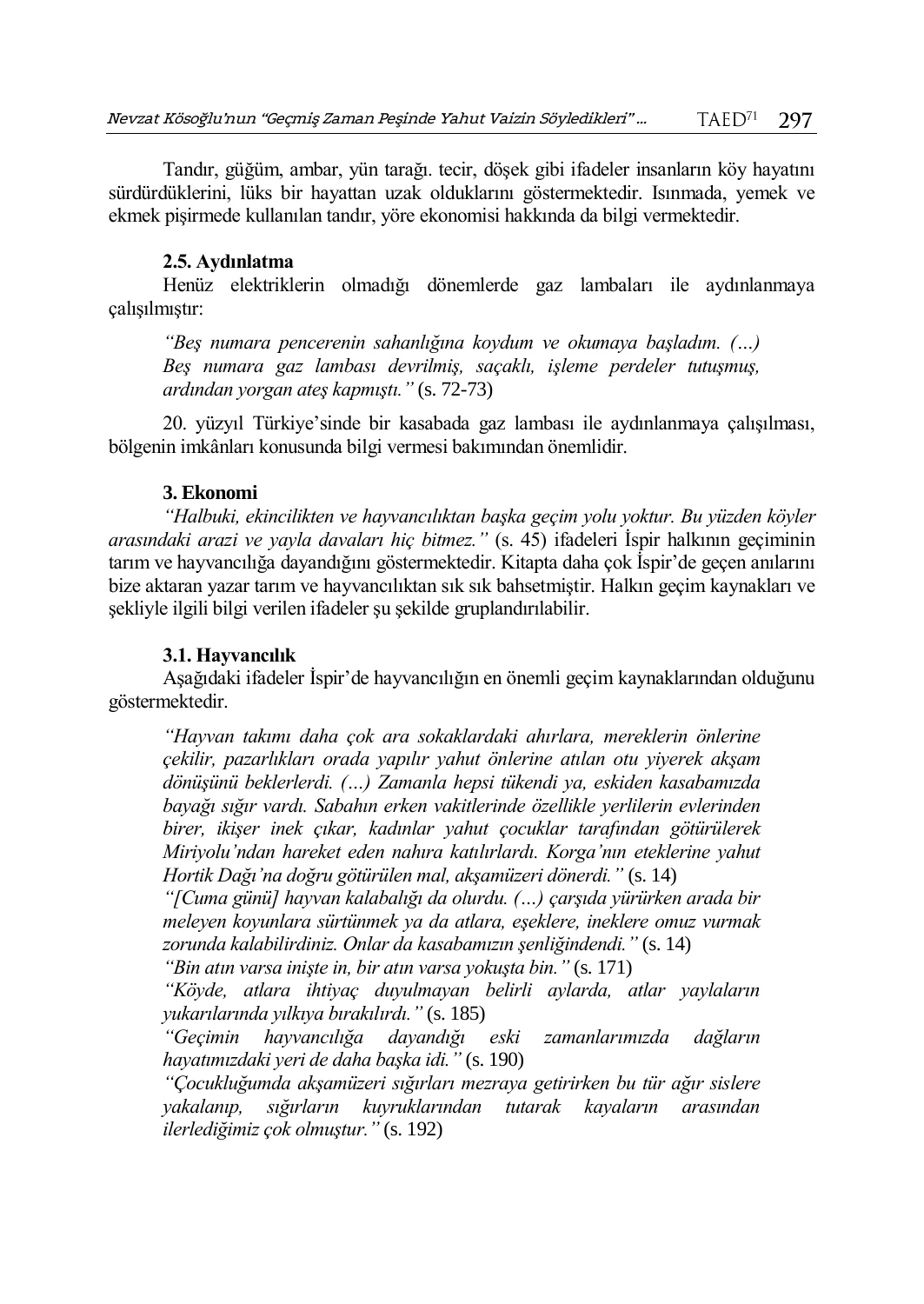Tandır, güğüm, ambar, yün tarağı. tecir, döşek gibi ifadeler insanların köy hayatını sürdürdüklerini, lüks bir hayattan uzak olduklarını göstermektedir. Isınmada, yemek ve ekmek pişirmede kullanılan tandır, yöre ekonomisi hakkında da bilgi vermektedir.

### 2.5. Aydınlatma

Henüz elektriklerin olmadığı dönemlerde gaz lambaları ile aydınlanmaya çalışılmıştır:

> *"Beş numara pencerenin sahanlığına koydum ve okumaya başladım. (…) Beş numara gaz lambası devrilmiş, saçaklı, işleme perdeler tutuşmuş, ardından yorgan ateş kapmıştı."* (s. 72-73)

20. yüzyıl Türkiye'sinde bir kasabada gaz lambası ile aydınlanmaya çalışılması, bölgenin imkânları konusunda bilgi vermesi bakımından önemlidir.

## 3. Ekonomi

*"Halbuki, ekincilikten ve hayvancılıktan başka geçim yolu yoktur. Bu yüzden köyler arasındaki arazi ve yayla davaları hiç bitmez."* (s. 45) ifadeleri İspir halkının geçiminin tarım ve hayvancılığa dayandığını göstermektedir. Kitapta daha çok İspir'de geçen anılarını bize aktaran yazar tarım ve hayvancılıktan sık sık bahsetmiştir. Halkın geçim kaynakları ve şekliyle ilgili bilgi verilen ifadeler şu şekilde gruplandırılabilir.

### 3.1. Hayvancılık

Aşağıdaki ifadeler İspir'de hayvancılığın en önemli geçim kaynaklarından olduğunu göstermektedir.

> *"Hayvan takımı daha çok ara sokaklardaki ahırlara, mereklerin önlerine çekilir, pazarlıkları orada yapılır yahut önlerine atılan otu yiyerek akşam dönüşünü beklerlerdi. (…) Zamanla hepsi tükendi ya, eskiden kasabamızda bayağı sığır vardı. Sabahın erken vakitlerinde özellikle yerlilerin evlerinden birer, ikişer inek çıkar, kadınlar yahut çocuklar tarafından götürülerek Miriyolu'ndan hareket eden nahıra katılırlardı. Korga'nın eteklerine yahut Hortik Dağı'na doğru götürülen mal, akşamüzeri dönerdi."* (s. 14)
>
> *"[Cuma günü] hayvan kalabalığı da olurdu. (…) çarşıda yürürken arada bir meleyen koyunlara sürtünmek ya da atlara, eşeklere, ineklere omuz vurmak zorunda kalabilirdiniz. Onlar da kasabamızın şenliğindendi."* (s. 14)
>
> *"Bin atın varsa inişte in, bir atın varsa yokuşta bin."* (s. 171)
>
> *"Köyde, atlara ihtiyaç duyulmayan belirli aylarda, atlar yaylaların yukarılarında yılkıya bırakılırdı."* (s. 185)
>
> *"Geçimin hayvancılığa dayandığı eski zamanlarımızda dağların hayatımızdaki yeri de daha başka idi."* (s. 190)
>
> *"Çocukluğumda akşamüzeri sığırları mezraya getirirken bu tür ağır sislere yakalanıp, sığırların kuyruklarından tutarak kayaların arasından ilerlediğimiz çok olmuştur."* (s. 192)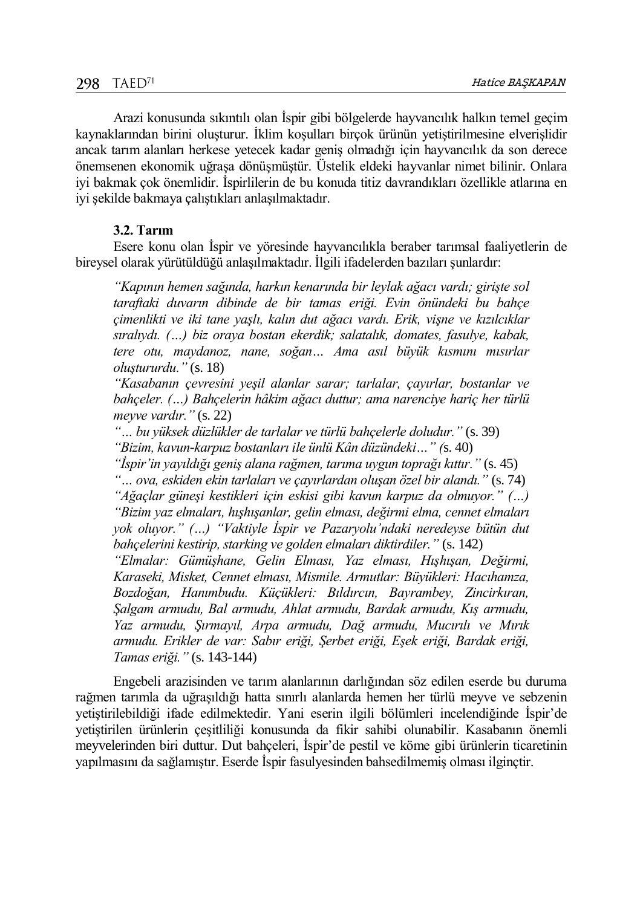Arazi konusunda sıkıntılı olan İspir gibi bölgelerde hayvancılık halkın temel geçim kaynaklarından birini oluşturur. İklim koşulları birçok ürünün yetiştirilmesine elverişlidir ancak tarım alanları herkese yetecek kadar geniş olmadığı için hayvancılık da son derece önemsenen ekonomik uğraşa dönüşmüştür. Üstelik eldeki hayvanlar nimet bilinir. Onlara iyi bakmak çok önemlidir. İspirlilerin de bu konuda titiz davrandıkları özellikle atlarına en iyi şekilde bakmaya çalıştıkları anlaşılmaktadır.

### 3.2. Tarım

Esere konu olan İspir ve yöresinde hayvancılıkla beraber tarımsal faaliyetlerin de bireysel olarak yürütüldüğü anlaşılmaktadır. İlgili ifadelerden bazıları şunlardır:

> *"Kapının hemen sağında, harkın kenarında bir leylak ağacı vardı; girişte sol taraftaki duvarın dibinde de bir tamas eriği. Evin önündeki bu bahçe çimenlikti ve iki tane yaşlı, kalın dut ağacı vardı. Erik, vişne ve kızılcıklar sıralıydı. (…) biz oraya bostan ekerdik; salatalık, domates, fasulye, kabak, tere otu, maydanoz, nane, soğan… Ama asıl büyük kısmını mısırlar oluştururdu."* (s. 18)
>
> *"Kasabanın çevresini yeşil alanlar sarar; tarlalar, çayırlar, bostanlar ve bahçeler. (…) Bahçelerin hâkim ağacı duttur; ama narenciye hariç her türlü meyve vardır."* (s. 22)
>
> *"… bu yüksek düzlükler de tarlalar ve türlü bahçelerle doludur."* (s. 39)
>
> *"Bizim, kavun-karpuz bostanları ile ünlü Kân düzündeki…"* (s. 40)
>
> *"İspir'in yayıldığı geniş alana rağmen, tarıma uygun toprağı kıttır."* (s. 45)
>
> *"… ova, eskiden ekin tarlaları ve çayırlardan oluşan özel bir alandı."* (s. 74)
>
> *"Ağaçlar güneşi kestikleri için eskisi gibi kavun karpuz da olmuyor." (…) "Bizim yaz elmaları, hışhışanlar, gelin elması, değirmi elma, cennet elmaları yok oluyor." (…) "Vaktiyle İspir ve Pazaryolu'ndaki neredeyse bütün dut bahçelerini kestirip, starking ve golden elmaları diktirdiler."* (s. 142)
>
> *"Elmalar: Gümüşhane, Gelin Elması, Yaz elması, Hışhışan, Değirmi, Karaseki, Misket, Cennet elması, Mismile. Armutlar: Büyükleri: Hacıhamza, Bozdoğan, Hanımbudu. Küçükleri: Bıldırcın, Bayrambey, Zincirkıran, Şalgam armudu, Bal armudu, Ahlat armudu, Bardak armudu, Kış armudu, Yaz armudu, Şırmayıl, Arpa armudu, Dağ armudu, Mucırılı ve Mırık armudu. Erikler de var: Sabır eriği, Şerbet eriği, Eşek eriği, Bardak eriği, Tamas eriği."* (s. 143-144)

Engebeli arazisinden ve tarım alanlarının darlığından söz edilen eserde bu duruma rağmen tarımla da uğraşıldığı hatta sınırlı alanlarda hemen her türlü meyve ve sebzenin yetiştirilebildiği ifade edilmektedir. Yani eserin ilgili bölümleri incelendiğinde İspir'de yetiştirilen ürünlerin çeşitliliği konusunda da fikir sahibi olunabilir. Kasabanın önemli meyvelerinden biri duttur. Dut bahçeleri, İspir'de pestil ve köme gibi ürünlerin ticaretinin yapılmasını da sağlamıştır. Eserde İspir fasulyesinden bahsedilmemiş olması ilginçtir.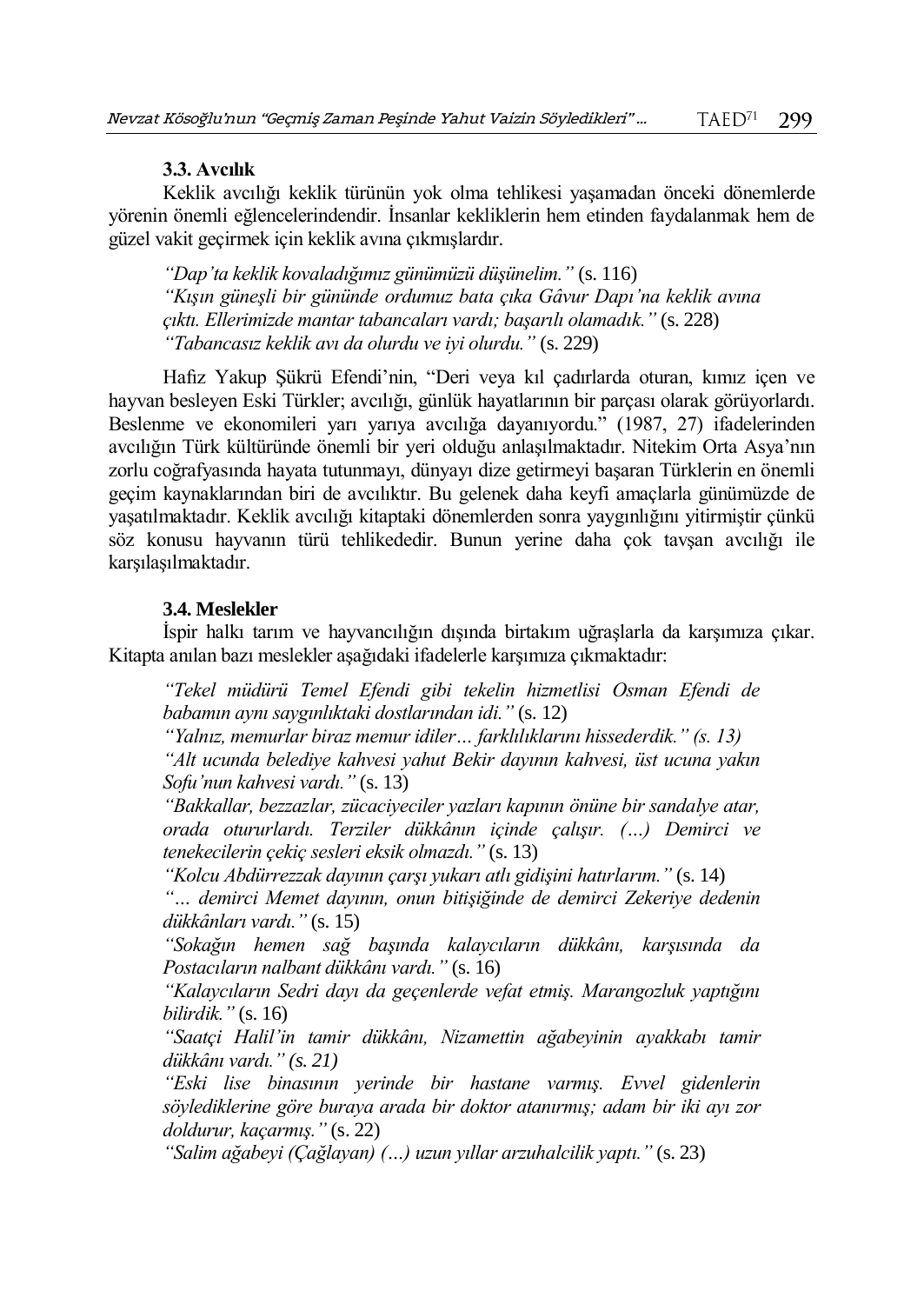### 3.3. Avcılık

Keklik avcılığı keklik türünün yok olma tehlikesi yaşamadan önceki dönemlerde yörenin önemli eğlencelerindendir. İnsanlar kekliklerin hem etinden faydalanmak hem de güzel vakit geçirmek için keklik avına çıkmışlardır.

> *"Dap'ta keklik kovaladığımız günümüzü düşünelim."* (s. 116)
> *"Kışın güneşli bir gününde ordumuz bata çıka Gâvur Dapı'na keklik avına çıktı. Ellerimizde mantar tabancaları vardı; başarılı olamadık."* (s. 228)
> *"Tabancasız keklik avı da olurdu ve iyi olurdu."* (s. 229)

Hafız Yakup Şükrü Efendi'nin, "Deri veya kıl çadırlarda oturan, kımız içen ve hayvan besleyen Eski Türkler; avcılığı, günlük hayatlarının bir parçası olarak görüyorlardı. Beslenme ve ekonomileri yarı yarıya avcılığa dayanıyordu." (1987, 27) ifadelerinden avcılığın Türk kültüründe önemli bir yeri olduğu anlaşılmaktadır. Nitekim Orta Asya'nın zorlu coğrafyasında hayata tutunmayı, dünyayı dize getirmeyi başaran Türklerin en önemli geçim kaynaklarından biri de avcılıktır. Bu gelenek daha keyfi amaçlarla günümüzde de yaşatılmaktadır. Keklik avcılığı kitaptaki dönemlerden sonra yaygınlığını yitirmiştir çünkü söz konusu hayvanın türü tehlikededir. Bunun yerine daha çok tavşan avcılığı ile karşılaşılmaktadır.

### 3.4. Meslekler

İspir halkı tarım ve hayvancılığın dışında birtakım uğraşlarla da karşımıza çıkar. Kitapta anılan bazı meslekler aşağıdaki ifadelerle karşımıza çıkmaktadır:

> *"Tekel müdürü Temel Efendi gibi tekelin hizmetlisi Osman Efendi de babamın aynı saygınlıktaki dostlarından idi."* (s. 12)
> *"Yalnız, memurlar biraz memur idiler… farklılıklarını hissederdik." (s. 13)*
> *"Alt ucunda belediye kahvesi yahut Bekir dayının kahvesi, üst ucuna yakın Sofu'nun kahvesi vardı."* (s. 13)
> *"Bakkallar, bezzazlar, zücaciyeciler yazları kapının önüne bir sandalye atar, orada otururlardı. Terziler dükkânın içinde çalışır. (…) Demirci ve tenekecilerin çekiç sesleri eksik olmazdı."* (s. 13)
> *"Kolcu Abdürrezzak dayının çarşı yukarı atlı gidişini hatırlarım."* (s. 14)
> *"… demirci Memet dayının, onun bitişiğinde de demirci Zekeriye dedenin dükkânları vardı."* (s. 15)
> *"Sokağın hemen sağ başında kalaycıların dükkânı, karşısında da Postacıların nalbant dükkânı vardı."* (s. 16)
> *"Kalaycıların Sedri dayı da geçenlerde vefat etmiş. Marangozluk yaptığını bilirdik."* (s. 16)
> *"Saatçi Halil'in tamir dükkânı, Nizamettin ağabeyinin ayakkabı tamir dükkânı vardı." (s. 21)*
> *"Eski lise binasının yerinde bir hastane varmış. Evvel gidenlerin söylediklerine göre buraya arada bir doktor atanırmış; adam bir iki ayı zor doldurur, kaçarmış."* (s. 22)
> *"Salim ağabeyi (Çağlayan) (…) uzun yıllar arzuhalcilik yaptı."* (s. 23)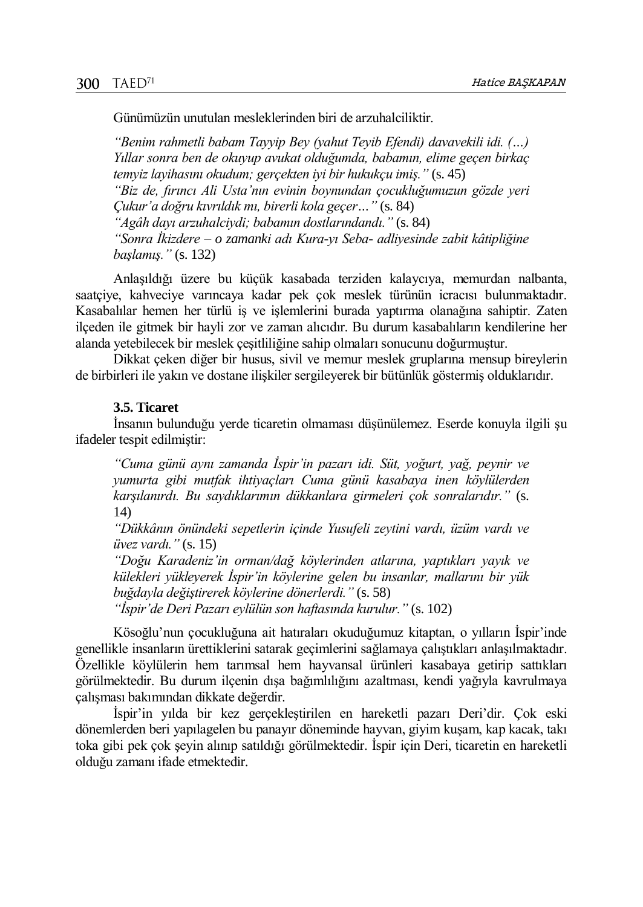Günümüzün unutulan mesleklerinden biri de arzuhalciliktir.

> *"Benim rahmetli babam Tayyip Bey (yahut Teyib Efendi) davavekili idi. (…) Yıllar sonra ben de okuyup avukat olduğumda, babamın, elime geçen birkaç temyiz layihasını okudum; gerçekten iyi bir hukukçu imiş."* (s. 45)
> *"Biz de, fırıncı Ali Usta'nın evinin boynundan çocukluğumuzun gözde yeri Çukur'a doğru kıvrıldık mı, birerli kola geçer…"* (s. 84)
> *"Agâh dayı arzuhalciydi; babamın dostlarındandı."* (s. 84)
> *"Sonra İkizdere – o zamanki adı Kura-yı Seba- adliyesinde zabit kâtipliğine başlamış."* (s. 132)

Anlaşıldığı üzere bu küçük kasabada terziden kalaycıya, memurdan nalbanta, saatçiye, kahveciye varıncaya kadar pek çok meslek türünün icracısı bulunmaktadır. Kasabalılar hemen her türlü iş ve işlemlerini burada yaptırma olanağına sahiptir. Zaten ilçeden ile gitmek bir hayli zor ve zaman alıcıdır. Bu durum kasabalıların kendilerine her alanda yetebilecek bir meslek çeşitliliğine sahip olmaları sonucunu doğurmuştur.

Dikkat çeken diğer bir husus, sivil ve memur meslek gruplarına mensup bireylerin de birbirleri ile yakın ve dostane ilişkiler sergileyerek bir bütünlük göstermiş olduklarıdır.

### 3.5. Ticaret

İnsanın bulunduğu yerde ticaretin olmaması düşünülemez. Eserde konuyla ilgili şu ifadeler tespit edilmiştir:

> *"Cuma günü aynı zamanda İspir'in pazarı idi. Süt, yoğurt, yağ, peynir ve yumurta gibi mutfak ihtiyaçları Cuma günü kasabaya inen köylülerden karşılanırdı. Bu saydıklarımın dükkanlara girmeleri çok sonralarıdır."* (s. 14)
> *"Dükkânın önündeki sepetlerin içinde Yusufeli zeytini vardı, üzüm vardı ve üvez vardı."* (s. 15)
> *"Doğu Karadeniz'in orman/dağ köylerinden atlarına, yaptıkları yayık ve külekleri yükleyerek İspir'in köylerine gelen bu insanlar, mallarını bir yük buğdayla değiştirerek köylerine dönerlerdi."* (s. 58)
> *"İspir'de Deri Pazarı eylülün son haftasında kurulur."* (s. 102)

Kösoğlu'nun çocukluğuna ait hatıraları okuduğumuz kitaptan, o yılların İspir'inde genellikle insanların ürettiklerini satarak geçimlerini sağlamaya çalıştıkları anlaşılmaktadır. Özellikle köylülerin hem tarımsal hem hayvansal ürünleri kasabaya getirip sattıkları görülmektedir. Bu durum ilçenin dışa bağımlılığını azaltması, kendi yağıyla kavrulmaya çalışması bakımından dikkate değerdir.

İspir'in yılda bir kez gerçekleştirilen en hareketli pazarı Deri'dir. Çok eski dönemlerden beri yapılagelen bu panayır döneminde hayvan, giyim kuşam, kap kacak, takı toka gibi pek çok şeyin alınıp satıldığı görülmektedir. İspir için Deri, ticaretin en hareketli olduğu zamanı ifade etmektedir.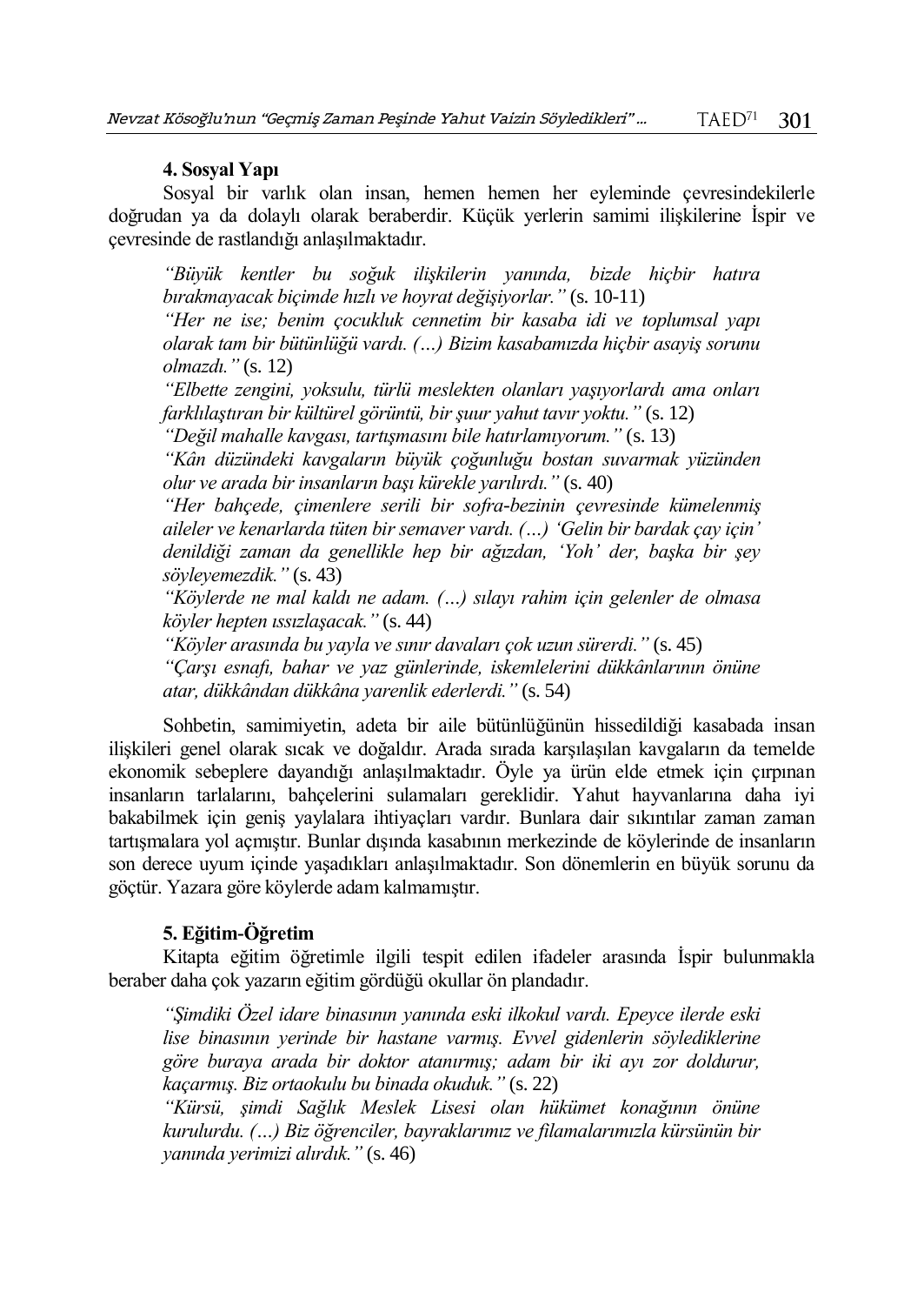### 4. Sosyal Yapı

Sosyal bir varlık olan insan, hemen hemen her eyleminde çevresindekilerle doğrudan ya da dolaylı olarak beraberdir. Küçük yerlerin samimi ilişkilerine İspir ve çevresinde de rastlandığı anlaşılmaktadır.

> *"Büyük kentler bu soğuk ilişkilerin yanında, bizde hiçbir hatıra bırakmayacak biçimde hızlı ve hoyrat değişiyorlar."* (s. 10-11)
>
> *"Her ne ise; benim çocukluk cennetim bir kasaba idi ve toplumsal yapı olarak tam bir bütünlüğü vardı. (…) Bizim kasabamızda hiçbir asayiş sorunu olmazdı."* (s. 12)
>
> *"Elbette zengini, yoksulu, türlü meslekten olanları yaşıyorlardı ama onları farklılaştıran bir kültürel görüntü, bir şuur yahut tavır yoktu."* (s. 12)
>
> *"Değil mahalle kavgası, tartışmasını bile hatırlamıyorum."* (s. 13)
>
> *"Kân düzündeki kavgaların büyük çoğunluğu bostan suvarmak yüzünden olur ve arada bir insanların başı kürekle yarılırdı."* (s. 40)
>
> *"Her bahçede, çimenlere serili bir sofra-bezinin çevresinde kümelenmiş aileler ve kenarlarda tüten bir semaver vardı. (…) 'Gelin bir bardak çay için' denildiği zaman da genellikle hep bir ağızdan, 'Yoh' der, başka bir şey söyleyemezdik."* (s. 43)
>
> *"Köylerde ne mal kaldı ne adam. (…) sılayı rahim için gelenler de olmasa köyler hepten ıssızlaşacak."* (s. 44)
>
> *"Köyler arasında bu yayla ve sınır davaları çok uzun sürerdi."* (s. 45)
>
> *"Çarşı esnafı, bahar ve yaz günlerinde, iskemlelerini dükkânlarının önüne atar, dükkândan dükkâna yarenlik ederlerdi."* (s. 54)

Sohbetin, samimiyetin, adeta bir aile bütünlüğünün hissedildiği kasabada insan ilişkileri genel olarak sıcak ve doğaldır. Arada sırada karşılaşılan kavgaların da temelde ekonomik sebeplere dayandığı anlaşılmaktadır. Öyle ya ürün elde etmek için çırpınan insanların tarlalarını, bahçelerini sulamaları gereklidir. Yahut hayvanlarına daha iyi bakabilmek için geniş yaylalara ihtiyaçları vardır. Bunlara dair sıkıntılar zaman zaman tartışmalara yol açmıştır. Bunlar dışında kasabının merkezinde de köylerinde de insanların son derece uyum içinde yaşadıkları anlaşılmaktadır. Son dönemlerin en büyük sorunu da göçtür. Yazara göre köylerde adam kalmamıştır.

### 5. Eğitim-Öğretim

Kitapta eğitim öğretimle ilgili tespit edilen ifadeler arasında İspir bulunmakla beraber daha çok yazarın eğitim gördüğü okullar ön plandadır.

> *"Şimdiki Özel idare binasının yanında eski ilkokul vardı. Epeyce ilerde eski lise binasının yerinde bir hastane varmış. Evvel gidenlerin söylediklerine göre buraya arada bir doktor atanırmış; adam bir iki ayı zor doldurur, kaçarmış. Biz ortaokulu bu binada okuduk."* (s. 22)
>
> *"Kürsü, şimdi Sağlık Meslek Lisesi olan hükümet konağının önüne kurulurdu. (…) Biz öğrenciler, bayraklarımız ve filamalarımızla kürsünün bir yanında yerimizi alırdık."* (s. 46)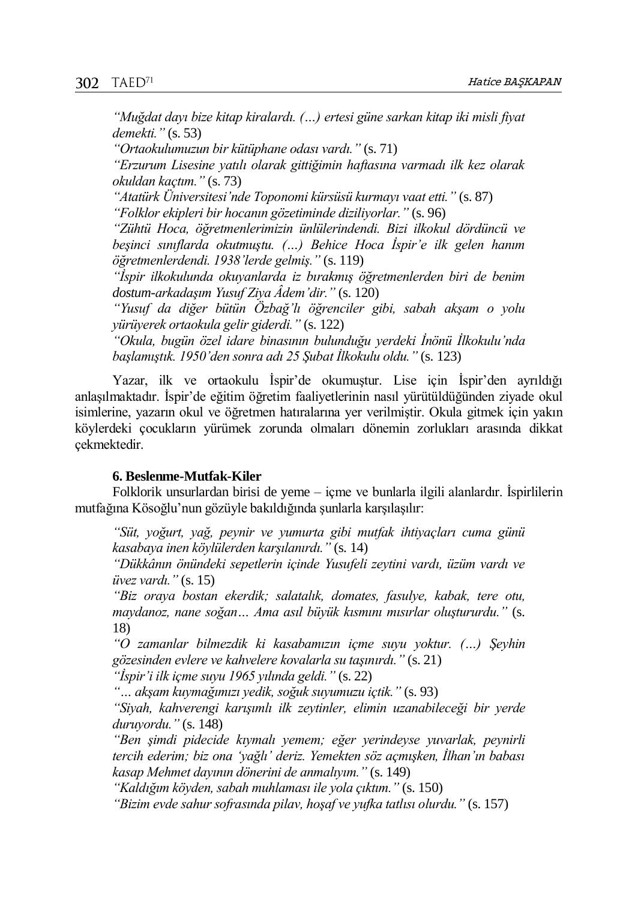*“Muğdat dayı bize kitap kiralardı. (…) ertesi güne sarkan kitap iki misli fiyat demekti.”* (s. 53)

*“Ortaokulumuzun bir kütüphane odası vardı.”* (s. 71)

*“Erzurum Lisesine yatılı olarak gittiğimin haftasına varmadı ilk kez olarak okuldan kaçtım.”* (s. 73)

*“Atatürk Üniversitesi’nde Toponomi kürsüsü kurmayı vaat etti.”* (s. 87)

*“Folklor ekipleri bir hocanın gözetiminde diziliyorlar.”* (s. 96)

*“Zühtü Hoca, öğretmenlerimizin ünlülerindendi. Bizi ilkokul dördüncü ve beşinci sınıflarda okutmuştu. (…) Behice Hoca İspir’e ilk gelen hanım öğretmenlerdendi. 1938’lerde gelmiş.”* (s. 119)

*“İspir ilkokulunda okuyanlarda iz bırakmış öğretmenlerden biri de benim dostum-arkadaşım Yusuf Ziya Âdem’dir.”* (s. 120)

*“Yusuf da diğer bütün Özbağ’lı öğrenciler gibi, sabah akşam o yolu yürüyerek ortaokula gelir giderdi.”* (s. 122)

*“Okula, bugün özel idare binasının bulunduğu yerdeki İnönü İlkokulu’nda başlamıştık. 1950’den sonra adı 25 Şubat İlkokulu oldu.”* (s. 123)

Yazar, ilk ve ortaokulu İspir’de okumuştur. Lise için İspir’den ayrıldığı anlaşılmaktadır. İspir’de eğitim öğretim faaliyetlerinin nasıl yürütüldüğünden ziyade okul isimlerine, yazarın okul ve öğretmen hatıralarına yer verilmiştir. Okula gitmek için yakın köylerdeki çocukların yürümek zorunda olmaları dönemin zorlukları arasında dikkat çekmektedir.

**6. Beslenme-Mutfak-Kiler**

Folklorik unsurlardan birisi de yeme – içme ve bunlarla ilgili alanlardır. İspirlilerin mutfağına Kösoğlu’nun gözüyle bakıldığında şunlarla karşılaşılır:

*“Süt, yoğurt, yağ, peynir ve yumurta gibi mutfak ihtiyaçları cuma günü kasabaya inen köylülerden karşılanırdı.”* (s. 14)

*“Dükkânın önündeki sepetlerin içinde Yusufeli zeytini vardı, üzüm vardı ve üvez vardı.”* (s. 15)

*“Biz oraya bostan ekerdik; salatalık, domates, fasulye, kabak, tere otu, maydanoz, nane soğan… Ama asıl büyük kısmını mısırlar oluştururdu.”* (s. 18)

*“O zamanlar bilmezdik ki kasabamızın içme suyu yoktur. (…) Şeyhin gözesinden evlere ve kahvelere kovalarla su taşınırdı.”* (s. 21)

*“İspir’i ilk içme suyu 1965 yılında geldi.”* (s. 22)

*“… akşam kuymağımızı yedik, soğuk suyumuzu içtik.”* (s. 93)

*“Siyah, kahverengi karışımlı ilk zeytinler, elimin uzanabileceği bir yerde duruyordu.”* (s. 148)

*“Ben şimdi pidecide kıymalı yemem; eğer yerindeyse yuvarlak, peynirli tercih ederim; biz ona ‘yağlı’ deriz. Yemekten söz açmışken, İlhan’ın babası kasap Mehmet dayının dönerini de anmalıyım.”* (s. 149)

*“Kaldığım köyden, sabah muhlaması ile yola çıktım.”* (s. 150)

*“Bizim evde sahur sofrasında pilav, hoşaf ve yufka tatlısı olurdu.”* (s. 157)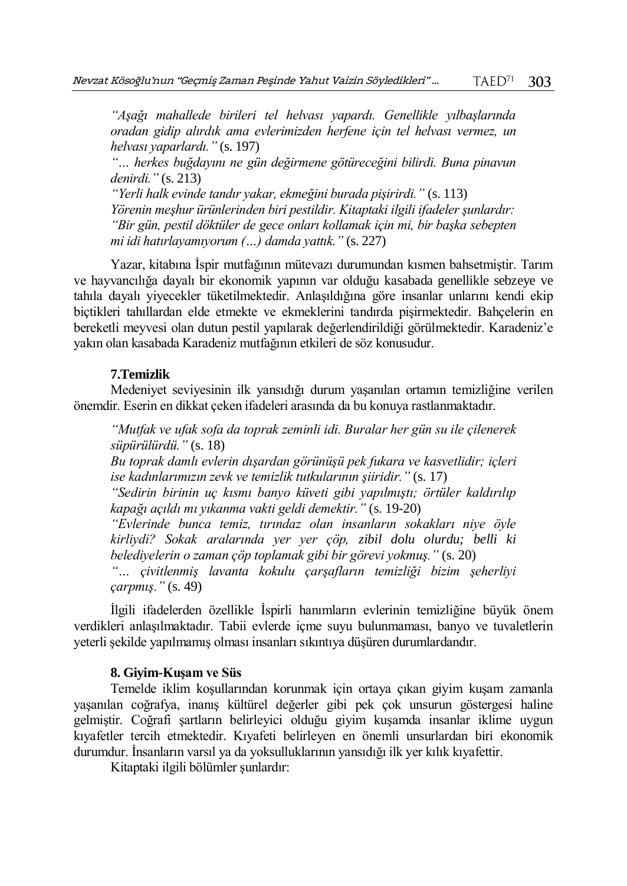*"Aşağı mahallede birileri tel helvası yapardı. Genellikle yılbaşlarında oradan gidip alırdık ama evlerimizden herfene için tel helvası vermez, un helvası yaparlardı."* (s. 197)

*"… herkes buğdayını ne gün değirmene götüreceğini bilirdi. Buna pinavun denirdi."* (s. 213)

*"Yerli halk evinde tandır yakar, ekmeğini burada pişirirdi."* (s. 113)

*Yörenin meşhur ürünlerinden biri pestildir. Kitaptaki ilgili ifadeler şunlardır: "Bir gün, pestil döktüler de gece onları kollamak için mi, bir başka sebepten mi idi hatırlayamıyorum (…) damda yattık."* (s. 227)

Yazar, kitabına İspir mutfağının mütevazı durumundan kısmen bahsetmiştir. Tarım ve hayvancılığa dayalı bir ekonomik yapının var olduğu kasabada genellikle sebzeye ve tahıla dayalı yiyecekler tüketilmektedir. Anlaşıldığına göre insanlar unlarını kendi ekip biçtikleri tahıllardan elde etmekte ve ekmeklerini tandırda pişirmektedir. Bahçelerin en bereketli meyvesi olan dutun pestil yapılarak değerlendirildiği görülmektedir. Karadeniz'e yakın olan kasabada Karadeniz mutfağının etkileri de söz konusudur.

### 7.Temizlik

Medeniyet seviyesinin ilk yansıdığı durum yaşanılan ortamın temizliğine verilen önemdir. Eserin en dikkat çeken ifadeleri arasında da bu konuya rastlanmaktadır.

*"Mutfak ve ufak sofa da toprak zeminli idi. Buralar her gün su ile çilenerek süpürülürdü."* (s. 18)

*Bu toprak damlı evlerin dışardan görünüşü pek fukara ve kasvetlidir; içleri ise kadınlarımızın zevk ve temizlik tutkularının şiiridir."* (s. 17)

*"Sedirin birinin uç kısmı banyo küveti gibi yapılmıştı; örtüler kaldırılıp kapağı açıldı mı yıkanma vakti geldi demektir."* (s. 19-20)

*"Evlerinde bunca temiz, tırındaz olan insanların sokakları niye öyle kirliydi? Sokak aralarında yer yer çöp, zibil dolu olurdu; belli ki belediyelerin o zaman çöp toplamak gibi bir görevi yokmuş."* (s. 20)

*"… çivitlenmiş lavanta kokulu çarşafların temizliği bizim şeherliyi çarpmış."* (s. 49)

İlgili ifadelerden özellikle İspirli hanımların evlerinin temizliğine büyük önem verdikleri anlaşılmaktadır. Tabii evlerde içme suyu bulunmaması, banyo ve tuvaletlerin yeterli şekilde yapılmamış olması insanları sıkıntıya düşüren durumlardandır.

### 8. Giyim-Kuşam ve Süs

Temelde iklim koşullarından korunmak için ortaya çıkan giyim kuşam zamanla yaşanılan coğrafya, inanış kültürel değerler gibi pek çok unsurun göstergesi haline gelmiştir. Coğrafi şartların belirleyici olduğu giyim kuşamda insanlar iklime uygun kıyafetler tercih etmektedir. Kıyafeti belirleyen en önemli unsurlardan biri ekonomik durumdur. İnsanların varsıl ya da yoksulluklarının yansıdığı ilk yer kılık kıyafettir.

Kitaptaki ilgili bölümler şunlardır: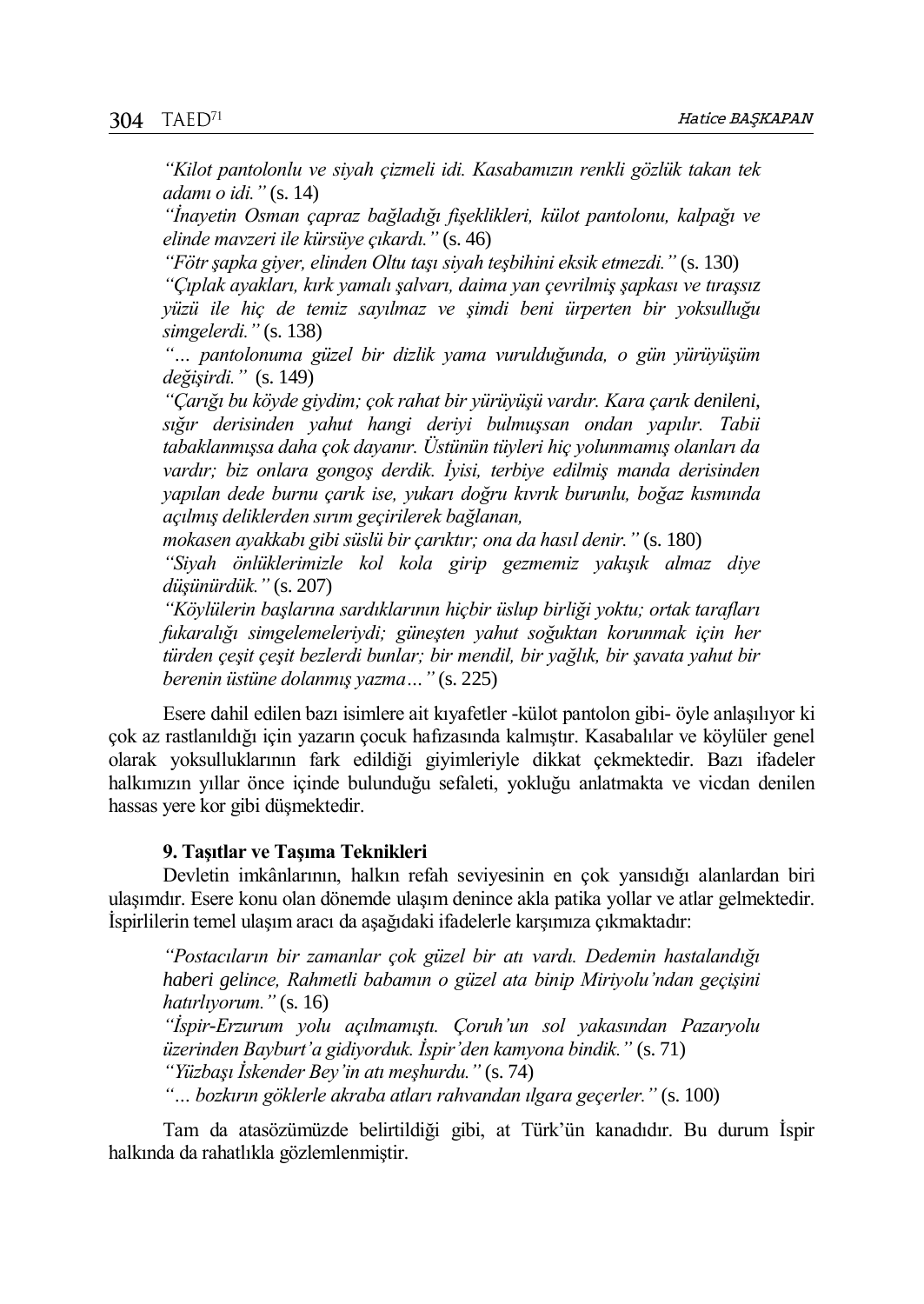*"Kilot pantolonlu ve siyah çizmeli idi. Kasabamızın renkli gözlük takan tek adamı o idi."* (s. 14)

*"İnayetin Osman çapraz bağladığı fişeklikleri, külot pantolonu, kalpağı ve elinde mavzeri ile kürsüye çıkardı."* (s. 46)

*"Fötr şapka giyer, elinden Oltu taşı siyah teşbihini eksik etmezdi."* (s. 130)

*"Çıplak ayakları, kırk yamalı şalvarı, daima yan çevrilmiş şapkası ve tıraşsız yüzü ile hiç de temiz sayılmaz ve şimdi beni ürperten bir yoksulluğu simgelerdi."* (s. 138)

*"… pantolonuma güzel bir dizlik yama vurulduğunda, o gün yürüyüşüm değişirdi."* (s. 149)

*"Çarığı bu köyde giydim; çok rahat bir yürüyüşü vardır. Kara çarık denileni, sığır derisinden yahut hangi deriyi bulmuşsan ondan yapılır. Tabii tabaklanmışsa daha çok dayanır. Üstünün tüyleri hiç yolunmamış olanları da vardır; biz onlara gongoş derdik. İyisi, terbiye edilmiş manda derisinden yapılan dede burnu çarık ise, yukarı doğru kıvrık burunlu, boğaz kısmında açılmış deliklerden sırım geçirilerek bağlanan, mokasen ayakkabı gibi süslü bir çarıktır; ona da hasıl denir."* (s. 180)

*"Siyah önlüklerimizle kol kola girip gezmemiz yakışık almaz diye düşünürdük."* (s. 207)

*"Köylülerin başlarına sardıklarının hiçbir üslup birliği yoktu; ortak tarafları fukaralığı simgelemeleriydi; güneşten yahut soğuktan korunmak için her türden çeşit çeşit bezlerdi bunlar; bir mendil, bir yağlık, bir şavata yahut bir berenin üstüne dolanmış yazma…"* (s. 225)

Esere dahil edilen bazı isimlere ait kıyafetler -külot pantolon gibi- öyle anlaşılıyor ki çok az rastlanıldığı için yazarın çocuk hafızasında kalmıştır. Kasabalılar ve köylüler genel olarak yoksulluklarının fark edildiği giyimleriyle dikkat çekmektedir. Bazı ifadeler halkımızın yıllar önce içinde bulunduğu sefaleti, yokluğu anlatmakta ve vicdan denilen hassas yere kor gibi düşmektedir.

### 9. Taşıtlar ve Taşıma Teknikleri

Devletin imkânlarının, halkın refah seviyesinin en çok yansıdığı alanlardan biri ulaşımdır. Esere konu olan dönemde ulaşım denince akla patika yollar ve atlar gelmektedir. İspirlilerin temel ulaşım aracı da aşağıdaki ifadelerle karşımıza çıkmaktadır:

*"Postacıların bir zamanlar çok güzel bir atı vardı. Dedemin hastalandığı haberi gelince, Rahmetli babamın o güzel ata binip Miriyolu'ndan geçişini hatırlıyorum."* (s. 16)

*"İspir-Erzurum yolu açılmamıştı. Çoruh'un sol yakasından Pazaryolu üzerinden Bayburt'a gidiyorduk. İspir'den kamyona bindik."* (s. 71)

*"Yüzbaşı İskender Bey'in atı meşhurdu."* (s. 74)

*"… bozkırın göklerle akraba atları rahvandan ılgara geçerler."* (s. 100)

Tam da atasözümüzde belirtildiği gibi, at Türk'ün kanadıdır. Bu durum İspir halkında da rahatlıkla gözlemlenmiştir.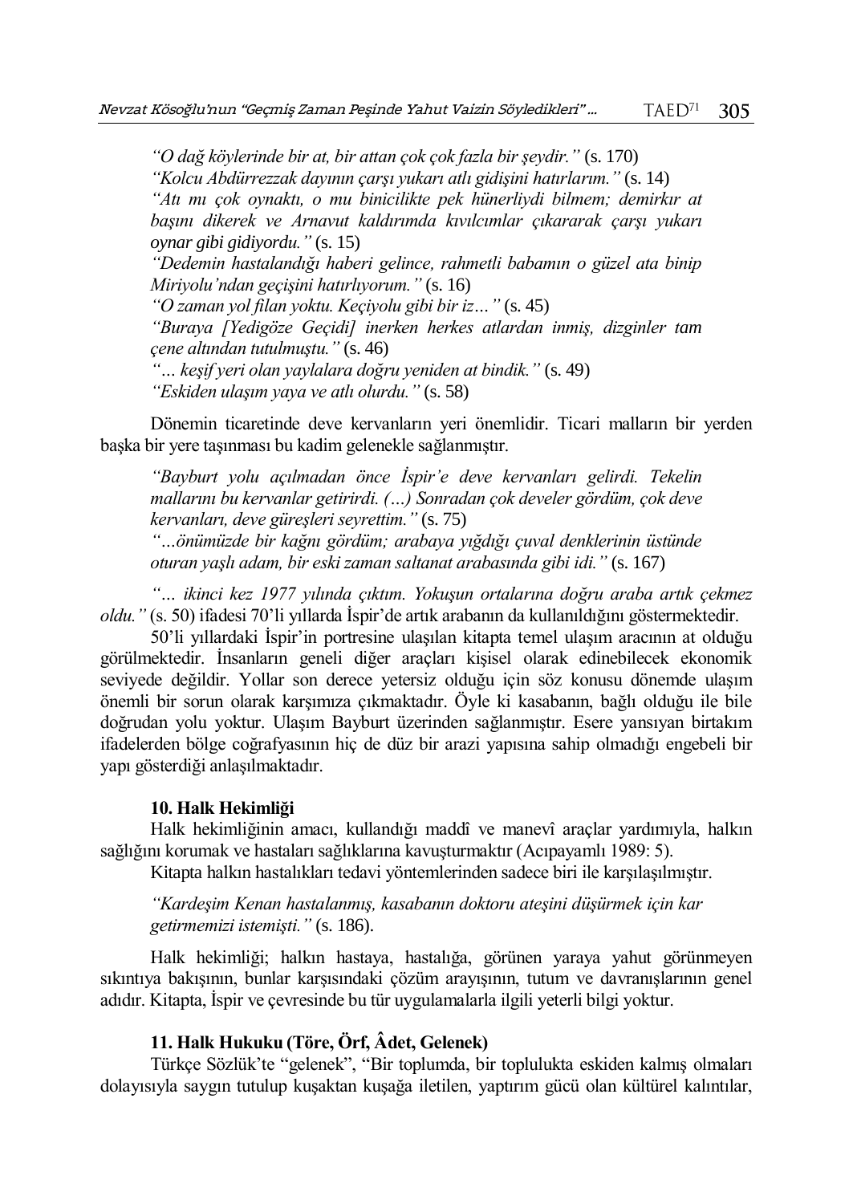*"O dağ köylerinde bir at, bir attan çok çok fazla bir şeydir."* (s. 170)
*"Kolcu Abdürrezzak dayının çarşı yukarı atlı gidişini hatırlarım."* (s. 14)
*"Atı mı çok oynaktı, o mu binicilikte pek hünerliydi bilmem; demirkır at başını dikerek ve Arnavut kaldırımda kıvılcımlar çıkararak çarşı yukarı oynar gibi gidiyordu."* (s. 15)
*"Dedemin hastalandığı haberi gelince, rahmetli babamın o güzel ata binip Miriyolu'ndan geçişini hatırlıyorum."* (s. 16)
*"O zaman yol filan yoktu. Keçiyolu gibi bir iz…"* (s. 45)
*"Buraya [Yedigöze Geçidi] inerken herkes atlardan inmiş, dizginler tam çene altından tutulmuştu."* (s. 46)
*"… keşif yeri olan yaylalara doğru yeniden at bindik."* (s. 49)
*"Eskiden ulaşım yaya ve atlı olurdu."* (s. 58)

Dönemin ticaretinde deve kervanların yeri önemlidir. Ticari malların bir yerden başka bir yere taşınması bu kadim gelenekle sağlanmıştır.

*"Bayburt yolu açılmadan önce İspir'e deve kervanları gelirdi. Tekelin mallarını bu kervanlar getirirdi. (…) Sonradan çok develer gördüm, çok deve kervanları, deve güreşleri seyrettim."* (s. 75)
*"…önümüzde bir kağnı gördüm; arabaya yığdığı çuval denklerinin üstünde oturan yaşlı adam, bir eski zaman saltanat arabasında gibi idi."* (s. 167)

*"… ikinci kez 1977 yılında çıktım. Yokuşun ortalarına doğru araba artık çekmez oldu."* (s. 50) ifadesi 70'li yıllarda İspir'de artık arabanın da kullanıldığını göstermektedir.

50'li yıllardaki İspir'in portresine ulaşılan kitapta temel ulaşım aracının at olduğu görülmektedir. İnsanların geneli diğer araçları kişisel olarak edinebilecek ekonomik seviyede değildir. Yollar son derece yetersiz olduğu için söz konusu dönemde ulaşım önemli bir sorun olarak karşımıza çıkmaktadır. Öyle ki kasabanın, bağlı olduğu ile bile doğrudan yolu yoktur. Ulaşım Bayburt üzerinden sağlanmıştır. Esere yansıyan birtakım ifadelerden bölge coğrafyasının hiç de düz bir arazi yapısına sahip olmadığı engebeli bir yapı gösterdiği anlaşılmaktadır.

### 10. Halk Hekimliği

Halk hekimliğinin amacı, kullandığı maddî ve manevî araçlar yardımıyla, halkın sağlığını korumak ve hastaları sağlıklarına kavuşturmaktır (Acıpayamlı 1989: 5).

Kitapta halkın hastalıkları tedavi yöntemlerinden sadece biri ile karşılaşılmıştır.

*"Kardeşim Kenan hastalanmış, kasabanın doktoru ateşini düşürmek için kar getirmemizi istemişti."* (s. 186).

Halk hekimliği; halkın hastaya, hastalığa, görünen yaraya yahut görünmeyen sıkıntıya bakışının, bunlar karşısındaki çözüm arayışının, tutum ve davranışlarının genel adıdır. Kitapta, İspir ve çevresinde bu tür uygulamalarla ilgili yeterli bilgi yoktur.

### 11. Halk Hukuku (Töre, Örf, Âdet, Gelenek)

Türkçe Sözlük'te "gelenek", "Bir toplumda, bir toplulukta eskiden kalmış olmaları dolayısıyla saygın tutulup kuşaktan kuşağa iletilen, yaptırım gücü olan kültürel kalıntılar,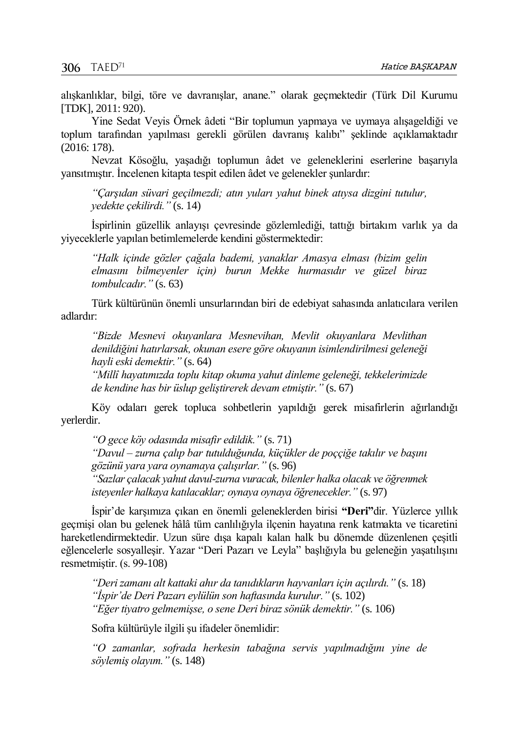alışkanlıklar, bilgi, töre ve davranışlar, anane." olarak geçmektedir (Türk Dil Kurumu [TDK], 2011: 920).

Yine Sedat Veyis Örnek âdeti "Bir toplumun yapmaya ve uymaya alışageldiği ve toplum tarafından yapılması gerekli görülen davranış kalıbı" şeklinde açıklamaktadır (2016: 178).

Nevzat Kösoğlu, yaşadığı toplumun âdet ve geleneklerini eserlerine başarıyla yansıtmıştır. İncelenen kitapta tespit edilen âdet ve gelenekler şunlardır:

> *"Çarşıdan süvari geçilmezdi; atın yuları yahut binek atıysa dizgini tutulur, yedekte çekilirdi."* (s. 14)

İspirlinin güzellik anlayışı çevresinde gözlemlediği, tattığı birtakım varlık ya da yiyeceklerle yapılan betimlemelerde kendini göstermektedir:

> *"Halk içinde gözler çağala bademi, yanaklar Amasya elması (bizim gelin elmasını bilmeyenler için) burun Mekke hurmasıdır ve güzel biraz tombulcadır."* (s. 63)

Türk kültürünün önemli unsurlarından biri de edebiyat sahasında anlatıcılara verilen adlardır:

> *"Bizde Mesnevi okuyanlara Mesnevihan, Mevlit okuyanlara Mevlithan denildiğini hatırlarsak, okunan esere göre okuyanın isimlendirilmesi geleneği hayli eski demektir."* (s. 64)
> *"Millî hayatımızda toplu kitap okuma yahut dinleme geleneği, tekkelerimizde de kendine has bir üslup geliştirerek devam etmiştir."* (s. 67)

Köy odaları gerek topluca sohbetlerin yapıldığı gerek misafirlerin ağırlandığı yerlerdir.

> *"O gece köy odasında misafir edildik."* (s. 71)
> *"Davul – zurna çalıp bar tutulduğunda, küçükler de poççiğe takılır ve başını gözünü yara yara oynamaya çalışırlar."* (s. 96)
> *"Sazlar çalacak yahut davul-zurna vuracak, bilenler halka olacak ve öğrenmek isteyenler halkaya katılacaklar; oynaya oynaya öğrenecekler."* (s. 97)

İspir'de karşımıza çıkan en önemli geleneklerden birisi **"Deri"**dir. Yüzlerce yıllık geçmişi olan bu gelenek hâlâ tüm canlılığıyla ilçenin hayatına renk katmakta ve ticaretini hareketlendirmektedir. Uzun süre dışa kapalı kalan halk bu dönemde düzenlenen çeşitli eğlencelerle sosyalleşir. Yazar "Deri Pazarı ve Leyla" başlığıyla bu geleneğin yaşatılışını resmetmiştir. (s. 99-108)

> *"Deri zamanı alt kattaki ahır da tanıdıkların hayvanları için açılırdı."* (s. 18)
> *"İspir'de Deri Pazarı eylülün son haftasında kurulur."* (s. 102)
> *"Eğer tiyatro gelmemişse, o sene Deri biraz sönük demektir."* (s. 106)

Sofra kültürüyle ilgili şu ifadeler önemlidir:

> *"O zamanlar, sofrada herkesin tabağına servis yapılmadığını yine de söylemiş olayım."* (s. 148)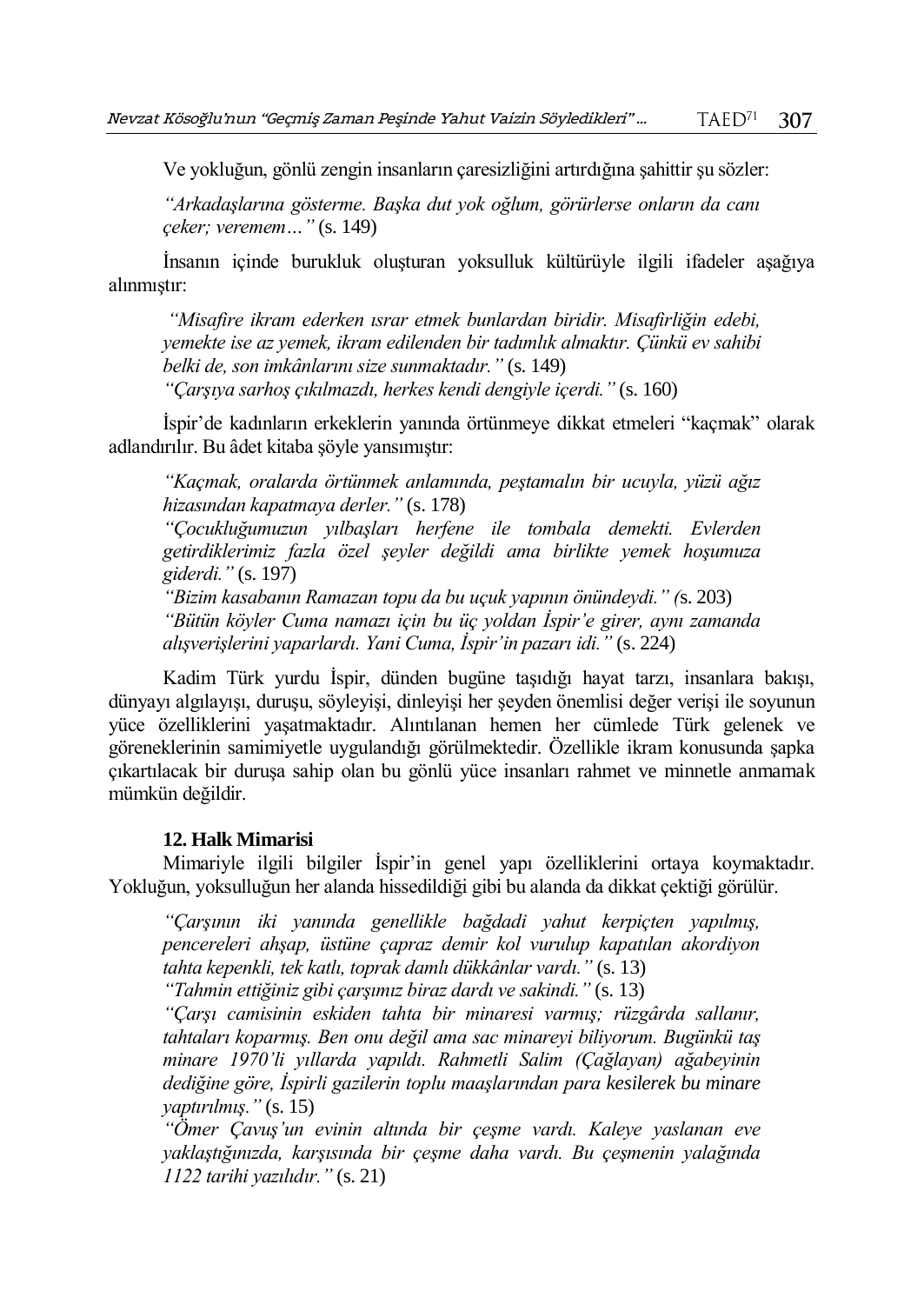Ve yokluğun, gönlü zengin insanların çaresizliğini artırdığına şahittir şu sözler:

> *"Arkadaşlarına gösterme. Başka dut yok oğlum, görürlerse onların da canı çeker; veremem…"* (s. 149)

İnsanın içinde burukluk oluşturan yoksulluk kültürüyle ilgili ifadeler aşağıya alınmıştır:

> *"Misafire ikram ederken ısrar etmek bunlardan biridir. Misafirliğin edebi, yemekte ise az yemek, ikram edilenden bir tadımlık almaktır. Çünkü ev sahibi belki de, son imkânlarını size sunmaktadır."* (s. 149)
>
> *"Çarşıya sarhoş çıkılmazdı, herkes kendi dengiyle içerdi."* (s. 160)

İspir'de kadınların erkeklerin yanında örtünmeye dikkat etmeleri "kaçmak" olarak adlandırılır. Bu âdet kitaba şöyle yansımıştır:

> *"Kaçmak, oralarda örtünmek anlamında, peştamalın bir ucuyla, yüzü ağız hizasından kapatmaya derler."* (s. 178)
>
> *"Çocukluğumuzun yılbaşları herfene ile tombala demekti. Evlerden getirdiklerimiz fazla özel şeyler değildi ama birlikte yemek hoşumuza giderdi."* (s. 197)
>
> *"Bizim kasabanın Ramazan topu da bu uçuk yapının önündeydi." (*s. 203)
>
> *"Bütün köyler Cuma namazı için bu üç yoldan İspir'e girer, aynı zamanda alışverişlerini yaparlardı. Yani Cuma, İspir'in pazarı idi."* (s. 224)

Kadim Türk yurdu İspir, dünden bugüne taşıdığı hayat tarzı, insanlara bakışı, dünyayı algılayışı, duruşu, söyleyişi, dinleyişi her şeyden önemlisi değer verişi ile soyunun yüce özelliklerini yaşatmaktadır. Alıntılanan hemen her cümlede Türk gelenek ve göreneklerinin samimiyetle uygulandığı görülmektedir. Özellikle ikram konusunda şapka çıkartılacak bir duruşa sahip olan bu gönlü yüce insanları rahmet ve minnetle anmamak mümkün değildir.

### 12. Halk Mimarisi

Mimariyle ilgili bilgiler İspir'in genel yapı özelliklerini ortaya koymaktadır. Yokluğun, yoksulluğun her alanda hissedildiği gibi bu alanda da dikkat çektiği görülür.

> *"Çarşının iki yanında genellikle bağdadi yahut kerpiçten yapılmış, pencereleri ahşap, üstüne çapraz demir kol vurulup kapatılan akordiyon tahta kepenkli, tek katlı, toprak damlı dükkânlar vardı."* (s. 13)
>
> *"Tahmin ettiğiniz gibi çarşımız biraz dardı ve sakindi."* (s. 13)
>
> *"Çarşı camisinin eskiden tahta bir minaresi varmış; rüzgârda sallanır, tahtaları koparmış. Ben onu değil ama sac minareyi biliyorum. Bugünkü taş minare 1970'li yıllarda yapıldı. Rahmetli Salim (Çağlayan) ağabeyinin dediğine göre, İspirli gazilerin toplu maaşlarından para kesilerek bu minare yaptırılmış."* (s. 15)
>
> *"Ömer Çavuş'un evinin altında bir çeşme vardı. Kaleye yaslanan eve yaklaştığınızda, karşısında bir çeşme daha vardı. Bu çeşmenin yalağında 1122 tarihi yazılıdır."* (s. 21)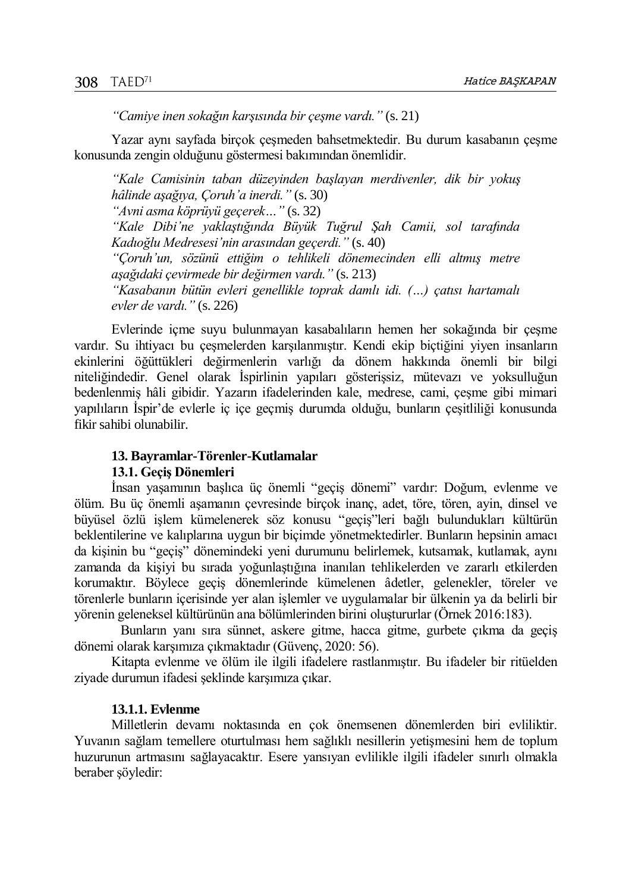*"Camiye inen sokağın karşısında bir çeşme vardı."* (s. 21)

Yazar aynı sayfada birçok çeşmeden bahsetmektedir. Bu durum kasabanın çeşme konusunda zengin olduğunu göstermesi bakımından önemlidir.

> *"Kale Camisinin taban düzeyinden başlayan merdivenler, dik bir yokuş hâlinde aşağıya, Çoruh'a inerdi."* (s. 30)
> *"Avni asma köprüyü geçerek…"* (s. 32)
> *"Kale Dibi'ne yaklaştığında Büyük Tuğrul Şah Camii, sol tarafında Kadıoğlu Medresesi'nin arasından geçerdi."* (s. 40)
> *"Çoruh'un, sözünü ettiğim o tehlikeli dönemecinden elli altmış metre aşağıdaki çevirmede bir değirmen vardı."* (s. 213)
> *"Kasabanın bütün evleri genellikle toprak damlı idi. (…) çatısı hartamalı evler de vardı."* (s. 226)

Evlerinde içme suyu bulunmayan kasabalıların hemen her sokağında bir çeşme vardır. Su ihtiyacı bu çeşmelerden karşılanmıştır. Kendi ekip biçtiğini yiyen insanların ekinlerini öğüttükleri değirmenlerin varlığı da dönem hakkında önemli bir bilgi niteliğindedir. Genel olarak İspirlinin yapıları gösterişsiz, mütevazı ve yoksulluğun bedenlenmiş hâli gibidir. Yazarın ifadelerinden kale, medrese, cami, çeşme gibi mimari yapılıların İspir'de evlerle iç içe geçmiş durumda olduğu, bunların çeşitliliği konusunda fikir sahibi olunabilir.

## 13. Bayramlar-Törenler-Kutlamalar

### 13.1. Geçiş Dönemleri

İnsan yaşamının başlıca üç önemli "geçiş dönemi" vardır: Doğum, evlenme ve ölüm. Bu üç önemli aşamanın çevresinde birçok inanç, adet, töre, tören, ayin, dinsel ve büyüsel özlü işlem kümelenerek söz konusu "geçiş"leri bağlı bulundukları kültürün beklentilerine ve kalıplarına uygun bir biçimde yönetmektedirler. Bunların hepsinin amacı da kişinin bu "geçiş" dönemindeki yeni durumunu belirlemek, kutsamak, kutlamak, aynı zamanda da kişiyi bu sırada yoğunlaştığına inanılan tehlikelerden ve zararlı etkilerden korumaktır. Böylece geçiş dönemlerinde kümelenen âdetler, gelenekler, töreler ve törenlerle bunların içerisinde yer alan işlemler ve uygulamalar bir ülkenin ya da belirli bir yörenin geleneksel kültürünün ana bölümlerinden birini oluştururlar (Örnek 2016:183).

Bunların yanı sıra sünnet, askere gitme, hacca gitme, gurbete çıkma da geçiş dönemi olarak karşımıza çıkmaktadır (Güvenç, 2020: 56).

Kitapta evlenme ve ölüm ile ilgili ifadelere rastlanmıştır. Bu ifadeler bir ritüelden ziyade durumun ifadesi şeklinde karşımıza çıkar.

#### 13.1.1. Evlenme

Milletlerin devamı noktasında en çok önemsenen dönemlerden biri evliliktir. Yuvanın sağlam temellere oturtulması hem sağlıklı nesillerin yetişmesini hem de toplum huzurunun artmasını sağlayacaktır. Esere yansıyan evlilikle ilgili ifadeler sınırlı olmakla beraber şöyledir: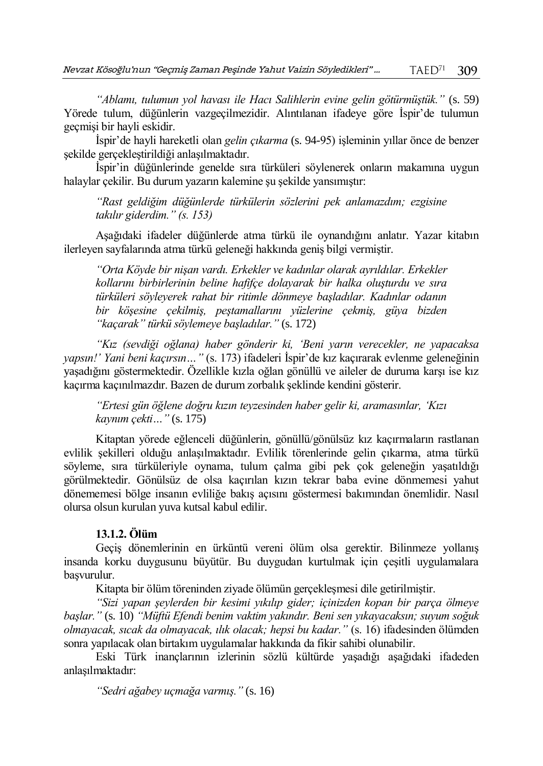*"Ablamı, tulumun yol havası ile Hacı Salihlerin evine gelin götürmüştük."* (s. 59) Yörede tulum, düğünlerin vazgeçilmezidir. Alıntılanan ifadeye göre İspir'de tulumun geçmişi bir hayli eskidir.

İspir'de hayli hareketli olan *gelin çıkarma* (s. 94-95) işleminin yıllar önce de benzer şekilde gerçekleştirildiği anlaşılmaktadır.

İspir'in düğünlerinde genelde sıra türküleri söylenerek onların makamına uygun halaylar çekilir. Bu durum yazarın kalemine şu şekilde yansımıştır:

> *"Rast geldiğim düğünlerde türkülerin sözlerini pek anlamazdım; ezgisine takılır giderdim." (s. 153)*

Aşağıdaki ifadeler düğünlerde atma türkü ile oynandığını anlatır. Yazar kitabın ilerleyen sayfalarında atma türkü geleneği hakkında geniş bilgi vermiştir.

> *"Orta Köyde bir nişan vardı. Erkekler ve kadınlar olarak ayrıldılar. Erkekler kollarını birbirlerinin beline hafifçe dolayarak bir halka oluşturdu ve sıra türküleri söyleyerek rahat bir ritimle dönmeye başladılar. Kadınlar odanın bir köşesine çekilmiş, peştamallarını yüzlerine çekmiş, güya bizden "kaçarak" türkü söylemeye başladılar."* (s. 172)

*"Kız (sevdiği oğlana) haber gönderir ki, 'Beni yarın verecekler, ne yapacaksa yapsın!' Yani beni kaçırsın…"* (s. 173) ifadeleri İspir'de kız kaçırarak evlenme geleneğinin yaşadığını göstermektedir. Özellikle kızla oğlan gönüllü ve aileler de duruma karşı ise kız kaçırma kaçınılmazdır. Bazen de durum zorbalık şeklinde kendini gösterir.

> *"Ertesi gün öğlene doğru kızın teyzesinden haber gelir ki, aramasınlar, 'Kızı kaynım çekti…"* (s. 175)

Kitaptan yörede eğlenceli düğünlerin, gönüllü/gönülsüz kız kaçırmaların rastlanan evlilik şekilleri olduğu anlaşılmaktadır. Evlilik törenlerinde gelin çıkarma, atma türkü söyleme, sıra türküleriyle oynama, tulum çalma gibi pek çok geleneğin yaşatıldığı görülmektedir. Gönülsüz de olsa kaçırılan kızın tekrar baba evine dönmemesi yahut dönememesi bölge insanın evliliğe bakış açısını göstermesi bakımından önemlidir. Nasıl olursa olsun kurulan yuva kutsal kabul edilir.

#### 13.1.2. Ölüm

Geçiş dönemlerinin en ürküntü vereni ölüm olsa gerektir. Bilinmeze yollanış insanda korku duygusunu büyütür. Bu duygudan kurtulmak için çeşitli uygulamalara başvurulur.

Kitapta bir ölüm töreninden ziyade ölümün gerçekleşmesi dile getirilmiştir.

*"Sizi yapan şeylerden bir kesimi yıkılıp gider; içinizden kopan bir parça ölmeye başlar."* (s. 10) *"Müftü Efendi benim vaktim yakındır. Beni sen yıkayacaksın; suyum soğuk olmayacak, sıcak da olmayacak, ılık olacak; hepsi bu kadar."* (s. 16) ifadesinden ölümden sonra yapılacak olan birtakım uygulamalar hakkında da fikir sahibi olunabilir.

Eski Türk inançlarının izlerinin sözlü kültürde yaşadığı aşağıdaki ifadeden anlaşılmaktadır:

> *"Sedri ağabey uçmağa varmış."* (s. 16)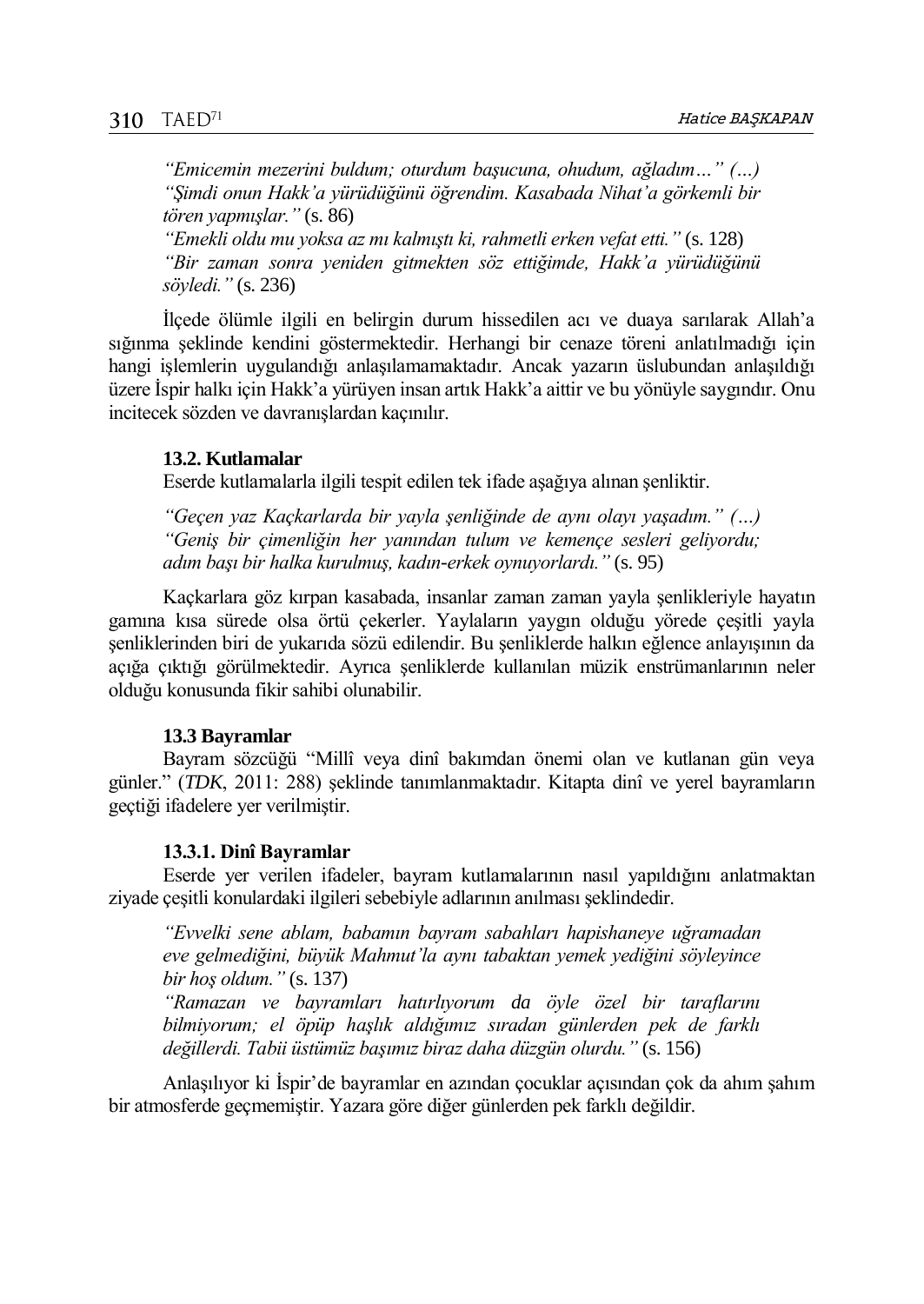*"Emicemin mezerini buldum; oturdum başucuna, ohudum, ağladım…" (…) "Şimdi onun Hakk'a yürüdüğünü öğrendim. Kasabada Nihat'a görkemli bir tören yapmışlar."* (s. 86)
*"Emekli oldu mu yoksa az mı kalmıştı ki, rahmetli erken vefat etti."* (s. 128)
*"Bir zaman sonra yeniden gitmekten söz ettiğimde, Hakk'a yürüdüğünü söyledi."* (s. 236)

İlçede ölümle ilgili en belirgin durum hissedilen acı ve duaya sarılarak Allah'a sığınma şeklinde kendini göstermektedir. Herhangi bir cenaze töreni anlatılmadığı için hangi işlemlerin uygulandığı anlaşılamamaktadır. Ancak yazarın üslubundan anlaşıldığı üzere İspir halkı için Hakk'a yürüyen insan artık Hakk'a aittir ve bu yönüyle saygındır. Onu incitecek sözden ve davranışlardan kaçınılır.

### 13.2. Kutlamalar

Eserde kutlamalarla ilgili tespit edilen tek ifade aşağıya alınan şenliktir.

*"Geçen yaz Kaçkarlarda bir yayla şenliğinde de aynı olayı yaşadım." (…) "Geniş bir çimenliğin her yanından tulum ve kemençe sesleri geliyordu; adım başı bir halka kurulmuş, kadın-erkek oynuyorlardı."* (s. 95)

Kaçkarlara göz kırpan kasabada, insanlar zaman zaman yayla şenlikleriyle hayatın gamına kısa sürede olsa örtü çekerler. Yaylaların yaygın olduğu yörede çeşitli yayla şenliklerinden biri de yukarıda sözü edilendir. Bu şenliklerde halkın eğlence anlayışının da açığa çıktığı görülmektedir. Ayrıca şenliklerde kullanılan müzik enstrümanlarının neler olduğu konusunda fikir sahibi olunabilir.

### 13.3 Bayramlar

Bayram sözcüğü "Millî veya dinî bakımdan önemi olan ve kutlanan gün veya günler." (*TDK*, 2011: 288) şeklinde tanımlanmaktadır. Kitapta dinî ve yerel bayramların geçtiği ifadelere yer verilmiştir.

#### 13.3.1. Dinî Bayramlar

Eserde yer verilen ifadeler, bayram kutlamalarının nasıl yapıldığını anlatmaktan ziyade çeşitli konulardaki ilgileri sebebiyle adlarının anılması şeklindedir.

*"Evvelki sene ablam, babamın bayram sabahları hapishaneye uğramadan eve gelmediğini, büyük Mahmut'la aynı tabaktan yemek yediğini söyleyince bir hoş oldum."* (s. 137)
*"Ramazan ve bayramları hatırlıyorum da öyle özel bir taraflarını bilmiyorum; el öpüp haşlık aldığımız sıradan günlerden pek de farklı değillerdi. Tabii üstümüz başımız biraz daha düzgün olurdu."* (s. 156)

Anlaşılıyor ki İspir'de bayramlar en azından çocuklar açısından çok da ahım şahım bir atmosferde geçmemiştir. Yazara göre diğer günlerden pek farklı değildir.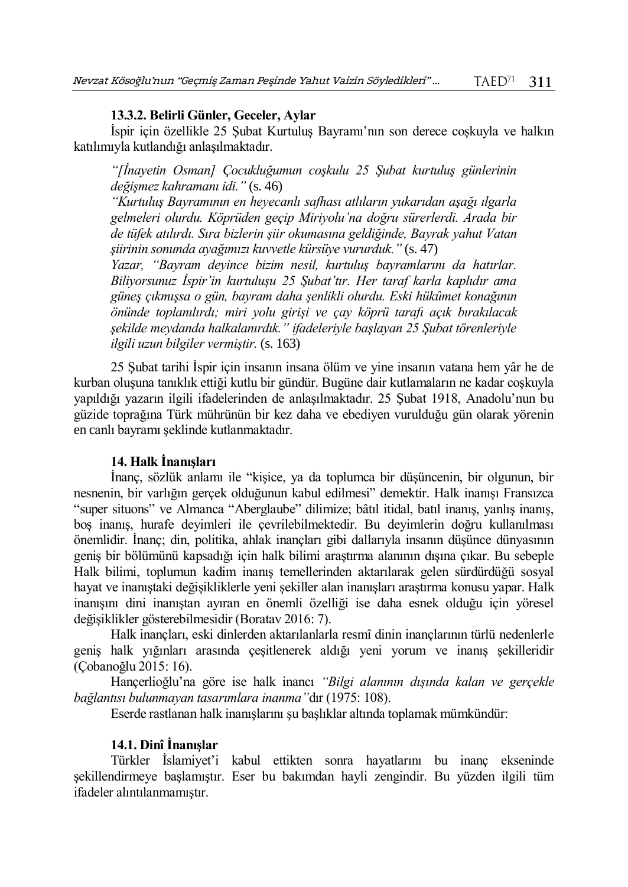#### 13.3.2. Belirli Günler, Geceler, Aylar

İspir için özellikle 25 Şubat Kurtuluş Bayramı'nın son derece coşkuyla ve halkın katılımıyla kutlandığı anlaşılmaktadır.

> *"[İnayetin Osman] Çocukluğumun coşkulu 25 Şubat kurtuluş günlerinin değişmez kahramanı idi."* (s. 46)
>
> *"Kurtuluş Bayramının en heyecanlı safhası atlıların yukarıdan aşağı ılgarla gelmeleri olurdu. Köprüden geçip Miriyolu'na doğru sürerlerdi. Arada bir de tüfek atılırdı. Sıra bizlerin şiir okumasına geldiğinde, Bayrak yahut Vatan şiirinin sonunda ayağımızı kuvvetle kürsüye vururduk."* (s. 47)
>
> *Yazar, "Bayram deyince bizim nesil, kurtuluş bayramlarını da hatırlar. Biliyorsunuz İspir'in kurtuluşu 25 Şubat'tır. Her taraf karla kaplıdır ama güneş çıkmışsa o gün, bayram daha şenlikli olurdu. Eski hükûmet konağının önünde toplanılırdı; miri yolu girişi ve çay köprü tarafı açık bırakılacak şekilde meydanda halkalanırdık." ifadeleriyle başlayan 25 Şubat törenleriyle ilgili uzun bilgiler vermiştir.* (s. 163)

25 Şubat tarihi İspir için insanın insana ölüm ve yine insanın vatana hem yâr he de kurban oluşuna tanıklık ettiği kutlu bir gündür. Bugüne dair kutlamaların ne kadar coşkuyla yapıldığı yazarın ilgili ifadelerinden de anlaşılmaktadır. 25 Şubat 1918, Anadolu'nun bu güzide toprağına Türk mührünün bir kez daha ve ebediyen vurulduğu gün olarak yörenin en canlı bayramı şeklinde kutlanmaktadır.

## 14. Halk İnanışları

İnanç, sözlük anlamı ile "kişice, ya da toplumca bir düşüncenin, bir olgunun, bir nesnenin, bir varlığın gerçek olduğunun kabul edilmesi" demektir. Halk inanışı Fransızca "super situons" ve Almanca "Aberglaube" dilimize; bâtıl itidal, batıl inanış, yanlış inanış, boş inanış, hurafe deyimleri ile çevrilebilmektedir. Bu deyimlerin doğru kullanılması önemlidir. İnanç; din, politika, ahlak inançları gibi dallarıyla insanın düşünce dünyasının geniş bir bölümünü kapsadığı için halk bilimi araştırma alanının dışına çıkar. Bu sebeple Halk bilimi, toplumun kadim inanış temellerinden aktarılarak gelen sürdürdüğü sosyal hayat ve inanıştaki değişikliklerle yeni şekiller alan inanışları araştırma konusu yapar. Halk inanışını dini inanıştan ayıran en önemli özelliği ise daha esnek olduğu için yöresel değişiklikler gösterebilmesidir (Boratav 2016: 7).

Halk inançları, eski dinlerden aktarılanlarla resmî dinin inançlarının türlü nedenlerle geniş halk yığınları arasında çeşitlenerek aldığı yeni yorum ve inanış şekilleridir (Çobanoğlu 2015: 16).

Hançerlioğlu'na göre ise halk inancı *"Bilgi alanının dışında kalan ve gerçekle bağlantısı bulunmayan tasarımlara inanma"*dır (1975: 108).

Eserde rastlanan halk inanışlarını şu başlıklar altında toplamak mümkündür:

### 14.1. Dinî İnanışlar

Türkler İslamiyet'i kabul ettikten sonra hayatlarını bu inanç ekseninde şekillendirmeye başlamıştır. Eser bu bakımdan hayli zengindir. Bu yüzden ilgili tüm ifadeler alıntılanmamıştır.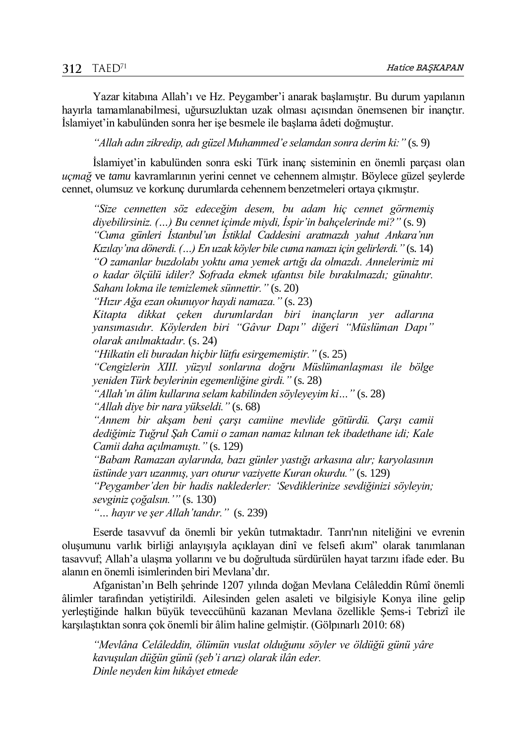Yazar kitabına Allah'ı ve Hz. Peygamber'i anarak başlamıştır. Bu durum yapılanın hayırla tamamlanabilmesi, uğursuzluktan uzak olması açısından önemsenen bir inançtır. İslamiyet'in kabulünden sonra her işe besmele ile başlama âdeti doğmuştur.

*"Allah adın zikredip, adı güzel Muhammed'e selamdan sonra derim ki:"* (s. 9)

İslamiyet'in kabulünden sonra eski Türk inanç sisteminin en önemli parçası olan *uçmağ* ve *tamu* kavramlarının yerini cennet ve cehennem almıştır. Böylece güzel şeylerde cennet, olumsuz ve korkunç durumlarda cehennem benzetmeleri ortaya çıkmıştır.

> *"Size cennetten söz edeceğim desem, bu adam hiç cennet görmemiş diyebilirsiniz. (…) Bu cennet içimde miydi, İspir'in bahçelerinde mi?"* (s. 9)
> *"Cuma günleri İstanbul'un İstiklal Caddesini aratmazdı yahut Ankara'nın Kızılay'ına dönerdi. (…) En uzak köyler bile cuma namazı için gelirlerdi."* (s. 14)
> *"O zamanlar buzdolabı yoktu ama yemek artığı da olmazdı. Annelerimiz mi o kadar ölçülü idiler? Sofrada ekmek ufantısı bile bırakılmazdı; günahtır. Sahanı lokma ile temizlemek sünnettir."* (s. 20)
> *"Hızır Ağa ezan okunuyor haydi namaza."* (s. 23)
> *Kitapta dikkat çeken durumlardan biri inançların yer adlarına yansımasıdır. Köylerden biri "Gâvur Dapı" diğeri "Müslüman Dapı" olarak anılmaktadır.* (s. 24)
> *"Hilkatin eli buradan hiçbir lütfu esirgememiştir."* (s. 25)
> *"Cengizlerin XIII. yüzyıl sonlarına doğru Müslümanlaşması ile bölge yeniden Türk beylerinin egemenliğine girdi."* (s. 28)
> *"Allah'ın âlim kullarına selam kabilinden söyleyeyim ki…"* (s. 28)
> *"Allah diye bir nara yükseldi."* (s. 68)
> *"Annem bir akşam beni çarşı camiine mevlide götürdü. Çarşı camii dediğimiz Tuğrul Şah Camii o zaman namaz kılınan tek ibadethane idi; Kale Camii daha açılmamıştı."* (s. 129)
> *"Babam Ramazan aylarında, bazı günler yastığı arkasına alır; karyolasının üstünde yarı uzanmış, yarı oturur vaziyette Kuran okurdu."* (s. 129)
> *"Peygamber'den bir hadis naklederler: 'Sevdiklerinize sevdiğinizi söyleyin; sevginiz çoğalsın.'"* (s. 130)
> *"… hayır ve şer Allah'tandır."* (s. 239)

Eserde tasavvuf da önemli bir yekûn tutmaktadır. Tanrı'nın niteliğini ve evrenin oluşumunu varlık birliği anlayışıyla açıklayan dinî ve felsefi akım" olarak tanımlanan tasavvuf; Allah'a ulaşma yollarını ve bu doğrultuda sürdürülen hayat tarzını ifade eder. Bu alanın en önemli isimlerinden biri Mevlana'dır.

Afganistan'ın Belh şehrinde 1207 yılında doğan Mevlana Celâleddin Rûmî önemli âlimler tarafından yetiştirildi. Ailesinden gelen asaleti ve bilgisiyle Konya iline gelip yerleştiğinde halkın büyük teveccühünü kazanan Mevlana özellikle Şems-i Tebrizî ile karşılaştıktan sonra çok önemli bir âlim haline gelmiştir. (Gölpınarlı 2010: 68)

> *"Mevlâna Celâleddin, ölümün vuslat olduğunu söyler ve öldüğü günü yâre kavuşulan düğün günü (şeb'i aruz) olarak ilân eder.*
> *Dinle neyden kim hikâyet etmede*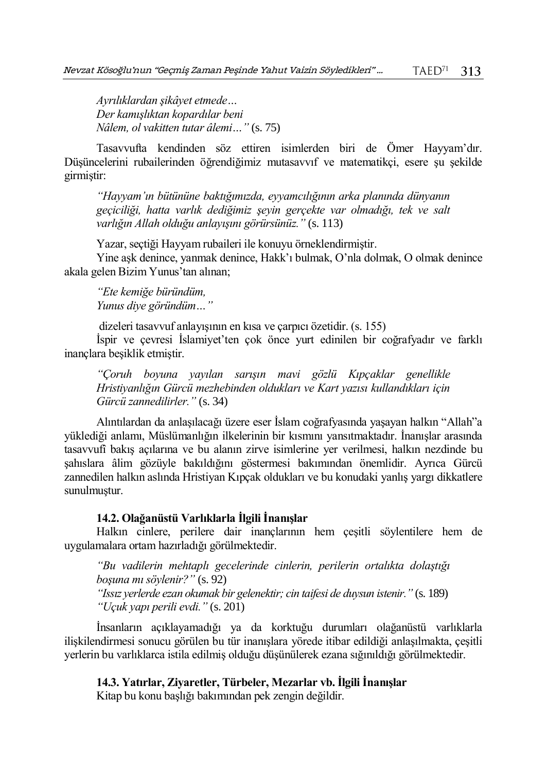*Ayrılıklardan şikâyet etmede…*
*Der kamışlıktan kopardılar beni*
*Nâlem, ol vakitten tutar âlemi…"* (s. 75)

Tasavvufta kendinden söz ettiren isimlerden biri de Ömer Hayyam'dır. Düşüncelerini rubailerinden öğrendiğimiz mutasavvıf ve matematikçi, esere şu şekilde girmiştir:

> *"Hayyam'ın bütününe baktığımızda, eyyamcılığının arka planında dünyanın geçiciliği, hatta varlık dediğimiz şeyin gerçekte var olmadığı, tek ve salt varlığın Allah olduğu anlayışını görürsünüz."* (s. 113)

Yazar, seçtiği Hayyam rubaileri ile konuyu örneklendirmiştir.

Yine aşk denince, yanmak denince, Hakk'ı bulmak, O'nla dolmak, O olmak denince akala gelen Bizim Yunus'tan alınan;

> *"Ete kemiğe büründüm,*
> *Yunus diye göründüm…"*

dizeleri tasavvuf anlayışının en kısa ve çarpıcı özetidir. (s. 155)

İspir ve çevresi İslamiyet'ten çok önce yurt edinilen bir coğrafyadır ve farklı inançlara beşiklik etmiştir.

> *"Çoruh boyuna yayılan sarışın mavi gözlü Kıpçaklar genellikle Hristiyanlığın Gürcü mezhebinden oldukları ve Kart yazısı kullandıkları için Gürcü zannedilirler."* (s. 34)

Alıntılardan da anlaşılacağı üzere eser İslam coğrafyasında yaşayan halkın "Allah"a yüklediği anlamı, Müslümanlığın ilkelerinin bir kısmını yansıtmaktadır. İnanışlar arasında tasavvufî bakış açılarına ve bu alanın zirve isimlerine yer verilmesi, halkın nezdinde bu şahıslara âlim gözüyle bakıldığını göstermesi bakımından önemlidir. Ayrıca Gürcü zannedilen halkın aslında Hristiyan Kıpçak oldukları ve bu konudaki yanlış yargı dikkatlere sunulmuştur.

### 14.2. Olağanüstü Varlıklarla İlgili İnanışlar

Halkın cinlere, perilere dair inançlarının hem çeşitli söylentilere hem de uygulamalara ortam hazırladığı görülmektedir.

> *"Bu vadilerin mehtaplı gecelerinde cinlerin, perilerin ortalıkta dolaştığı boşuna mı söylenir?"* (s. 92)
> *"Issız yerlerde ezan okumak bir gelenektir; cin taifesi de duysun istenir."* (s. 189)
> *"Uçuk yapı perili evdi."* (s. 201)

İnsanların açıklayamadığı ya da korktuğu durumları olağanüstü varlıklarla ilişkilendirmesi sonucu görülen bu tür inanışlara yörede itibar edildiği anlaşılmakta, çeşitli yerlerin bu varlıklarca istila edilmiş olduğu düşünülerek ezana sığınıldığı görülmektedir.

### 14.3. Yatırlar, Ziyaretler, Türbeler, Mezarlar vb. İlgili İnanışlar

Kitap bu konu başlığı bakımından pek zengin değildir.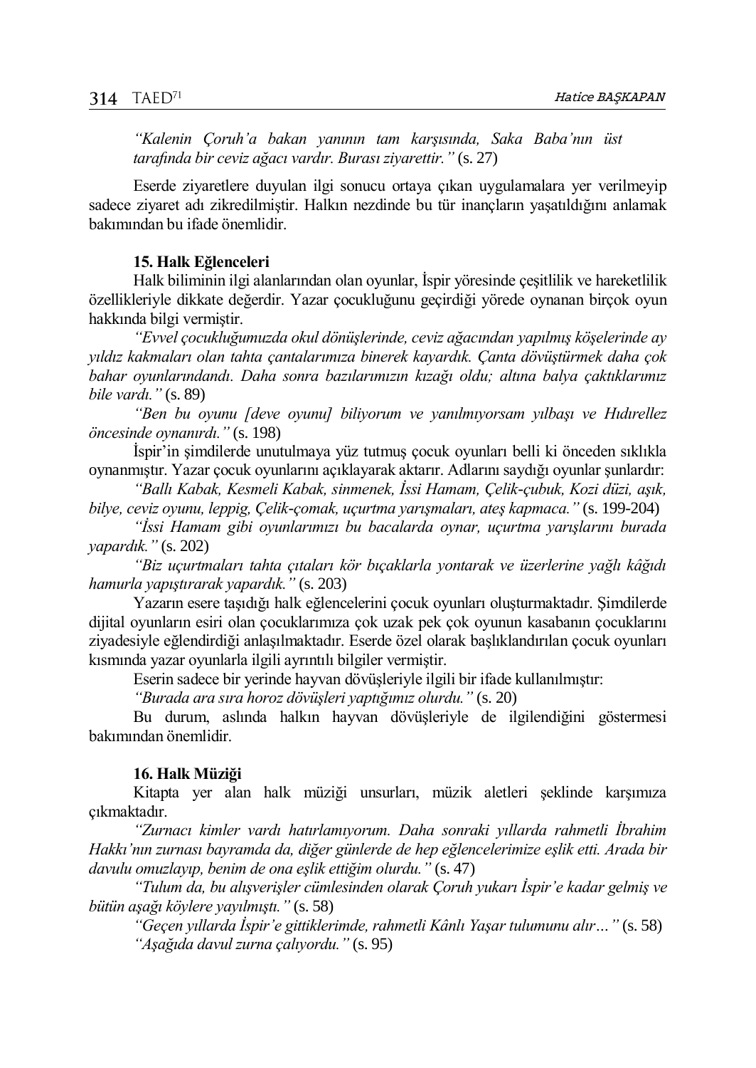*"Kalenin Çoruh'a bakan yanının tam karşısında, Saka Baba'nın üst tarafında bir ceviz ağacı vardır. Burası ziyarettir."* (s. 27)

Eserde ziyaretlere duyulan ilgi sonucu ortaya çıkan uygulamalara yer verilmeyip sadece ziyaret adı zikredilmiştir. Halkın nezdinde bu tür inançların yaşatıldığını anlamak bakımından bu ifade önemlidir.

### 15. Halk Eğlenceleri

Halk biliminin ilgi alanlarından olan oyunlar, İspir yöresinde çeşitlilik ve hareketlilik özellikleriyle dikkate değerdir. Yazar çocukluğunu geçirdiği yörede oynanan birçok oyun hakkında bilgi vermiştir.

*"Evvel çocukluğumuzda okul dönüşlerinde, ceviz ağacından yapılmış köşelerinde ay yıldız kakmaları olan tahta çantalarımıza binerek kayardık. Çanta dövüştürmek daha çok bahar oyunlarındandı. Daha sonra bazılarımızın kızağı oldu; altına balya çaktıklarımız bile vardı."* (s. 89)

*"Ben bu oyunu [deve oyunu] biliyorum ve yanılmıyorsam yılbaşı ve Hıdırellez öncesinde oynanırdı."* (s. 198)

İspir'in şimdilerde unutulmaya yüz tutmuş çocuk oyunları belli ki önceden sıklıkla oynanmıştır. Yazar çocuk oyunlarını açıklayarak aktarır. Adlarını saydığı oyunlar şunlardır:

*"Ballı Kabak, Kesmeli Kabak, sinmenek, İssi Hamam, Çelik-çubuk, Kozi düzi, aşık, bilye, ceviz oyunu, leppig, Çelik-çomak, uçurtma yarışmaları, ateş kapmaca."* (s. 199-204)

*"İssi Hamam gibi oyunlarımızı bu bacalarda oynar, uçurtma yarışlarını burada yapardık."* (s. 202)

*"Biz uçurtmaları tahta çıtaları kör bıçaklarla yontarak ve üzerlerine yağlı kâğıdı hamurla yapıştırarak yapardık."* (s. 203)

Yazarın esere taşıdığı halk eğlencelerini çocuk oyunları oluşturmaktadır. Şimdilerde dijital oyunların esiri olan çocuklarımıza çok uzak pek çok oyunun kasabanın çocuklarını ziyadesiyle eğlendirdiği anlaşılmaktadır. Eserde özel olarak başlıklandırılan çocuk oyunları kısmında yazar oyunlarla ilgili ayrıntılı bilgiler vermiştir.

Eserin sadece bir yerinde hayvan dövüşleriyle ilgili bir ifade kullanılmıştır:

*"Burada ara sıra horoz dövüşleri yaptığımız olurdu."* (s. 20)

Bu durum, aslında halkın hayvan dövüşleriyle de ilgilendiğini göstermesi bakımından önemlidir.

### 16. Halk Müziği

Kitapta yer alan halk müziği unsurları, müzik aletleri şeklinde karşımıza çıkmaktadır.

*"Zurnacı kimler vardı hatırlamıyorum. Daha sonraki yıllarda rahmetli İbrahim Hakkı'nın zurnası bayramda da, diğer günlerde de hep eğlencelerimize eşlik etti. Arada bir davulu omuzlayıp, benim de ona eşlik ettiğim olurdu."* (s. 47)

*"Tulum da, bu alışverişler cümlesinden olarak Çoruh yukarı İspir'e kadar gelmiş ve bütün aşağı köylere yayılmıştı."* (s. 58)

*"Geçen yıllarda İspir'e gittiklerimde, rahmetli Kânlı Yaşar tulumunu alır…"* (s. 58)

*"Aşağıda davul zurna çalıyordu."* (s. 95)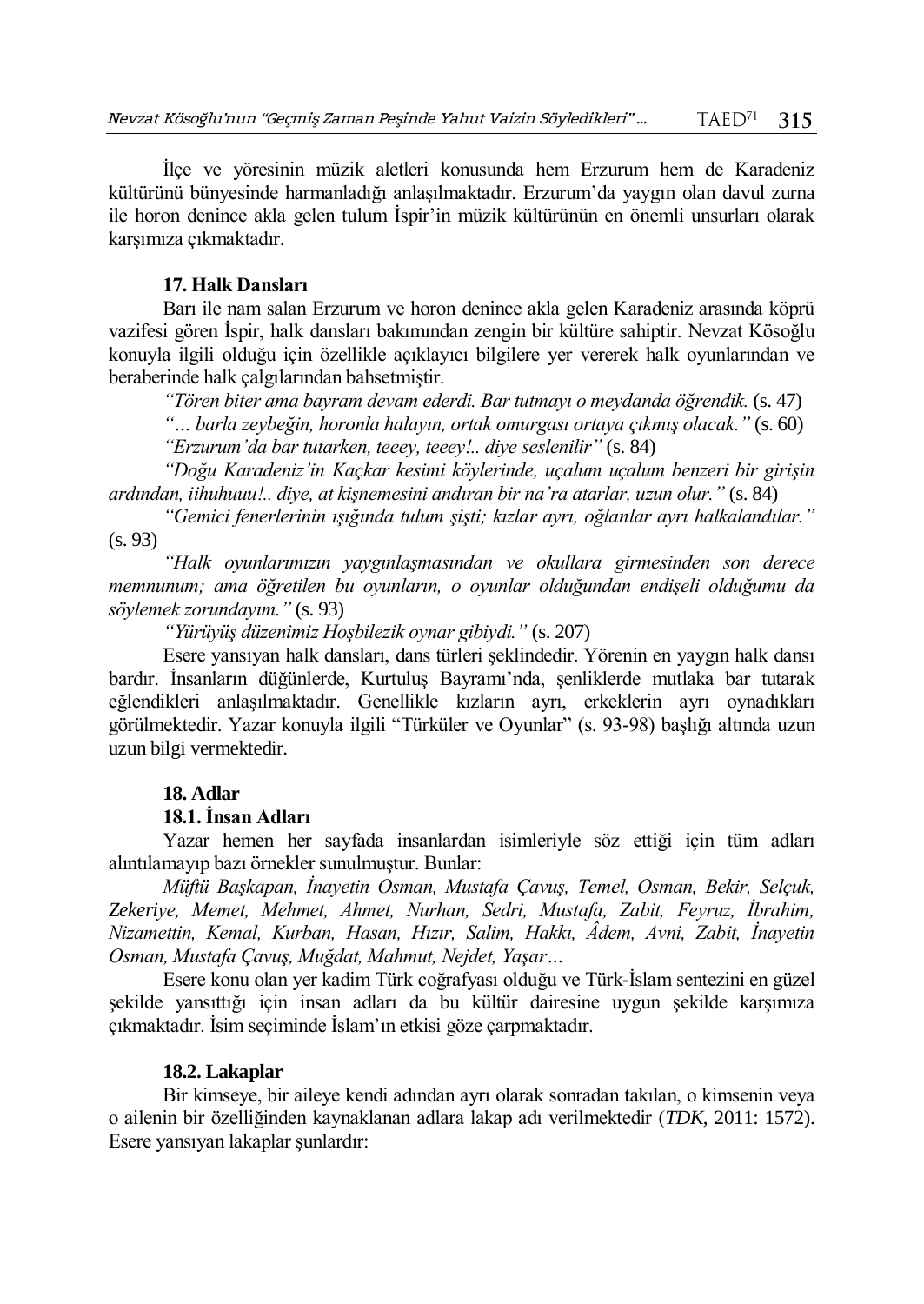İlçe ve yöresinin müzik aletleri konusunda hem Erzurum hem de Karadeniz kültürünü bünyesinde harmanladığı anlaşılmaktadır. Erzurum'da yaygın olan davul zurna ile horon denince akla gelen tulum İspir'in müzik kültürünün en önemli unsurları olarak karşımıza çıkmaktadır.

### 17. Halk Dansları

Barı ile nam salan Erzurum ve horon denince akla gelen Karadeniz arasında köprü vazifesi gören İspir, halk dansları bakımından zengin bir kültüre sahiptir. Nevzat Kösoğlu konuyla ilgili olduğu için özellikle açıklayıcı bilgilere yer vererek halk oyunlarından ve beraberinde halk çalgılarından bahsetmiştir.

*"Tören biter ama bayram devam ederdi. Bar tutmayı o meydanda öğrendik.* (s. 47)

*"… barla zeybeğin, horonla halayın, ortak omurgası ortaya çıkmış olacak."* (s. 60)

*"Erzurum'da bar tutarken, teeey, teeey!.. diye seslenilir"* (s. 84)

*"Doğu Karadeniz'in Kaçkar kesimi köylerinde, uçalum uçalum benzeri bir girişin ardından, iihuhuuu!.. diye, at kişnemesini andıran bir na'ra atarlar, uzun olur."* (s. 84)

*"Gemici fenerlerinin ışığında tulum şişti; kızlar ayrı, oğlanlar ayrı halkalandılar."* (s. 93)

*"Halk oyunlarımızın yaygınlaşmasından ve okullara girmesinden son derece memnunum; ama öğretilen bu oyunların, o oyunlar olduğundan endişeli olduğumu da söylemek zorundayım."* (s. 93)

*"Yürüyüş düzenimiz Hoşbilezik oynar gibiydi."* (s. 207)

Esere yansıyan halk dansları, dans türleri şeklindedir. Yörenin en yaygın halk dansı bardır. İnsanların düğünlerde, Kurtuluş Bayramı'nda, şenliklerde mutlaka bar tutarak eğlendikleri anlaşılmaktadır. Genellikle kızların ayrı, erkeklerin ayrı oynadıkları görülmektedir. Yazar konuyla ilgili "Türküler ve Oyunlar" (s. 93-98) başlığı altında uzun uzun bilgi vermektedir.

### 18. Adlar

#### 18.1. İnsan Adları

Yazar hemen her sayfada insanlardan isimleriyle söz ettiği için tüm adları alıntılamayıp bazı örnekler sunulmuştur. Bunlar:

*Müftü Başkapan, İnayetin Osman, Mustafa Çavuş, Temel, Osman, Bekir, Selçuk, Zekeriye, Memet, Mehmet, Ahmet, Nurhan, Sedri, Mustafa, Zabit, Feyruz, İbrahim, Nizamettin, Kemal, Kurban, Hasan, Hızır, Salim, Hakkı, Âdem, Avni, Zabit, İnayetin Osman, Mustafa Çavuş, Muğdat, Mahmut, Nejdet, Yaşar…*

Esere konu olan yer kadim Türk coğrafyası olduğu ve Türk-İslam sentezini en güzel şekilde yansıttığı için insan adları da bu kültür dairesine uygun şekilde karşımıza çıkmaktadır. İsim seçiminde İslam'ın etkisi göze çarpmaktadır.

#### 18.2. Lakaplar

Bir kimseye, bir aileye kendi adından ayrı olarak sonradan takılan, o kimsenin veya o ailenin bir özelliğinden kaynaklanan adlara lakap adı verilmektedir (*TDK*, 2011: 1572). Esere yansıyan lakaplar şunlardır: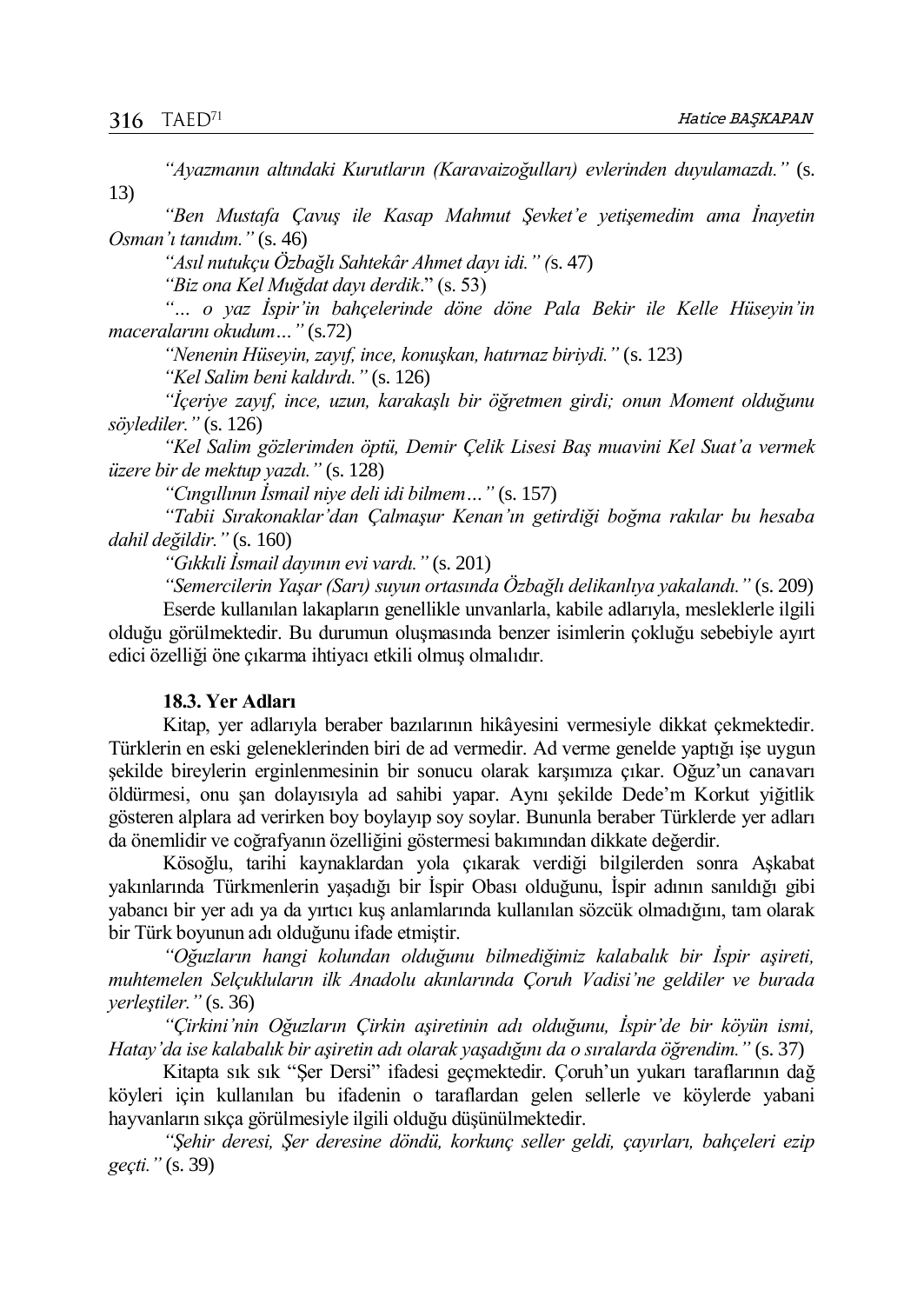*"Ayazmanın altındaki Kurutların (Karavaizoğulları) evlerinden duyulamazdı."* (s. 13)

*"Ben Mustafa Çavuş ile Kasap Mahmut Şevket'e yetişemedim ama İnayetin Osman'ı tanıdım."* (s. 46)

*"Asıl nutukçu Özbağlı Sahtekâr Ahmet dayı idi." (*s. 47)

*"Biz ona Kel Muğdat dayı derdik*." (s. 53)

*"… o yaz İspir'in bahçelerinde döne döne Pala Bekir ile Kelle Hüseyin'in maceralarını okudum…"* (s.72)

*"Nenenin Hüseyin, zayıf, ince, konuşkan, hatırnaz biriydi."* (s. 123)

*"Kel Salim beni kaldırdı."* (s. 126)

*"İçeriye zayıf, ince, uzun, karakaşlı bir öğretmen girdi; onun Moment olduğunu söylediler."* (s. 126)

*"Kel Salim gözlerimden öptü, Demir Çelik Lisesi Baş muavini Kel Suat'a vermek üzere bir de mektup yazdı."* (s. 128)

*"Cıngıllının İsmail niye deli idi bilmem…"* (s. 157)

*"Tabii Sırakonaklar'dan Çalmaşur Kenan'ın getirdiği boğma rakılar bu hesaba dahil değildir."* (s. 160)

*"Gıkkılı İsmail dayının evi vardı."* (s. 201)

*"Semercilerin Yaşar (Sarı) suyun ortasında Özbağlı delikanlıya yakalandı."* (s. 209)

Eserde kullanılan lakapların genellikle unvanlarla, kabile adlarıyla, mesleklerle ilgili olduğu görülmektedir. Bu durumun oluşmasında benzer isimlerin çokluğu sebebiyle ayırt edici özelliği öne çıkarma ihtiyacı etkili olmuş olmalıdır.

### 18.3. Yer Adları

Kitap, yer adlarıyla beraber bazılarının hikâyesini vermesiyle dikkat çekmektedir. Türklerin en eski geleneklerinden biri de ad vermedir. Ad verme genelde yaptığı işe uygun şekilde bireylerin erginlenmesinin bir sonucu olarak karşımıza çıkar. Oğuz'un canavarı öldürmesi, onu şan dolayısıyla ad sahibi yapar. Aynı şekilde Dede'm Korkut yiğitlik gösteren alplara ad verirken boy boylayıp soy soylar. Bununla beraber Türklerde yer adları da önemlidir ve coğrafyanın özelliğini göstermesi bakımından dikkate değerdir.

Kösoğlu, tarihi kaynaklardan yola çıkarak verdiği bilgilerden sonra Aşkabat yakınlarında Türkmenlerin yaşadığı bir İspir Obası olduğunu, İspir adının sanıldığı gibi yabancı bir yer adı ya da yırtıcı kuş anlamlarında kullanılan sözcük olmadığını, tam olarak bir Türk boyunun adı olduğunu ifade etmiştir.

*"Oğuzların hangi kolundan olduğunu bilmediğimiz kalabalık bir İspir aşireti, muhtemelen Selçukluların ilk Anadolu akınlarında Çoruh Vadisi'ne geldiler ve burada yerleştiler."* (s. 36)

*"Çirkini'nin Oğuzların Çirkin aşiretinin adı olduğunu, İspir'de bir köyün ismi, Hatay'da ise kalabalık bir aşiretin adı olarak yaşadığını da o sıralarda öğrendim."* (s. 37)

Kitapta sık sık "Şer Dersi" ifadesi geçmektedir. Çoruh'un yukarı taraflarının dağ köyleri için kullanılan bu ifadenin o taraflardan gelen sellerle ve köylerde yabani hayvanların sıkça görülmesiyle ilgili olduğu düşünülmektedir.

*"Şehir deresi, Şer deresine döndü, korkunç seller geldi, çayırları, bahçeleri ezip geçti."* (s. 39)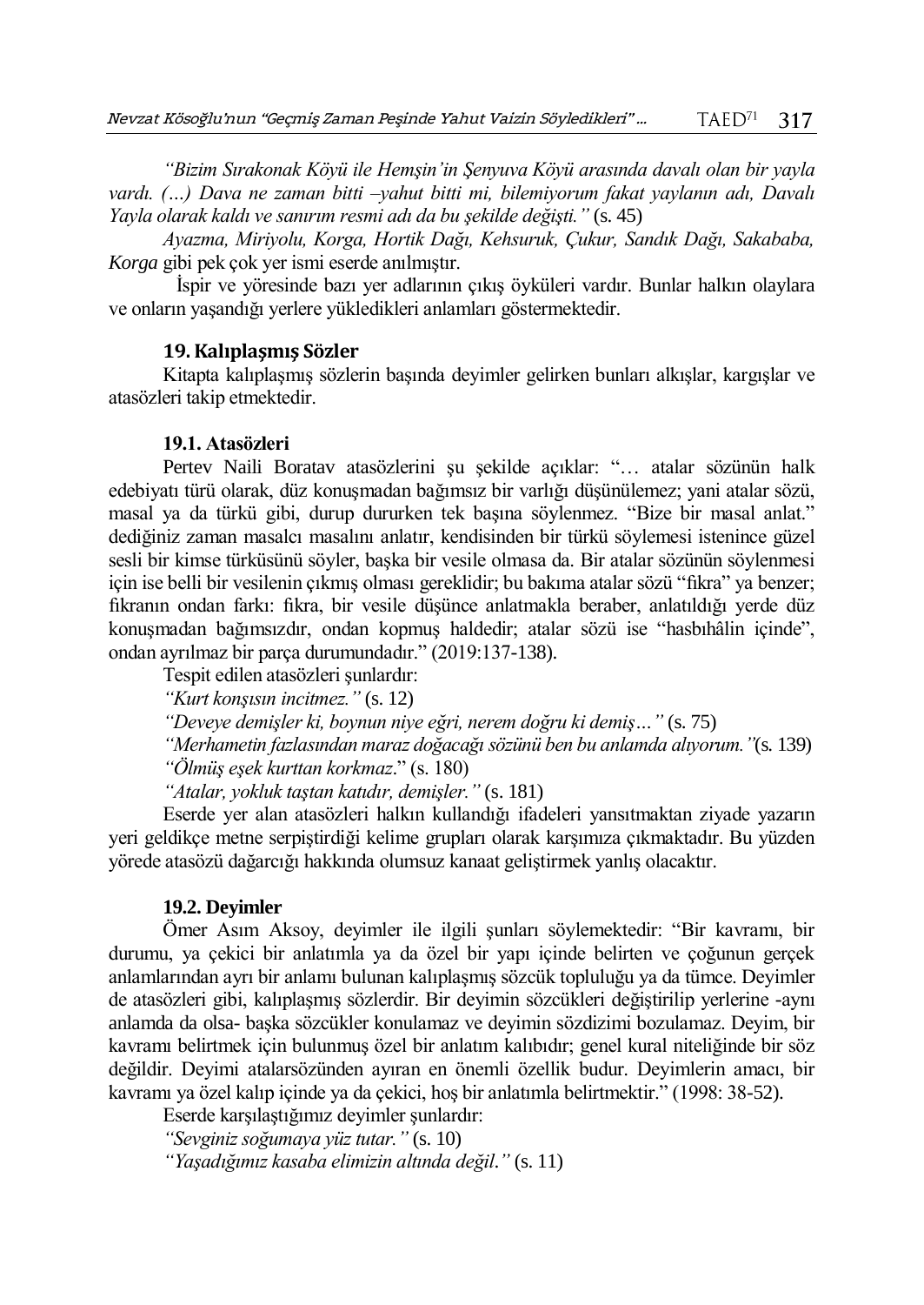*"Bizim Sırakonak Köyü ile Hemşin'in Şenyuva Köyü arasında davalı olan bir yayla vardı. (…) Dava ne zaman bitti –yahut bitti mi, bilemiyorum fakat yaylanın adı, Davalı Yayla olarak kaldı ve sanırım resmi adı da bu şekilde değişti."* (s. 45)

*Ayazma, Miriyolu, Korga, Hortik Dağı, Kehsuruk, Çukur, Sandık Dağı, Sakababa, Korga* gibi pek çok yer ismi eserde anılmıştır.

İspir ve yöresinde bazı yer adlarının çıkış öyküleri vardır. Bunlar halkın olaylara ve onların yaşandığı yerlere yükledikleri anlamları göstermektedir.

## 19. Kalıplaşmış Sözler

Kitapta kalıplaşmış sözlerin başında deyimler gelirken bunları alkışlar, kargışlar ve atasözleri takip etmektedir.

### 19.1. Atasözleri

Pertev Naili Boratav atasözlerini şu şekilde açıklar: "… atalar sözünün halk edebiyatı türü olarak, düz konuşmadan bağımsız bir varlığı düşünülemez; yani atalar sözü, masal ya da türkü gibi, durup dururken tek başına söylenmez. "Bize bir masal anlat." dediğiniz zaman masalcı masalını anlatır, kendisinden bir türkü söylemesi istenince güzel sesli bir kimse türküsünü söyler, başka bir vesile olmasa da. Bir atalar sözünün söylenmesi için ise belli bir vesilenin çıkmış olması gereklidir; bu bakıma atalar sözü "fıkra" ya benzer; fıkranın ondan farkı: fıkra, bir vesile düşünce anlatmakla beraber, anlatıldığı yerde düz konuşmadan bağımsızdır, ondan kopmuş haldedir; atalar sözü ise "hasbıhâlin içinde", ondan ayrılmaz bir parça durumundadır." (2019:137-138).

Tespit edilen atasözleri şunlardır:

*"Kurt konşısın incitmez."* (s. 12)

*"Deveye demişler ki, boynun niye eğri, nerem doğru ki demiş…"* (s. 75)

*"Merhametin fazlasından maraz doğacağı sözünü ben bu anlamda alıyorum."*(s. 139)

*"Ölmüş eşek kurttan korkmaz*." (s. 180)

*"Atalar, yokluk taştan katıdır, demişler."* (s. 181)

Eserde yer alan atasözleri halkın kullandığı ifadeleri yansıtmaktan ziyade yazarın yeri geldikçe metne serpiştirdiği kelime grupları olarak karşımıza çıkmaktadır. Bu yüzden yörede atasözü dağarcığı hakkında olumsuz kanaat geliştirmek yanlış olacaktır.

### 19.2. Deyimler

Ömer Asım Aksoy, deyimler ile ilgili şunları söylemektedir: "Bir kavramı, bir durumu, ya çekici bir anlatımla ya da özel bir yapı içinde belirten ve çoğunun gerçek anlamlarından ayrı bir anlamı bulunan kalıplaşmış sözcük topluluğu ya da tümce. Deyimler de atasözleri gibi, kalıplaşmış sözlerdir. Bir deyimin sözcükleri değiştirilip yerlerine -aynı anlamda da olsa- başka sözcükler konulamaz ve deyimin sözdizimi bozulamaz. Deyim, bir kavramı belirtmek için bulunmuş özel bir anlatım kalıbıdır; genel kural niteliğinde bir söz değildir. Deyimi atalarsözünden ayıran en önemli özellik budur. Deyimlerin amacı, bir kavramı ya özel kalıp içinde ya da çekici, hoş bir anlatımla belirtmektir." (1998: 38-52).

Eserde karşılaştığımız deyimler şunlardır:

*"Sevginiz soğumaya yüz tutar."* (s. 10)

*"Yaşadığımız kasaba elimizin altında değil."* (s. 11)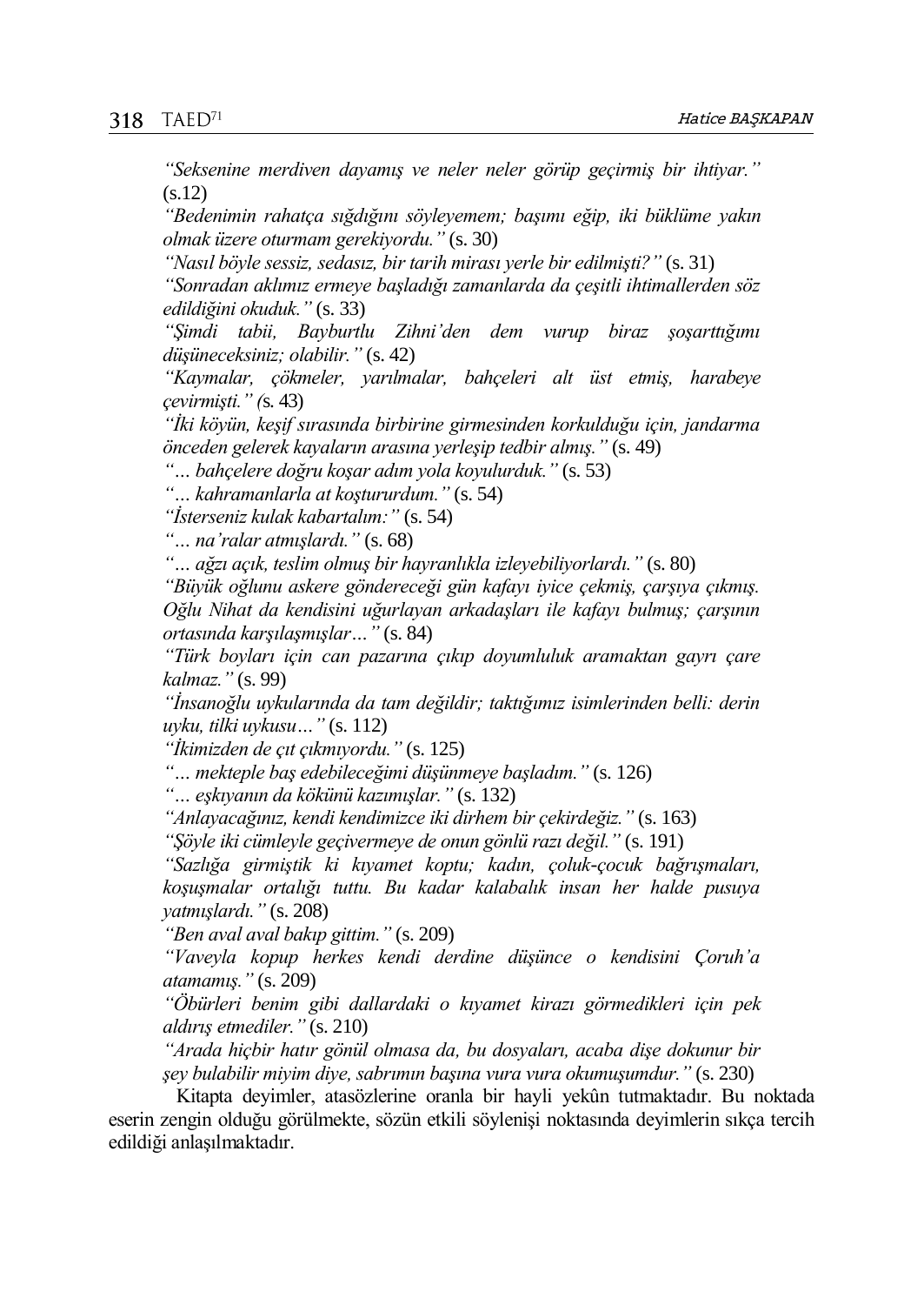*"Seksenine merdiven dayamış ve neler neler görüp geçirmiş bir ihtiyar."* (s.12)

*"Bedenimin rahatça sığdığını söyleyemem; başımı eğip, iki büklüme yakın olmak üzere oturmam gerekiyordu."* (s. 30)

*"Nasıl böyle sessiz, sedasız, bir tarih mirası yerle bir edilmişti?"* (s. 31)

*"Sonradan aklımız ermeye başladığı zamanlarda da çeşitli ihtimallerden söz edildiğini okuduk."* (s. 33)

*"Şimdi tabii, Bayburtlu Zihni'den dem vurup biraz şoşarttığımı düşüneceksiniz; olabilir."* (s. 42)

*"Kaymalar, çökmeler, yarılmalar, bahçeleri alt üst etmiş, harabeye çevirmişti." (*s. 43)

*"İki köyün, keşif sırasında birbirine girmesinden korkulduğu için, jandarma önceden gelerek kayaların arasına yerleşip tedbir almış."* (s. 49)

*"… bahçelere doğru koşar adım yola koyulurduk."* (s. 53)

*"… kahramanlarla at koştururdum."* (s. 54)

*"İsterseniz kulak kabartalım:"* (s. 54)

*"… na'ralar atmışlardı."* (s. 68)

*"… ağzı açık, teslim olmuş bir hayranlıkla izleyebiliyorlardı."* (s. 80)

*"Büyük oğlunu askere göndereceği gün kafayı iyice çekmiş, çarşıya çıkmış. Oğlu Nihat da kendisini uğurlayan arkadaşları ile kafayı bulmuş; çarşının ortasında karşılaşmışlar…"* (s. 84)

*"Türk boyları için can pazarına çıkıp doyumluluk aramaktan gayrı çare kalmaz."* (s. 99)

*"İnsanoğlu uykularında da tam değildir; taktığımız isimlerinden belli: derin uyku, tilki uykusu…"* (s. 112)

*"İkimizden de çıt çıkmıyordu."* (s. 125)

*"… mekteple baş edebileceğimi düşünmeye başladım."* (s. 126)

*"… eşkıyanın da kökünü kazımışlar."* (s. 132)

*"Anlayacağınız, kendi kendimizce iki dirhem bir çekirdeğiz."* (s. 163)

*"Şöyle iki cümleyle geçivermeye de onun gönlü razı değil."* (s. 191)

*"Sazlığa girmiştik ki kıyamet koptu; kadın, çoluk-çocuk bağrışmaları, koşuşmalar ortalığı tuttu. Bu kadar kalabalık insan her halde pusuya yatmışlardı."* (s. 208)

*"Ben aval aval bakıp gittim."* (s. 209)

*"Vaveyla kopup herkes kendi derdine düşünce o kendisini Çoruh'a atamamış."* (s. 209)

*"Öbürleri benim gibi dallardaki o kıyamet kirazı görmedikleri için pek aldırış etmediler."* (s. 210)

*"Arada hiçbir hatır gönül olmasa da, bu dosyaları, acaba dişe dokunur bir şey bulabilir miyim diye, sabrımın başına vura vura okumuşumdur."* (s. 230)

Kitapta deyimler, atasözlerine oranla bir hayli yekûn tutmaktadır. Bu noktada eserin zengin olduğu görülmekte, sözün etkili söylenişi noktasında deyimlerin sıkça tercih edildiği anlaşılmaktadır.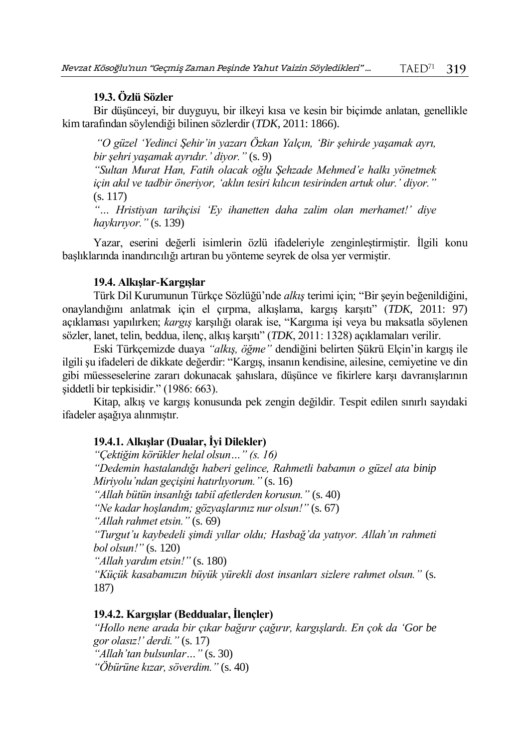### 19.3. Özlü Sözler

Bir düşünceyi, bir duyguyu, bir ilkeyi kısa ve kesin bir biçimde anlatan, genellikle kim tarafından söylendiği bilinen sözlerdir (*TDK*, 2011: 1866).

> *"O güzel 'Yedinci Şehir'in yazarı Özkan Yalçın, 'Bir şehirde yaşamak ayrı, bir şehri yaşamak ayrıdır.' diyor."* (s. 9)
>
> *"Sultan Murat Han, Fatih olacak oğlu Şehzade Mehmed'e halkı yönetmek için akıl ve tadbir öneriyor, 'aklın tesiri kılıcın tesirinden artuk olur.' diyor."* (s. 117)
>
> *"… Hristiyan tarihçisi 'Ey ihanetten daha zalim olan merhamet!' diye haykırıyor."* (s. 139)

Yazar, eserini değerli isimlerin özlü ifadeleriyle zenginleştirmiştir. İlgili konu başlıklarında inandırıcılığı artıran bu yönteme seyrek de olsa yer vermiştir.

### 19.4. Alkışlar-Kargışlar

Türk Dil Kurumunun Türkçe Sözlüğü'nde *alkış* terimi için; "Bir şeyin beğenildiğini, onaylandığını anlatmak için el çırpma, alkışlama, kargış karşıtı" (*TDK*, 2011: 97) açıklaması yapılırken; *kargış* karşılığı olarak ise, "Kargıma işi veya bu maksatla söylenen sözler, lanet, telin, beddua, ilenç, alkış karşıtı" (*TDK*, 2011: 1328) açıklamaları verilir.

Eski Türkçemizde duaya *"alkış, öğme"* dendiğini belirten Şükrü Elçin'in kargış ile ilgili şu ifadeleri de dikkate değerdir: "Kargış, insanın kendisine, ailesine, cemiyetine ve din gibi müesseselerine zararı dokunacak şahıslara, düşünce ve fikirlere karşı davranışlarının şiddetli bir tepkisidir." (1986: 663).

Kitap, alkış ve kargış konusunda pek zengin değildir. Tespit edilen sınırlı sayıdaki ifadeler aşağıya alınmıştır.

#### 19.4.1. Alkışlar (Dualar, İyi Dilekler)

*"Çektiğim körükler helal olsun…" (s. 16)*
*"Dedemin hastalandığı haberi gelince, Rahmetli babamın o güzel ata binip Miriyolu'ndan geçişini hatırlıyorum."* (s. 16)
*"Allah bütün insanlığı tabiî afetlerden korusun."* (s. 40)
*"Ne kadar hoşlandım; gözyaşlarınız nur olsun!"* (s. 67)
*"Allah rahmet etsin."* (s. 69)
*"Turgut'u kaybedeli şimdi yıllar oldu; Hasbağ'da yatıyor. Allah'ın rahmeti bol olsun!"* (s. 120)
*"Allah yardım etsin!"* (s. 180)
*"Küçük kasabamızın büyük yürekli dost insanları sizlere rahmet olsun."* (s. 187)

#### 19.4.2. Kargışlar (Beddualar, İlençler)

*"Hollo nene arada bir çıkar bağırır çağırır, kargışlardı. En çok da 'Gor be gor olasız!' derdi."* (s. 17)
*"Allah'tan bulsunlar…"* (s. 30)
*"Öbürüne kızar, söverdim."* (s. 40)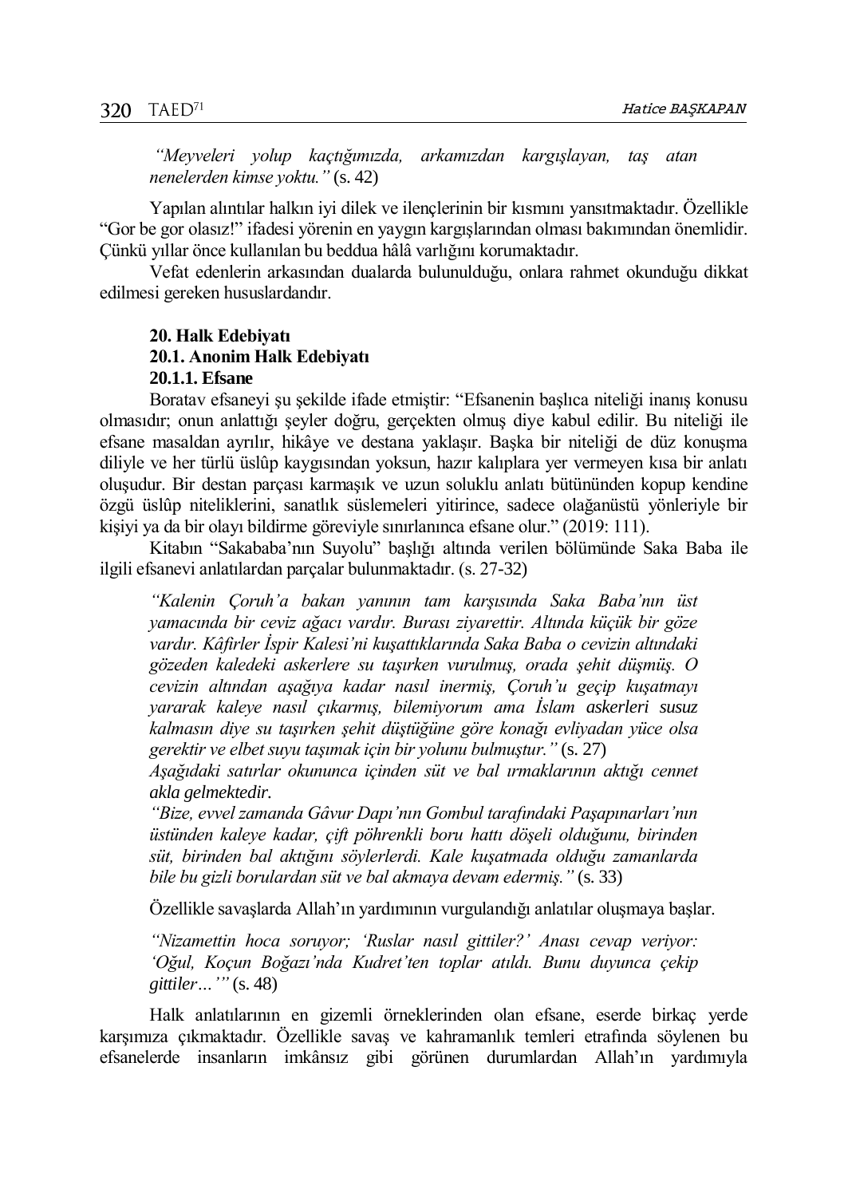*"Meyveleri yolup kaçtığımızda, arkamızdan kargışlayan, taş atan nenelerden kimse yoktu."* (s. 42)

Yapılan alıntılar halkın iyi dilek ve ilençlerinin bir kısmını yansıtmaktadır. Özellikle "Gor be gor olasız!" ifadesi yörenin en yaygın kargışlarından olması bakımından önemlidir. Çünkü yıllar önce kullanılan bu beddua hâlâ varlığını korumaktadır.

Vefat edenlerin arkasından dualarda bulunulduğu, onlara rahmet okunduğu dikkat edilmesi gereken hususlardandır.

**20. Halk Edebiyatı**

**20.1. Anonim Halk Edebiyatı**

**20.1.1. Efsane**

Boratav efsaneyi şu şekilde ifade etmiştir: "Efsanenin başlıca niteliği inanış konusu olmasıdır; onun anlattığı şeyler doğru, gerçekten olmuş diye kabul edilir. Bu niteliği ile efsane masaldan ayrılır, hikâye ve destana yaklaşır. Başka bir niteliği de düz konuşma diliyle ve her türlü üslûp kaygısından yoksun, hazır kalıplara yer vermeyen kısa bir anlatı oluşudur. Bir destan parçası karmaşık ve uzun soluklu anlatı bütününden kopup kendine özgü üslûp niteliklerini, sanatlık süslemeleri yitirince, sadece olağanüstü yönleriyle bir kişiyi ya da bir olayı bildirme göreviyle sınırlanınca efsane olur." (2019: 111).

Kitabın "Sakababa'nın Suyolu" başlığı altında verilen bölümünde Saka Baba ile ilgili efsanevi anlatılardan parçalar bulunmaktadır. (s. 27-32)

> *"Kalenin Çoruh'a bakan yanının tam karşısında Saka Baba'nın üst yamacında bir ceviz ağacı vardır. Burası ziyarettir. Altında küçük bir göze vardır. Kâfirler İspir Kalesi'ni kuşattıklarında Saka Baba o cevizin altındaki gözeden kaledeki askerlere su taşırken vurulmuş, orada şehit düşmüş. O cevizin altından aşağıya kadar nasıl inermiş, Çoruh'u geçip kuşatmayı yararak kaleye nasıl çıkarmış, bilemiyorum ama İslam askerleri susuz kalmasın diye su taşırken şehit düştüğüne göre konağı evliyadan yüce olsa gerektir ve elbet suyu taşımak için bir yolunu bulmuştur."* (s. 27)
>
> *Aşağıdaki satırlar okununca içinden süt ve bal ırmaklarının aktığı cennet akla gelmektedir.*
>
> *"Bize, evvel zamanda Gâvur Dapı'nın Gombul tarafındaki Paşapınarları'nın üstünden kaleye kadar, çift pöhrenkli boru hattı döşeli olduğunu, birinden süt, birinden bal aktığını söylerlerdi. Kale kuşatmada olduğu zamanlarda bile bu gizli borulardan süt ve bal akmaya devam edermiş."* (s. 33)

Özellikle savaşlarda Allah'ın yardımının vurgulandığı anlatılar oluşmaya başlar.

> *"Nizamettin hoca soruyor; 'Ruslar nasıl gittiler?' Anası cevap veriyor: 'Oğul, Koçun Boğazı'nda Kudret'ten toplar atıldı. Bunu duyunca çekip gittiler…'"* (s. 48)

Halk anlatılarının en gizemli örneklerinden olan efsane, eserde birkaç yerde karşımıza çıkmaktadır. Özellikle savaş ve kahramanlık temleri etrafında söylenen bu efsanelerde insanların imkânsız gibi görünen durumlardan Allah'ın yardımıyla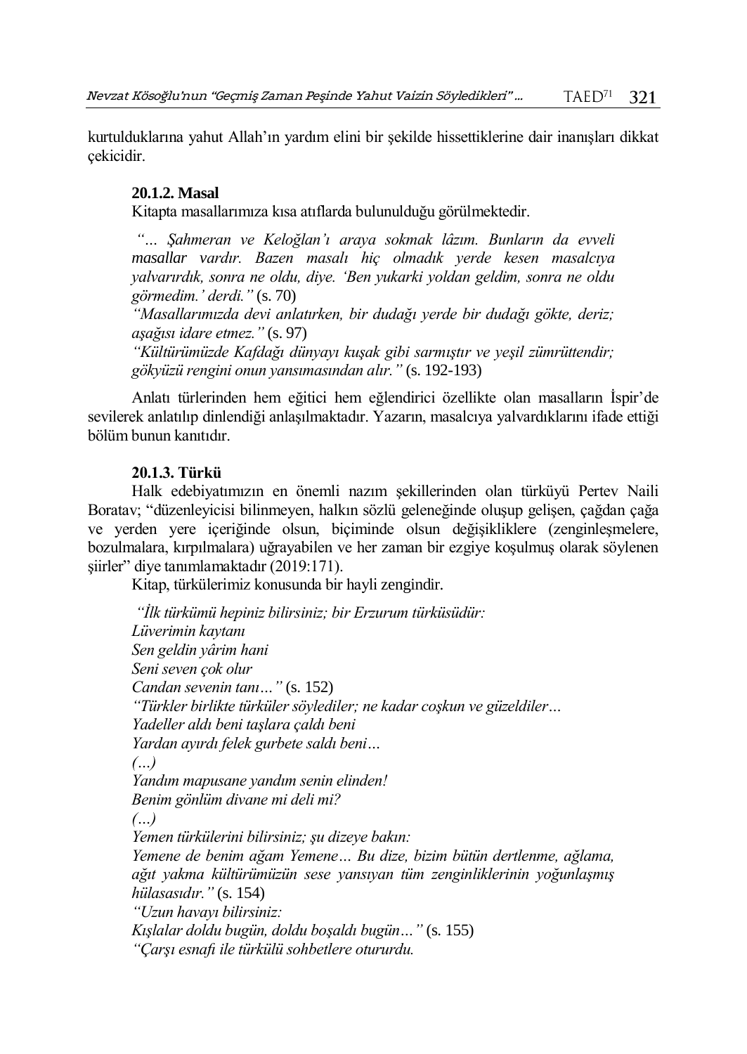kurtulduklarına yahut Allah'ın yardım elini bir şekilde hissettiklerine dair inanışları dikkat çekicidir.

#### 20.1.2. Masal

Kitapta masallarımıza kısa atıflarda bulunulduğu görülmektedir.

> *"… Şahmeran ve Keloğlan'ı araya sokmak lâzım. Bunların da evveli masallar vardır. Bazen masalı hiç olmadık yerde kesen masalcıya yalvarırdık, sonra ne oldu, diye. 'Ben yukarki yoldan geldim, sonra ne oldu görmedim.' derdi."* (s. 70)
>
> *"Masallarımızda devi anlatırken, bir dudağı yerde bir dudağı gökte, deriz; aşağısı idare etmez."* (s. 97)
>
> *"Kültürümüzde Kafdağı dünyayı kuşak gibi sarmıştır ve yeşil zümrüttendir; gökyüzü rengini onun yansımasından alır."* (s. 192-193)

Anlatı türlerinden hem eğitici hem eğlendirici özellikte olan masalların İspir'de sevilerek anlatılıp dinlendiği anlaşılmaktadır. Yazarın, masalcıya yalvardıklarını ifade ettiği bölüm bunun kanıtıdır.

#### 20.1.3. Türkü

Halk edebiyatımızın en önemli nazım şekillerinden olan türküyü Pertev Naili Boratav; "düzenleyicisi bilinmeyen, halkın sözlü geleneğinde oluşup gelişen, çağdan çağa ve yerden yere içeriğinde olsun, biçiminde olsun değişikliklere (zenginleşmelere, bozulmalara, kırpılmalara) uğrayabilen ve her zaman bir ezgiye koşulmuş olarak söylenen şiirler" diye tanımlamaktadır (2019:171).

Kitap, türkülerimiz konusunda bir hayli zengindir.

> *"İlk türkümü hepiniz bilirsiniz; bir Erzurum türküsüdür:*
> *Lüverimin kaytanı*
> *Sen geldin yârim hani*
> *Seni seven çok olur*
> *Candan sevenin tanı…"* (s. 152)
>
> *"Türkler birlikte türküler söylediler; ne kadar coşkun ve güzeldiler…*
> *Yadeller aldı beni taşlara çaldı beni*
> *Yardan ayırdı felek gurbete saldı beni…*
> *(…)*
> *Yandım mapusane yandım senin elinden!*
> *Benim gönlüm divane mi deli mi?*
> *(…)*
> *Yemen türkülerini bilirsiniz; şu dizeye bakın:*
> *Yemene de benim ağam Yemene… Bu dize, bizim bütün dertlenme, ağlama, ağıt yakma kültürümüzün sese yansıyan tüm zenginliklerinin yoğunlaşmış hülasasıdır."* (s. 154)
>
> *"Uzun havayı bilirsiniz:*
> *Kışlalar doldu bugün, doldu boşaldı bugün…"* (s. 155)
>
> *"Çarşı esnafı ile türkülü sohbetlere otururdu.*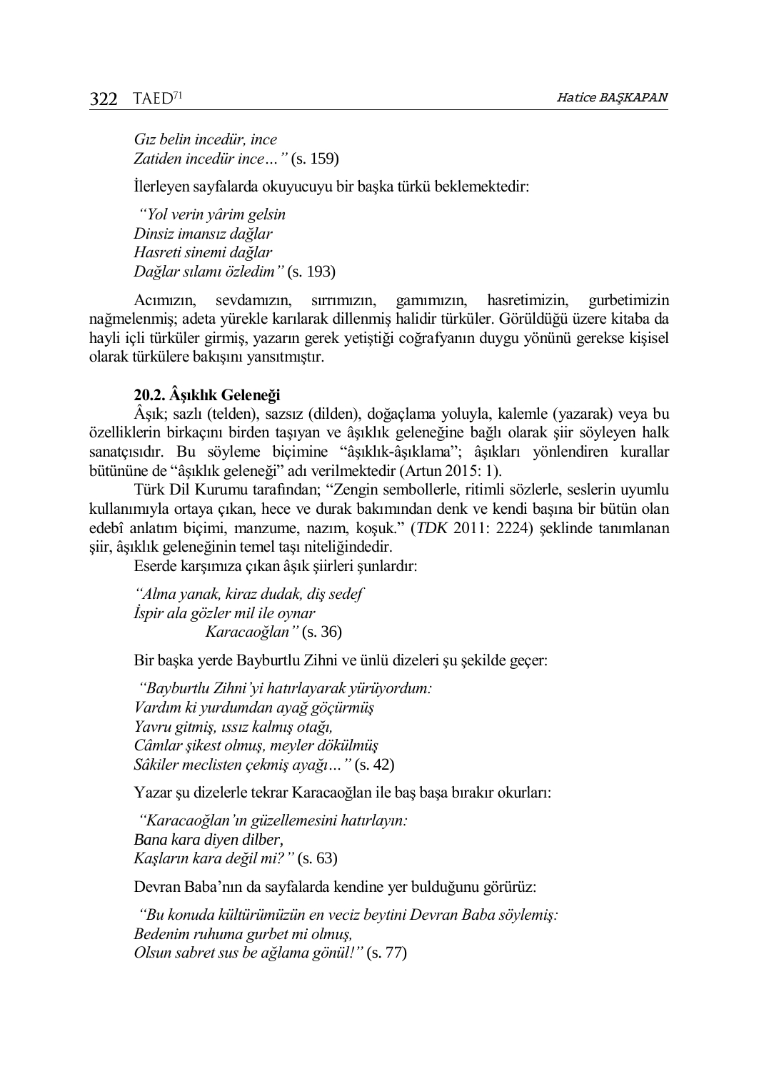*Gız belin incedür, ince*
*Zatiden incedür ince…"* (s. 159)

İlerleyen sayfalarda okuyucuyu bir başka türkü beklemektedir:

*"Yol verin yârim gelsin*
*Dinsiz imansız dağlar*
*Hasreti sinemi dağlar*
*Dağlar sılamı özledim"* (s. 193)

Acımızın, sevdamızın, sırrımızın, gamımızın, hasretimizin, gurbetimizin nağmelenmiş; adeta yürekle karılarak dillenmiş halidir türküler. Görüldüğü üzere kitaba da hayli içli türküler girmiş, yazarın gerek yetiştiği coğrafyanın duygu yönünü gerekse kişisel olarak türkülere bakışını yansıtmıştır.

### 20.2. Âşıklık Geleneği

Âşık; sazlı (telden), sazsız (dilden), doğaçlama yoluyla, kalemle (yazarak) veya bu özelliklerin birkaçını birden taşıyan ve âşıklık geleneğine bağlı olarak şiir söyleyen halk sanatçısıdır. Bu söyleme biçimine "âşıklık-âşıklama"; âşıkları yönlendiren kurallar bütününe de "âşıklık geleneği" adı verilmektedir (Artun 2015: 1).

Türk Dil Kurumu tarafından; "Zengin sembollerle, ritimli sözlerle, seslerin uyumlu kullanımıyla ortaya çıkan, hece ve durak bakımından denk ve kendi başına bir bütün olan edebî anlatım biçimi, manzume, nazım, koşuk." (*TDK* 2011: 2224) şeklinde tanımlanan şiir, âşıklık geleneğinin temel taşı niteliğindedir.

Eserde karşımıza çıkan âşık şiirleri şunlardır:

*"Alma yanak, kiraz dudak, diş sedef*
*İspir ala gözler mil ile oynar*
*Karacaoğlan"* (s. 36)

Bir başka yerde Bayburtlu Zihni ve ünlü dizeleri şu şekilde geçer:

*"Bayburtlu Zihni'yi hatırlayarak yürüyordum:*
*Vardım ki yurdumdan ayağ göçürmüş*
*Yavru gitmiş, ıssız kalmış otağı,*
*Câmlar şikest olmuş, meyler dökülmüş*
*Sâkiler meclisten çekmiş ayağı…"* (s. 42)

Yazar şu dizelerle tekrar Karacaoğlan ile baş başa bırakır okurları:

*"Karacaoğlan'ın güzellemesini hatırlayın:*
*Bana kara diyen dilber,*
*Kaşların kara değil mi?"* (s. 63)

Devran Baba'nın da sayfalarda kendine yer bulduğunu görürüz:

*"Bu konuda kültürümüzün en veciz beytini Devran Baba söylemiş:*
*Bedenim ruhuma gurbet mi olmuş,*
*Olsun sabret sus be ağlama gönül!"* (s. 77)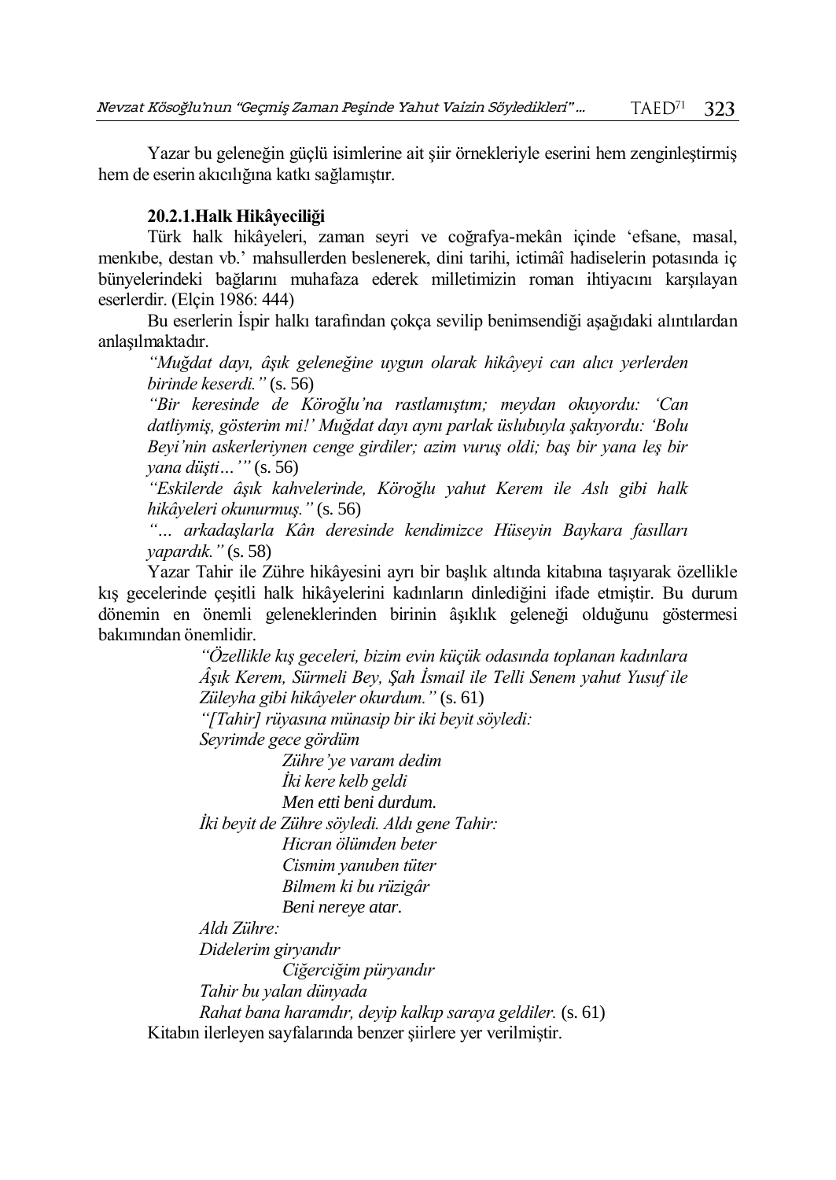Yazar bu geleneğin güçlü isimlerine ait şiir örnekleriyle eserini hem zenginleştirmiş hem de eserin akıcılığına katkı sağlamıştır.

#### 20.2.1.Halk Hikâyeciliği

Türk halk hikâyeleri, zaman seyri ve coğrafya-mekân içinde 'efsane, masal, menkıbe, destan vb.' mahsullerden beslenerek, dini tarihi, ictimâî hadiselerin potasında iç bünyelerindeki bağlarını muhafaza ederek milletimizin roman ihtiyacını karşılayan eserlerdir. (Elçin 1986: 444)

Bu eserlerin İspir halkı tarafından çokça sevilip benimsendiği aşağıdaki alıntılardan anlaşılmaktadır.

> *"Muğdat dayı, âşık geleneğine uygun olarak hikâyeyi can alıcı yerlerden birinde keserdi."* (s. 56)
>
> *"Bir keresinde de Köroğlu'na rastlamıştım; meydan okuyordu: 'Can datliymiş, gösterim mi!' Muğdat dayı aynı parlak üslubuyla şakıyordu: 'Bolu Beyi'nin askerleriynen cenge girdiler; azim vuruş oldi; baş bir yana leş bir yana düşti…'"* (s. 56)
>
> *"Eskilerde âşık kahvelerinde, Köroğlu yahut Kerem ile Aslı gibi halk hikâyeleri okunurmuş."* (s. 56)
>
> *"… arkadaşlarla Kân deresinde kendimizce Hüseyin Baykara fasılları yapardık."* (s. 58)

Yazar Tahir ile Zühre hikâyesini ayrı bir başlık altında kitabına taşıyarak özellikle kış gecelerinde çeşitli halk hikâyelerini kadınların dinlediğini ifade etmiştir. Bu durum dönemin en önemli geleneklerinden birinin âşıklık geleneği olduğunu göstermesi bakımından önemlidir.

> *"Özellikle kış geceleri, bizim evin küçük odasında toplanan kadınlara Âşık Kerem, Sürmeli Bey, Şah İsmail ile Telli Senem yahut Yusuf ile Züleyha gibi hikâyeler okurdum."* (s. 61)
>
> *"[Tahir] rüyasına münasip bir iki beyit söyledi:*
> *Seyrimde gece gördüm*
> *Zühre'ye varam dedim*
> *İki kere kelb geldi*
> *Men etti beni durdum.*
> *İki beyit de Zühre söyledi. Aldı gene Tahir:*
> *Hicran ölümden beter*
> *Cismim yanuben tüter*
> *Bilmem ki bu rüzigâr*
> *Beni nereye atar.*
> *Aldı Zühre:*
> *Didelerim giryandır*
> *Ciğerciğim püryandır*
> *Tahir bu yalan dünyada*
> *Rahat bana haramdır, deyip kalkıp saraya geldiler.* (s. 61)

Kitabın ilerleyen sayfalarında benzer şiirlere yer verilmiştir.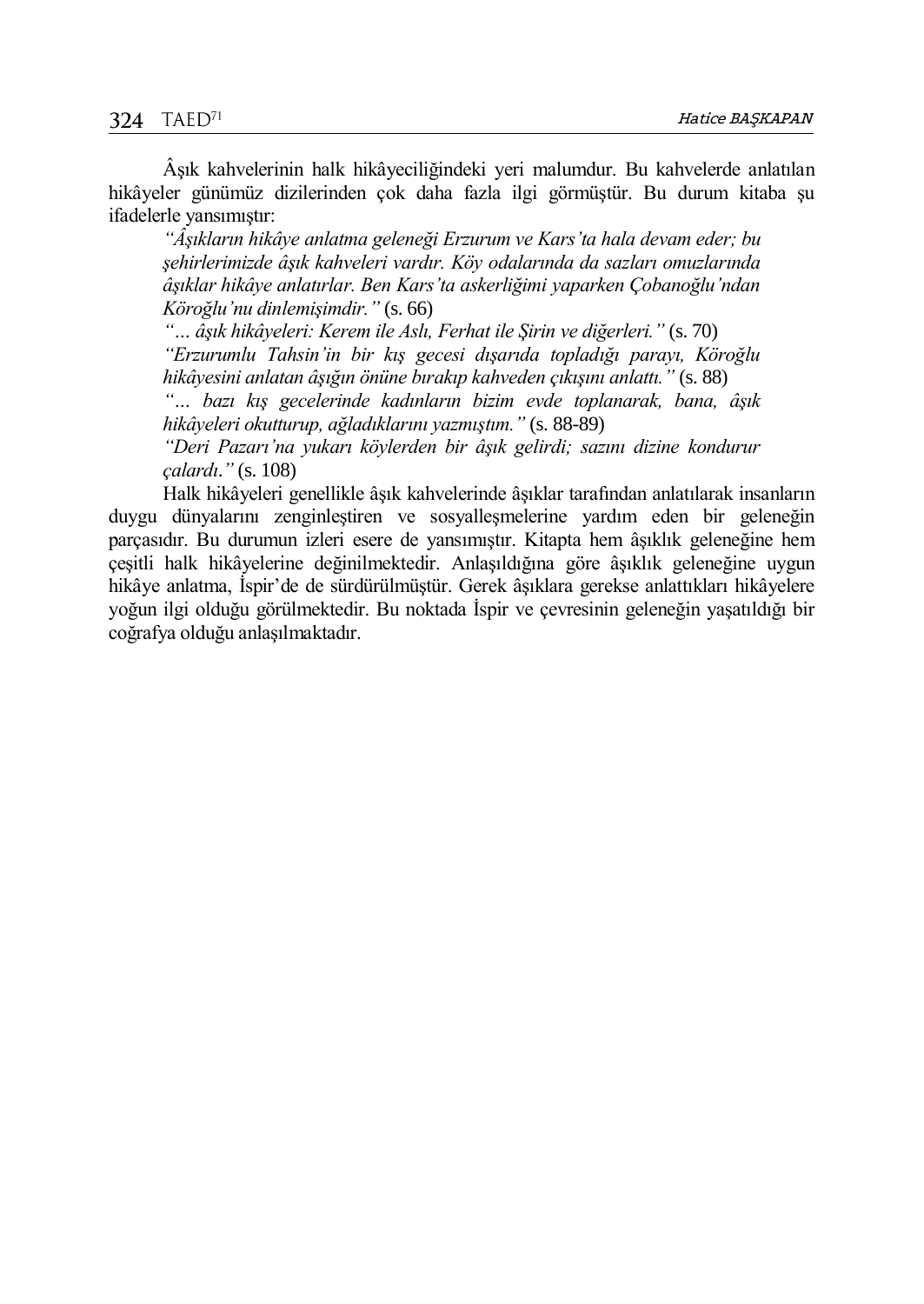Âşık kahvelerinin halk hikâyeciliğindeki yeri malumdur. Bu kahvelerde anlatılan hikâyeler günümüz dizilerinden çok daha fazla ilgi görmüştür. Bu durum kitaba şu ifadelerle yansımıştır:

> *"Âşıkların hikâye anlatma geleneği Erzurum ve Kars'ta hala devam eder; bu şehirlerimizde âşık kahveleri vardır. Köy odalarında da sazları omuzlarında âşıklar hikâye anlatırlar. Ben Kars'ta askerliğimi yaparken Çobanoğlu'ndan Köroğlu'nu dinlemişimdir."* (s. 66)
>
> *"… âşık hikâyeleri: Kerem ile Aslı, Ferhat ile Şirin ve diğerleri."* (s. 70)
>
> *"Erzurumlu Tahsin'in bir kış gecesi dışarıda topladığı parayı, Köroğlu hikâyesini anlatan âşığın önüne bırakıp kahveden çıkışını anlattı."* (s. 88)
>
> *"… bazı kış gecelerinde kadınların bizim evde toplanarak, bana, âşık hikâyeleri okutturup, ağladıklarını yazmıştım."* (s. 88-89)
>
> *"Deri Pazarı'na yukarı köylerden bir âşık gelirdi; sazını dizine kondurur çalardı."* (s. 108)

Halk hikâyeleri genellikle âşık kahvelerinde âşıklar tarafından anlatılarak insanların duygu dünyalarını zenginleştiren ve sosyalleşmelerine yardım eden bir geleneğin parçasıdır. Bu durumun izleri esere de yansımıştır. Kitapta hem âşıklık geleneğine hem çeşitli halk hikâyelerine değinilmektedir. Anlaşıldığına göre âşıklık geleneğine uygun hikâye anlatma, İspir'de de sürdürülmüştür. Gerek âşıklara gerekse anlattıkları hikâyelere yoğun ilgi olduğu görülmektedir. Bu noktada İspir ve çevresinin geleneğin yaşatıldığı bir coğrafya olduğu anlaşılmaktadır.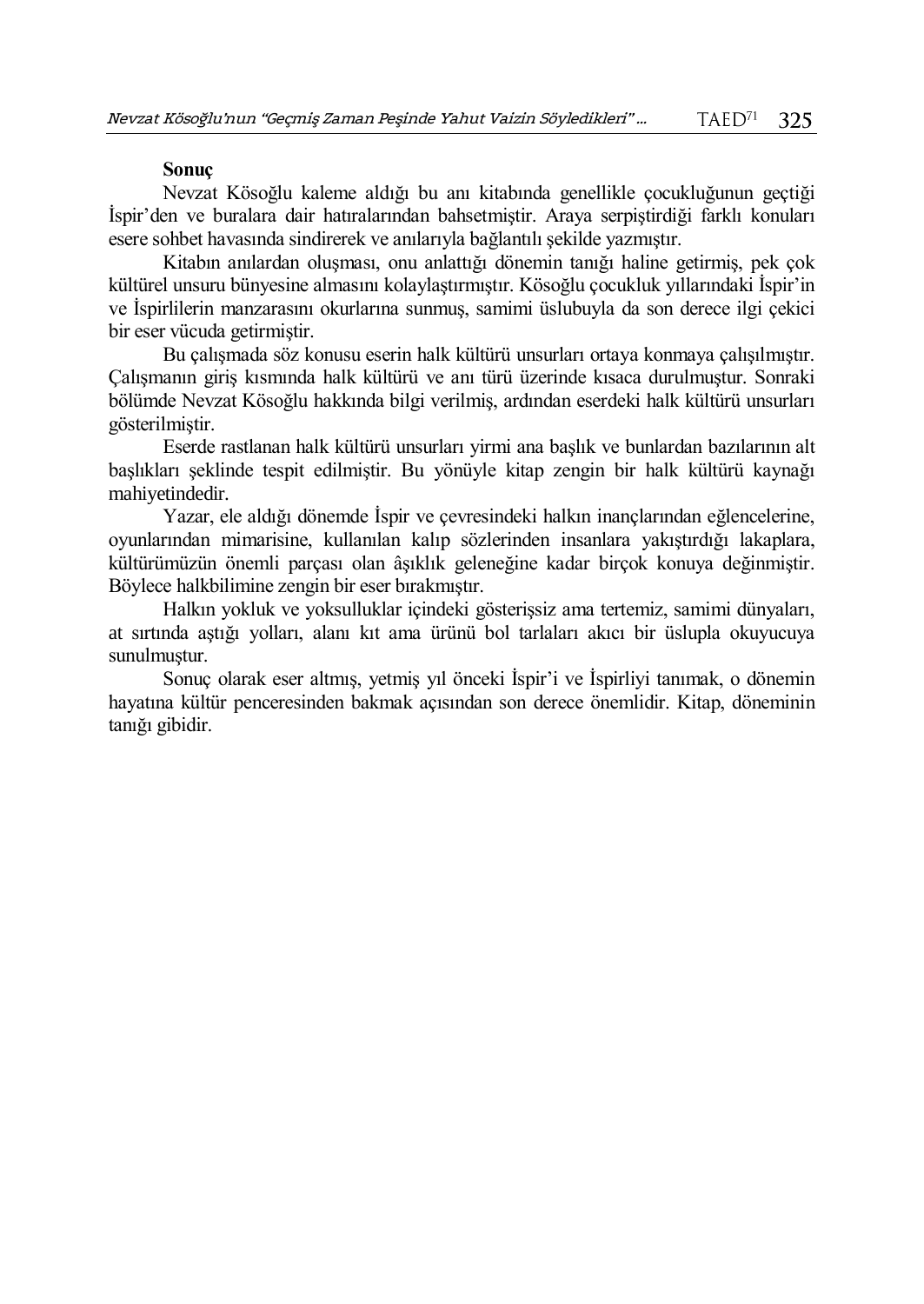## Sonuç

Nevzat Kösoğlu kaleme aldığı bu anı kitabında genellikle çocukluğunun geçtiği İspir'den ve buralara dair hatıralarından bahsetmiştir. Araya serpiştirdiği farklı konuları esere sohbet havasında sindirerek ve anılarıyla bağlantılı şekilde yazmıştır.

Kitabın anılardan oluşması, onu anlattığı dönemin tanığı haline getirmiş, pek çok kültürel unsuru bünyesine almasını kolaylaştırmıştır. Kösoğlu çocukluk yıllarındaki İspir'in ve İspirlilerin manzarasını okurlarına sunmuş, samimi üslubuyla da son derece ilgi çekici bir eser vücuda getirmiştir.

Bu çalışmada söz konusu eserin halk kültürü unsurları ortaya konmaya çalışılmıştır. Çalışmanın giriş kısmında halk kültürü ve anı türü üzerinde kısaca durulmuştur. Sonraki bölümde Nevzat Kösoğlu hakkında bilgi verilmiş, ardından eserdeki halk kültürü unsurları gösterilmiştir.

Eserde rastlanan halk kültürü unsurları yirmi ana başlık ve bunlardan bazılarının alt başlıkları şeklinde tespit edilmiştir. Bu yönüyle kitap zengin bir halk kültürü kaynağı mahiyetindedir.

Yazar, ele aldığı dönemde İspir ve çevresindeki halkın inançlarından eğlencelerine, oyunlarından mimarisine, kullanılan kalıp sözlerinden insanlara yakıştırdığı lakaplara, kültürümüzün önemli parçası olan âşıklık geleneğine kadar birçok konuya değinmiştir. Böylece halkbilimine zengin bir eser bırakmıştır.

Halkın yokluk ve yoksulluklar içindeki gösterişsiz ama tertemiz, samimi dünyaları, at sırtında aştığı yolları, alanı kıt ama ürünü bol tarlaları akıcı bir üslupla okuyucuya sunulmuştur.

Sonuç olarak eser altmış, yetmiş yıl önceki İspir'i ve İspirliyi tanımak, o dönemin hayatına kültür penceresinden bakmak açısından son derece önemlidir. Kitap, döneminin tanığı gibidir.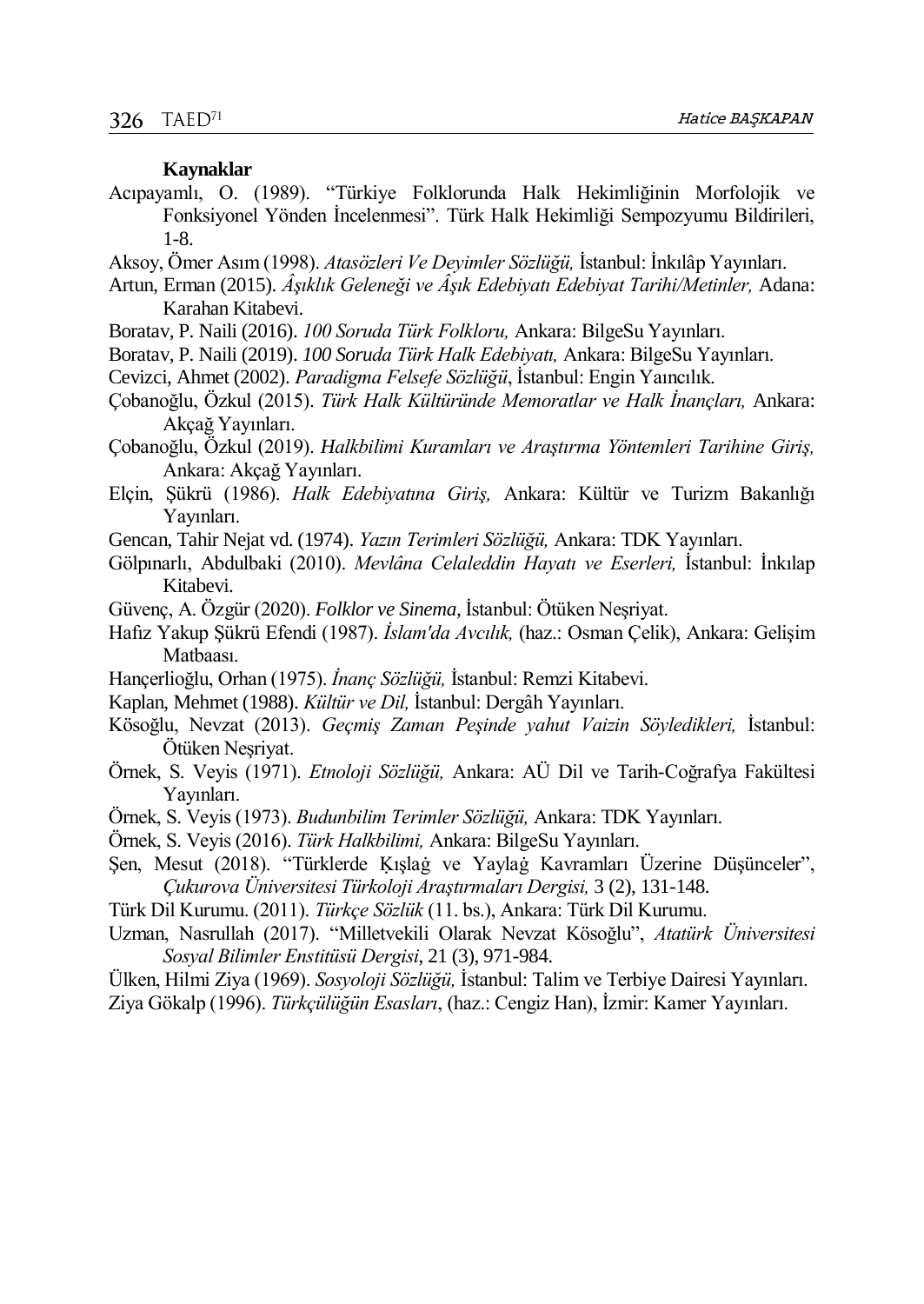**Kaynaklar**

Acıpayamlı, O. (1989). "Türkiye Folklorunda Halk Hekimliğinin Morfolojik ve Fonksiyonel Yönden İncelenmesi". Türk Halk Hekimliği Sempozyumu Bildirileri, 1-8.

Aksoy, Ömer Asım (1998). *Atasözleri Ve Deyimler Sözlüğü,* İstanbul: İnkılâp Yayınları.

Artun, Erman (2015). *Âşıklık Geleneği ve Âşık Edebiyatı Edebiyat Tarihi/Metinler,* Adana: Karahan Kitabevi.

Boratav, P. Naili (2016). *100 Soruda Türk Folkloru,* Ankara: BilgeSu Yayınları.

Boratav, P. Naili (2019). *100 Soruda Türk Halk Edebiyatı,* Ankara: BilgeSu Yayınları.

Cevizci, Ahmet (2002). *Paradigma Felsefe Sözlüğü*, İstanbul: Engin Yaıncılık.

Çobanoğlu, Özkul (2015). *Türk Halk Kültüründe Memoratlar ve Halk İnançları,* Ankara: Akçağ Yayınları.

Çobanoğlu, Özkul (2019). *Halkbilimi Kuramları ve Araştırma Yöntemleri Tarihine Giriş,* Ankara: Akçağ Yayınları.

Elçin, Şükrü (1986). *Halk Edebiyatına Giriş,* Ankara: Kültür ve Turizm Bakanlığı Yayınları.

Gencan, Tahir Nejat vd. (1974). *Yazın Terimleri Sözlüğü,* Ankara: TDK Yayınları.

Gölpınarlı, Abdulbaki (2010). *Mevlâna Celaleddin Hayatı ve Eserleri,* İstanbul: İnkılap Kitabevi.

Güvenç, A. Özgür (2020). *Folklor ve Sinema*, İstanbul: Ötüken Neşriyat.

Hafız Yakup Şükrü Efendi (1987). *İslam'da Avcılık,* (haz.: Osman Çelik), Ankara: Gelişim Matbaası.

Hançerlioğlu, Orhan (1975). *İnanç Sözlüğü,* İstanbul: Remzi Kitabevi.

Kaplan, Mehmet (1988). *Kültür ve Dil,* İstanbul: Dergâh Yayınları.

Kösoğlu, Nevzat (2013). *Geçmiş Zaman Peşinde yahut Vaizin Söyledikleri,* İstanbul: Ötüken Neşriyat.

Örnek, S. Veyis (1971). *Etnoloji Sözlüğü,* Ankara: AÜ Dil ve Tarih-Coğrafya Fakültesi Yayınları.

Örnek, S. Veyis (1973). *Budunbilim Terimler Sözlüğü,* Ankara: TDK Yayınları.

Örnek, S. Veyis (2016). *Türk Halkbilimi,* Ankara: BilgeSu Yayınları.

Şen, Mesut (2018). "Türklerde Ḳışlaġ ve Yaylaġ Kavramları Üzerine Düşünceler", *Çukurova Üniversitesi Türkoloji Araştırmaları Dergisi,* 3 (2), 131-148.

Türk Dil Kurumu. (2011). *Türkçe Sözlük* (11. bs.), Ankara: Türk Dil Kurumu.

Uzman, Nasrullah (2017). "Milletvekili Olarak Nevzat Kösoğlu", *Atatürk Üniversitesi Sosyal Bilimler Enstitüsü Dergisi*, 21 (3), 971-984.

Ülken, Hilmi Ziya (1969). *Sosyoloji Sözlüğü,* İstanbul: Talim ve Terbiye Dairesi Yayınları.

Ziya Gökalp (1996). *Türkçülüğün Esasları*, (haz.: Cengiz Han), İzmir: Kamer Yayınları.